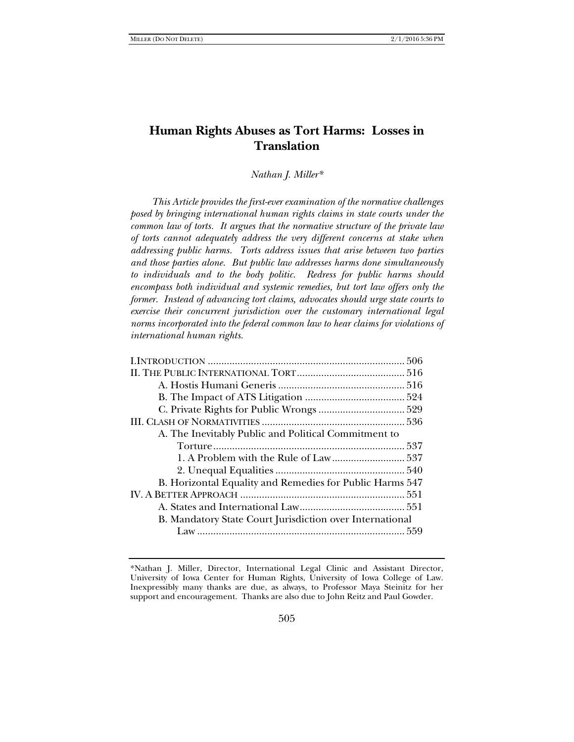# Human Rights Abuses as Tort Harms: Losses in Translation

*Nathan J. Miller\**

*This Article provides the first-ever examination of the normative challenges posed by bringing international human rights claims in state courts under the common law of torts. It argues that the normative structure of the private law of torts cannot adequately address the very different concerns at stake when addressing public harms. Torts address issues that arise between two parties and those parties alone. But public law addresses harms done simultaneously to individuals and to the body politic. Redress for public harms should encompass both individual and systemic remedies, but tort law offers only the former. Instead of advancing tort claims, advocates should urge state courts to exercise their concurrent jurisdiction over the customary international legal norms incorporated into the federal common law to hear claims for violations of international human rights.*

- I. INTRODUCTION ........................................................................ 506
- II. THE PUBLIC INTERNATIONAL TORT ........................................ 516
  - A. Hostis Humani Generis ............................................... 516
  - B. The Impact of ATS Litigation ..................................... 524
  - C. Private Rights for Public Wrongs ................................ 529
- III. CLASH OF NORMATIVITIES ..................................................... 536
  - A. The Inevitably Public and Political Commitment to Torture ....................................................................... 537
    - 1. A Problem with the Rule of Law ........................... 537
    - 2. Unequal Equalities ................................................ 540
  - B. Horizontal Equality and Remedies for Public Harms 547
- IV. A BETTER APPROACH ............................................................ 551
  - A. States and International Law ....................................... 551
  - B. Mandatory State Court Jurisdiction over International Law ............................................................................ 559

\*Nathan J. Miller, Director, International Legal Clinic and Assistant Director, University of Iowa Center for Human Rights, University of Iowa College of Law. Inexpressibly many thanks are due, as always, to Professor Maya Steinitz for her support and encouragement. Thanks are also due to John Reitz and Paul Gowder.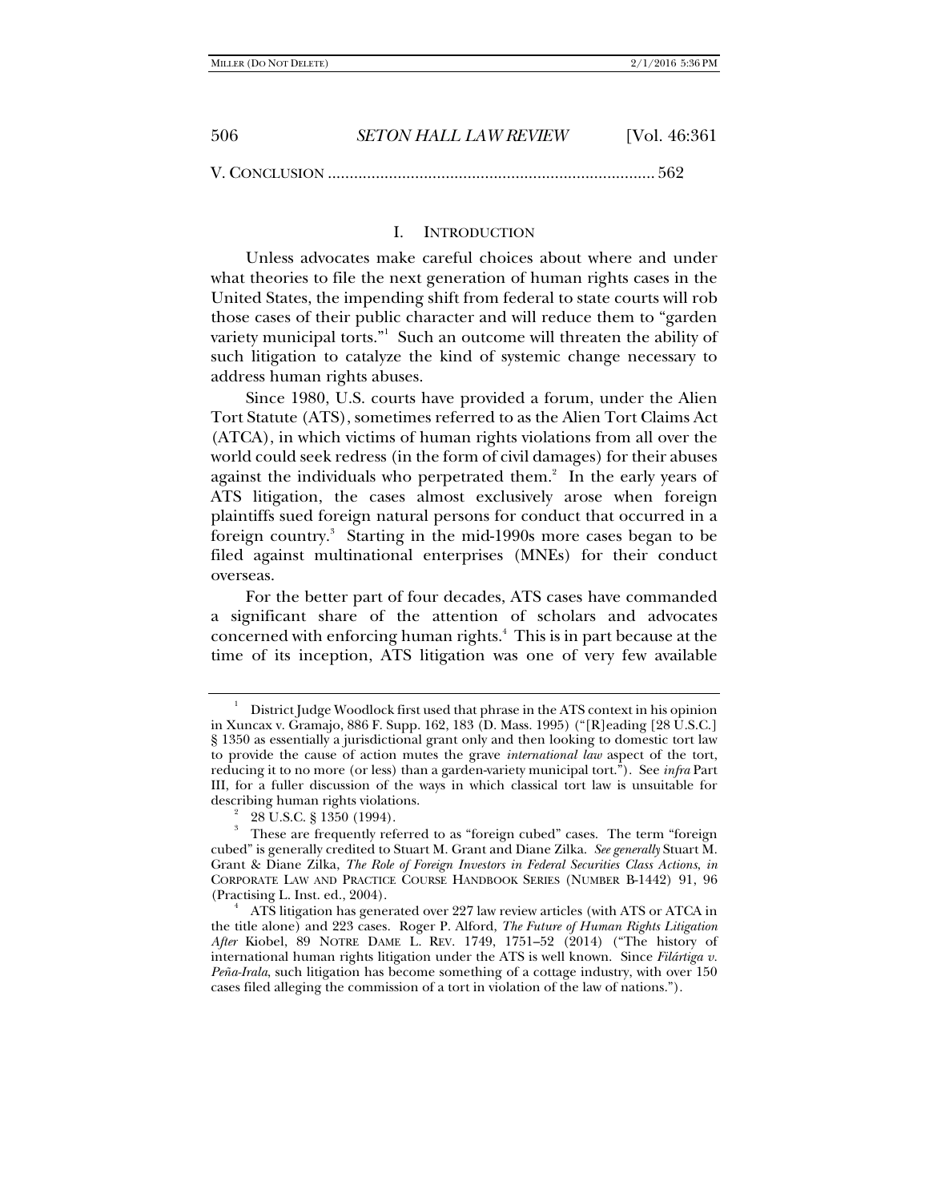V. CONCLUSION .......................................................................... 562

## I. INTRODUCTION

Unless advocates make careful choices about where and under what theories to file the next generation of human rights cases in the United States, the impending shift from federal to state courts will rob those cases of their public character and will reduce them to "garden variety municipal torts."[1] Such an outcome will threaten the ability of such litigation to catalyze the kind of systemic change necessary to address human rights abuses.

Since 1980, U.S. courts have provided a forum, under the Alien Tort Statute (ATS), sometimes referred to as the Alien Tort Claims Act (ATCA), in which victims of human rights violations from all over the world could seek redress (in the form of civil damages) for their abuses against the individuals who perpetrated them.[2] In the early years of ATS litigation, the cases almost exclusively arose when foreign plaintiffs sued foreign natural persons for conduct that occurred in a foreign country.[3] Starting in the mid-1990s more cases began to be filed against multinational enterprises (MNEs) for their conduct overseas.

For the better part of four decades, ATS cases have commanded a significant share of the attention of scholars and advocates concerned with enforcing human rights.[4] This is in part because at the time of its inception, ATS litigation was one of very few available

---

[1] District Judge Woodlock first used that phrase in the ATS context in his opinion in Xuncax v. Gramajo, 886 F. Supp. 162, 183 (D. Mass. 1995) ("[R]eading [28 U.S.C.] § 1350 as essentially a jurisdictional grant only and then looking to domestic tort law to provide the cause of action mutes the grave *international law* aspect of the tort, reducing it to no more (or less) than a garden-variety municipal tort."). See *infra* Part III, for a fuller discussion of the ways in which classical tort law is unsuitable for describing human rights violations.

[2] 28 U.S.C. § 1350 (1994).

[3] These are frequently referred to as "foreign cubed" cases. The term "foreign cubed" is generally credited to Stuart M. Grant and Diane Zilka. *See generally* Stuart M. Grant & Diane Zilka, *The Role of Foreign Investors in Federal Securities Class Actions*, *in* CORPORATE LAW AND PRACTICE COURSE HANDBOOK SERIES (NUMBER B-1442) 91, 96 (Practising L. Inst. ed., 2004).

[4] ATS litigation has generated over 227 law review articles (with ATS or ATCA in the title alone) and 223 cases. Roger P. Alford, *The Future of Human Rights Litigation After* Kiobel, 89 NOTRE DAME L. REV. 1749, 1751–52 (2014) ("The history of international human rights litigation under the ATS is well known. Since *Filártiga v. Peña-Irala*, such litigation has become something of a cottage industry, with over 150 cases filed alleging the commission of a tort in violation of the law of nations.").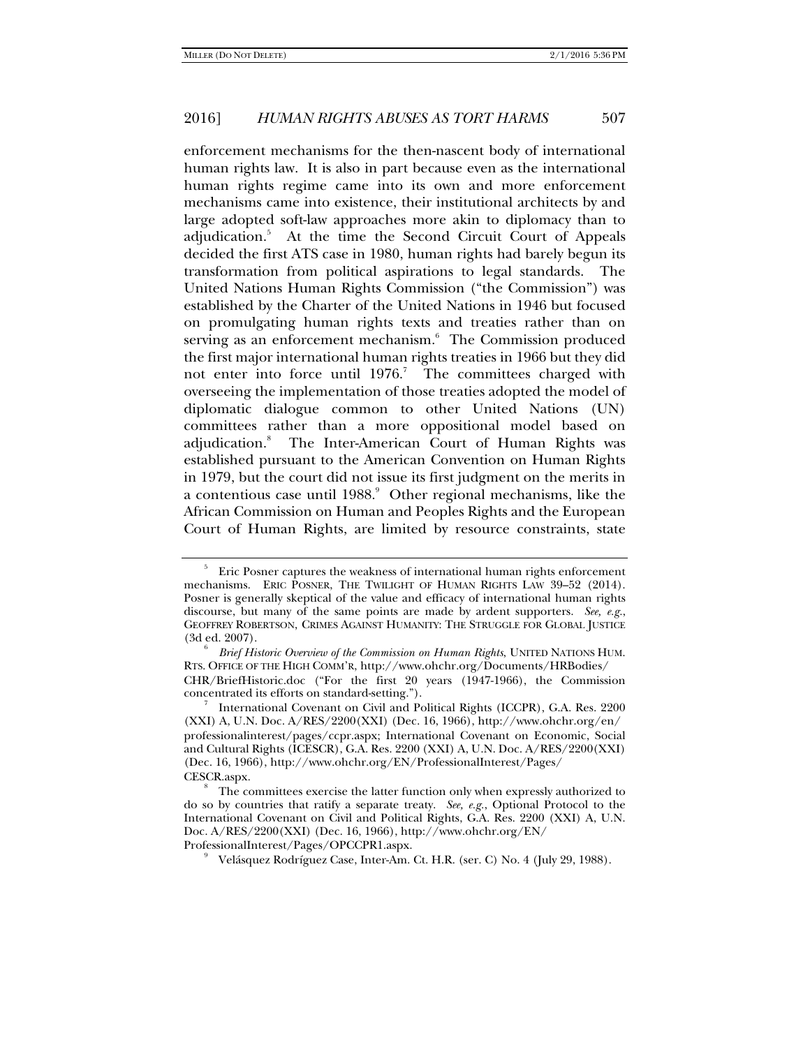enforcement mechanisms for the then-nascent body of international human rights law. It is also in part because even as the international human rights regime came into its own and more enforcement mechanisms came into existence, their institutional architects by and large adopted soft-law approaches more akin to diplomacy than to adjudication.[5] At the time the Second Circuit Court of Appeals decided the first ATS case in 1980, human rights had barely begun its transformation from political aspirations to legal standards. The United Nations Human Rights Commission ("the Commission") was established by the Charter of the United Nations in 1946 but focused on promulgating human rights texts and treaties rather than on serving as an enforcement mechanism.[6] The Commission produced the first major international human rights treaties in 1966 but they did not enter into force until 1976.[7] The committees charged with overseeing the implementation of those treaties adopted the model of diplomatic dialogue common to other United Nations (UN) committees rather than a more oppositional model based on adjudication.[8] The Inter-American Court of Human Rights was established pursuant to the American Convention on Human Rights in 1979, but the court did not issue its first judgment on the merits in a contentious case until 1988.[9] Other regional mechanisms, like the African Commission on Human and Peoples Rights and the European Court of Human Rights, are limited by resource constraints, state

---

[5] Eric Posner captures the weakness of international human rights enforcement mechanisms. ERIC POSNER, THE TWILIGHT OF HUMAN RIGHTS LAW 39–52 (2014). Posner is generally skeptical of the value and efficacy of international human rights discourse, but many of the same points are made by ardent supporters. *See, e.g.*, GEOFFREY ROBERTSON, CRIMES AGAINST HUMANITY: THE STRUGGLE FOR GLOBAL JUSTICE (3d ed. 2007).

[6] *Brief Historic Overview of the Commission on Human Rights*, UNITED NATIONS HUM. RTS. OFFICE OF THE HIGH COMM'R, http://www.ohchr.org/Documents/HRBodies/CHR/BriefHistoric.doc ("For the first 20 years (1947-1966), the Commission concentrated its efforts on standard-setting.").

[7] International Covenant on Civil and Political Rights (ICCPR), G.A. Res. 2200 (XXI) A, U.N. Doc. A/RES/2200(XXI) (Dec. 16, 1966), http://www.ohchr.org/en/professionalinterest/pages/ccpr.aspx; International Covenant on Economic, Social and Cultural Rights (ICESCR), G.A. Res. 2200 (XXI) A, U.N. Doc. A/RES/2200(XXI) (Dec. 16, 1966), http://www.ohchr.org/EN/ProfessionalInterest/Pages/CESCR.aspx.

[8] The committees exercise the latter function only when expressly authorized to do so by countries that ratify a separate treaty. *See, e.g.*, Optional Protocol to the International Covenant on Civil and Political Rights, G.A. Res. 2200 (XXI) A, U.N. Doc. A/RES/2200(XXI) (Dec. 16, 1966), http://www.ohchr.org/EN/ProfessionalInterest/Pages/OPCCPR1.aspx.

[9] Velásquez Rodríguez Case, Inter-Am. Ct. H.R. (ser. C) No. 4 (July 29, 1988).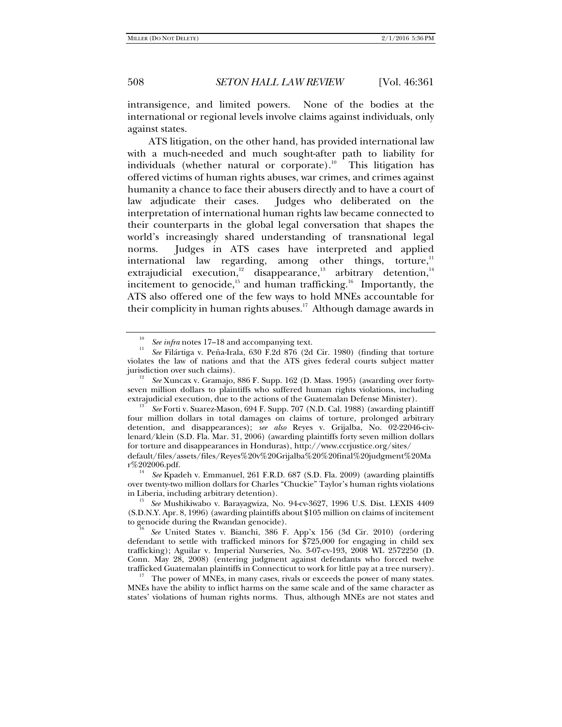intransigence, and limited powers. None of the bodies at the international or regional levels involve claims against individuals, only against states.

ATS litigation, on the other hand, has provided international law with a much-needed and much sought-after path to liability for individuals (whether natural or corporate).[10] This litigation has offered victims of human rights abuses, war crimes, and crimes against humanity a chance to face their abusers directly and to have a court of law adjudicate their cases. Judges who deliberated on the interpretation of international human rights law became connected to their counterparts in the global legal conversation that shapes the world's increasingly shared understanding of transnational legal norms. Judges in ATS cases have interpreted and applied international law regarding, among other things, torture,[11] extrajudicial execution,[12] disappearance,[13] arbitrary detention,[14] incitement to genocide,[15] and human trafficking.[16] Importantly, the ATS also offered one of the few ways to hold MNEs accountable for their complicity in human rights abuses.[17] Although damage awards in

---

[10] *See infra* notes 17–18 and accompanying text.

[11] *See* Filártiga v. Peña-Irala, 630 F.2d 876 (2d Cir. 1980) (finding that torture violates the law of nations and that the ATS gives federal courts subject matter jurisdiction over such claims).

[12] *See* Xuncax v. Gramajo, 886 F. Supp. 162 (D. Mass. 1995) (awarding over forty-seven million dollars to plaintiffs who suffered human rights violations, including extrajudicial execution, due to the actions of the Guatemalan Defense Minister).

[13] *See* Forti v. Suarez-Mason, 694 F. Supp. 707 (N.D. Cal. 1988) (awarding plaintiff four million dollars in total damages on claims of torture, prolonged arbitrary detention, and disappearances); *see also* Reyes v. Grijalba, No. 02-22046-civ-lenard/klein (S.D. Fla. Mar. 31, 2006) (awarding plaintiffs forty seven million dollars for torture and disappearances in Honduras), http://www.ccrjustice.org/sites/default/files/assets/files/Reyes%20v%20Grijalba%20%20final%20judgment%20Mar%202006.pdf.

[14] *See* Kpadeh v. Emmanuel, 261 F.R.D. 687 (S.D. Fla. 2009) (awarding plaintiffs over twenty-two million dollars for Charles "Chuckie" Taylor's human rights violations in Liberia, including arbitrary detention).

[15] *See* Mushikiwabo v. Barayagwiza, No. 94-cv-3627, 1996 U.S. Dist. LEXIS 4409 (S.D.N.Y. Apr. 8, 1996) (awarding plaintiffs about $105 million on claims of incitement to genocide during the Rwandan genocide).

[16] *See* United States v. Bianchi, 386 F. App'x 156 (3d Cir. 2010) (ordering defendant to settle with trafficked minors for $725,000 for engaging in child sex trafficking); Aguilar v. Imperial Nurseries, No. 3-07-cv-193, 2008 WL 2572250 (D. Conn. May 28, 2008) (entering judgment against defendants who forced twelve trafficked Guatemalan plaintiffs in Connecticut to work for little pay at a tree nursery).

[17] The power of MNEs, in many cases, rivals or exceeds the power of many states. MNEs have the ability to inflict harms on the same scale and of the same character as states' violations of human rights norms. Thus, although MNEs are not states and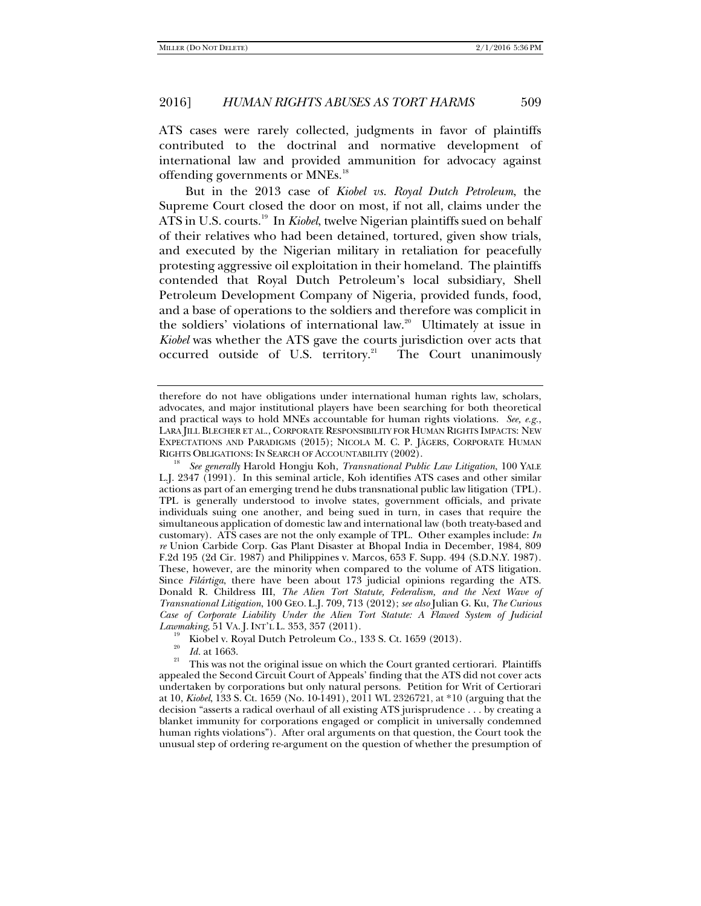ATS cases were rarely collected, judgments in favor of plaintiffs contributed to the doctrinal and normative development of international law and provided ammunition for advocacy against offending governments or MNEs.[18]

But in the 2013 case of *Kiobel vs. Royal Dutch Petroleum*, the Supreme Court closed the door on most, if not all, claims under the ATS in U.S. courts.[19] In *Kiobel*, twelve Nigerian plaintiffs sued on behalf of their relatives who had been detained, tortured, given show trials, and executed by the Nigerian military in retaliation for peacefully protesting aggressive oil exploitation in their homeland. The plaintiffs contended that Royal Dutch Petroleum's local subsidiary, Shell Petroleum Development Company of Nigeria, provided funds, food, and a base of operations to the soldiers and therefore was complicit in the soldiers' violations of international law.[20] Ultimately at issue in *Kiobel* was whether the ATS gave the courts jurisdiction over acts that occurred outside of U.S. territory.[21] The Court unanimously

---

therefore do not have obligations under international human rights law, scholars, advocates, and major institutional players have been searching for both theoretical and practical ways to hold MNEs accountable for human rights violations. *See, e.g.*, LARA JILL BLECHER ET AL., CORPORATE RESPONSIBILITY FOR HUMAN RIGHTS IMPACTS: NEW EXPECTATIONS AND PARADIGMS (2015); NICOLA M. C. P. JÄGERS, CORPORATE HUMAN RIGHTS OBLIGATIONS: IN SEARCH OF ACCOUNTABILITY (2002).

[18] *See generally* Harold Hongju Koh, *Transnational Public Law Litigation*, 100 YALE L.J. 2347 (1991). In this seminal article, Koh identifies ATS cases and other similar actions as part of an emerging trend he dubs transnational public law litigation (TPL). TPL is generally understood to involve states, government officials, and private individuals suing one another, and being sued in turn, in cases that require the simultaneous application of domestic law and international law (both treaty-based and customary). ATS cases are not the only example of TPL. Other examples include: *In re* Union Carbide Corp. Gas Plant Disaster at Bhopal India in December, 1984, 809 F.2d 195 (2d Cir. 1987) and Philippines v. Marcos, 653 F. Supp. 494 (S.D.N.Y. 1987). These, however, are the minority when compared to the volume of ATS litigation. Since *Filártiga*, there have been about 173 judicial opinions regarding the ATS. Donald R. Childress III, *The Alien Tort Statute, Federalism, and the Next Wave of Transnational Litigation*, 100 GEO. L.J. 709, 713 (2012); *see also* Julian G. Ku, *The Curious Case of Corporate Liability Under the Alien Tort Statute: A Flawed System of Judicial Lawmaking*, 51 VA. J. INT'L L. 353, 357 (2011).

[19] Kiobel v. Royal Dutch Petroleum Co., 133 S. Ct. 1659 (2013).

[20] *Id.* at 1663.

[21] This was not the original issue on which the Court granted certiorari. Plaintiffs appealed the Second Circuit Court of Appeals' finding that the ATS did not cover acts undertaken by corporations but only natural persons. Petition for Writ of Certiorari at 10, *Kiobel*, 133 S. Ct. 1659 (No. 10-1491), 2011 WL 2326721, at *10 (arguing that the decision "asserts a radical overhaul of all existing ATS jurisprudence . . . by creating a blanket immunity for corporations engaged or complicit in universally condemned human rights violations"). After oral arguments on that question, the Court took the unusual step of ordering re-argument on the question of whether the presumption of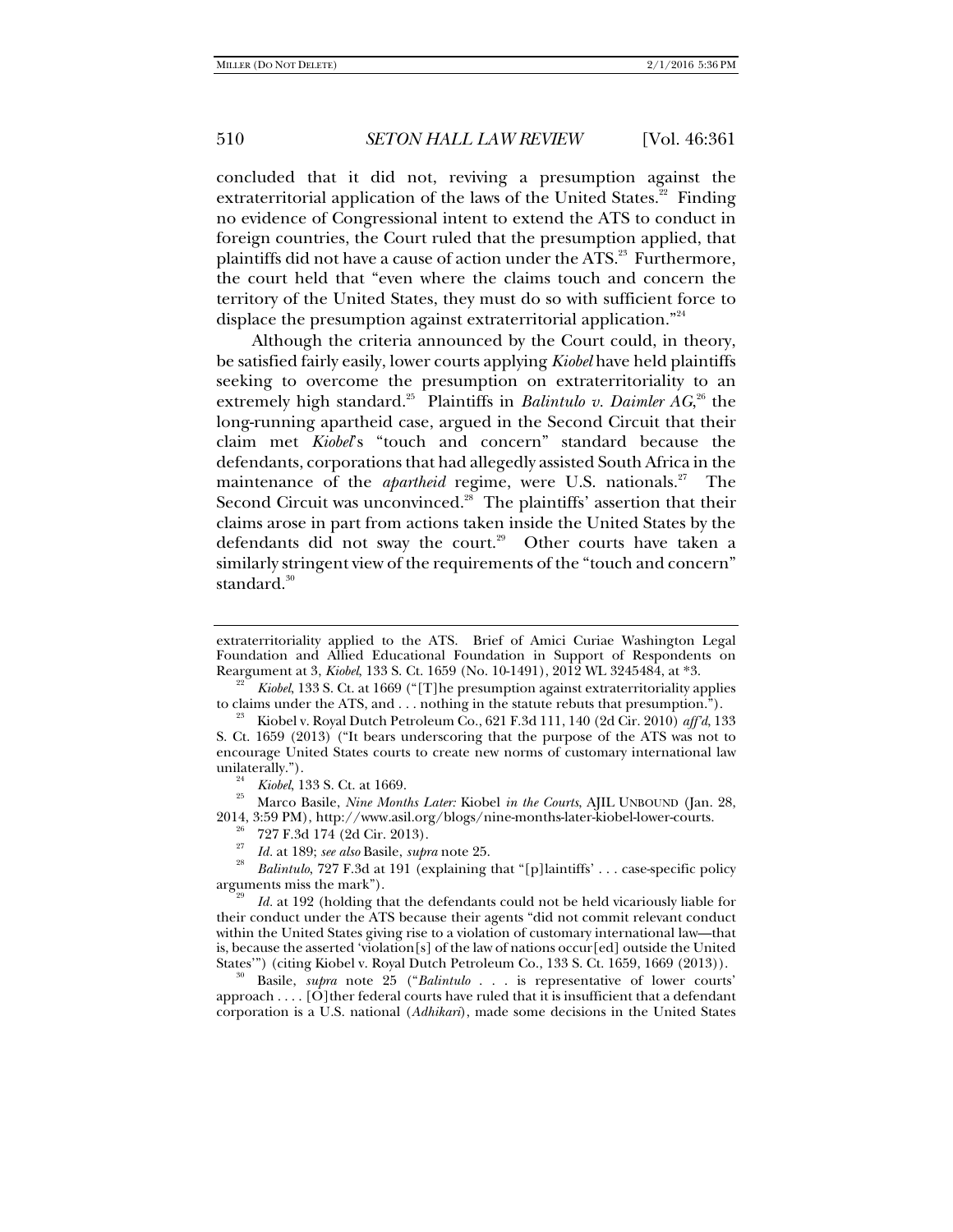concluded that it did not, reviving a presumption against the extraterritorial application of the laws of the United States.[22] Finding no evidence of Congressional intent to extend the ATS to conduct in foreign countries, the Court ruled that the presumption applied, that plaintiffs did not have a cause of action under the ATS.[23] Furthermore, the court held that "even where the claims touch and concern the territory of the United States, they must do so with sufficient force to displace the presumption against extraterritorial application."[24]

Although the criteria announced by the Court could, in theory, be satisfied fairly easily, lower courts applying *Kiobel* have held plaintiffs seeking to overcome the presumption on extraterritoriality to an extremely high standard.[25] Plaintiffs in *Balintulo v. Daimler AG*,[26] the long-running apartheid case, argued in the Second Circuit that their claim met *Kiobel*'s "touch and concern" standard because the defendants, corporations that had allegedly assisted South Africa in the maintenance of the *apartheid* regime, were U.S. nationals.[27] The Second Circuit was unconvinced.[28] The plaintiffs' assertion that their claims arose in part from actions taken inside the United States by the defendants did not sway the court.[29] Other courts have taken a similarly stringent view of the requirements of the "touch and concern" standard.[30]

---

extraterritoriality applied to the ATS. Brief of Amici Curiae Washington Legal Foundation and Allied Educational Foundation in Support of Respondents on Reargument at 3, *Kiobel*, 133 S. Ct. 1659 (No. 10-1491), 2012 WL 3245484, at *3.

[22] *Kiobel*, 133 S. Ct. at 1669 ("[T]he presumption against extraterritoriality applies to claims under the ATS, and . . . nothing in the statute rebuts that presumption.").

[23] Kiobel v. Royal Dutch Petroleum Co., 621 F.3d 111, 140 (2d Cir. 2010) *aff'd*, 133 S. Ct. 1659 (2013) ("It bears underscoring that the purpose of the ATS was not to encourage United States courts to create new norms of customary international law unilaterally.").

[24] *Kiobel*, 133 S. Ct. at 1669.

[25] Marco Basile, *Nine Months Later:* Kiobel *in the Courts*, AJIL UNBOUND (Jan. 28, 2014, 3:59 PM), http://www.asil.org/blogs/nine-months-later-kiobel-lower-courts.

[26] 727 F.3d 174 (2d Cir. 2013).

[27] *Id.* at 189; *see also* Basile, *supra* note 25.

[28] *Balintulo*, 727 F.3d at 191 (explaining that "[p]laintiffs' . . . case-specific policy arguments miss the mark").

[29] *Id.* at 192 (holding that the defendants could not be held vicariously liable for their conduct under the ATS because their agents "did not commit relevant conduct within the United States giving rise to a violation of customary international law—that is, because the asserted 'violation[s] of the law of nations occur[ed] outside the United States'") (citing Kiobel v. Royal Dutch Petroleum Co., 133 S. Ct. 1659, 1669 (2013)).

[30] Basile, *supra* note 25 ("*Balintulo* . . . is representative of lower courts' approach . . . . [O]ther federal courts have ruled that it is insufficient that a defendant corporation is a U.S. national (*Adhikari*), made some decisions in the United States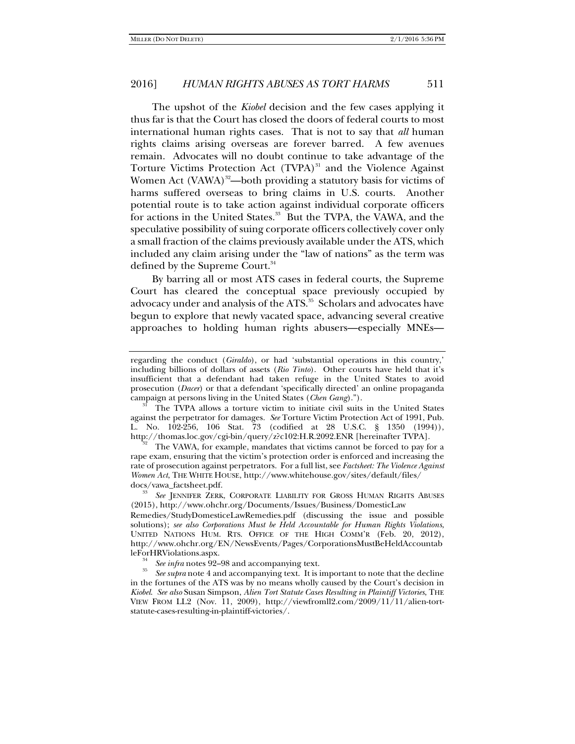The upshot of the *Kiobel* decision and the few cases applying it thus far is that the Court has closed the doors of federal courts to most international human rights cases. That is not to say that *all* human rights claims arising overseas are forever barred. A few avenues remain. Advocates will no doubt continue to take advantage of the Torture Victims Protection Act (TVPA)[31] and the Violence Against Women Act (VAWA)[32]—both providing a statutory basis for victims of harms suffered overseas to bring claims in U.S. courts. Another potential route is to take action against individual corporate officers for actions in the United States.[33] But the TVPA, the VAWA, and the speculative possibility of suing corporate officers collectively cover only a small fraction of the claims previously available under the ATS, which included any claim arising under the "law of nations" as the term was defined by the Supreme Court.[34]

By barring all or most ATS cases in federal courts, the Supreme Court has cleared the conceptual space previously occupied by advocacy under and analysis of the ATS.[35] Scholars and advocates have begun to explore that newly vacated space, advancing several creative approaches to holding human rights abusers—especially MNEs—

---

regarding the conduct (*Giraldo*), or had 'substantial operations in this country,' including billions of dollars of assets (*Rio Tinto*). Other courts have held that it's insufficient that a defendant had taken refuge in the United States to avoid prosecution (*Dacer*) or that a defendant 'specifically directed' an online propaganda campaign at persons living in the United States (*Chen Gang*).").

[31] The TVPA allows a torture victim to initiate civil suits in the United States against the perpetrator for damages. *See* Torture Victim Protection Act of 1991, Pub. L. No. 102-256, 106 Stat. 73 (codified at 28 U.S.C. § 1350 (1994)), http://thomas.loc.gov/cgi-bin/query/z?c102:H.R.2092.ENR [hereinafter TVPA].

[32] The VAWA, for example, mandates that victims cannot be forced to pay for a rape exam, ensuring that the victim's protection order is enforced and increasing the rate of prosecution against perpetrators. For a full list, see *Factsheet: The Violence Against Women Act*, THE WHITE HOUSE, http://www.whitehouse.gov/sites/default/files/docs/vawa_factsheet.pdf.

[33] *See* JENNIFER ZERK, CORPORATE LIABILITY FOR GROSS HUMAN RIGHTS ABUSES (2015), http://www.ohchr.org/Documents/Issues/Business/DomesticLawRemedies/StudyDomesticeLawRemedies.pdf (discussing the issue and possible solutions); *see also Corporations Must be Held Accountable for Human Rights Violations*, UNITED NATIONS HUM. RTS. OFFICE OF THE HIGH COMM'R (Feb. 20, 2012), http://www.ohchr.org/EN/NewsEvents/Pages/CorporationsMustBeHeldAccountableForHRViolations.aspx.

[34] *See infra* notes 92–98 and accompanying text.

[35] *See supra* note 4 and accompanying text. It is important to note that the decline in the fortunes of the ATS was by no means wholly caused by the Court's decision in *Kiobel*. *See also* Susan Simpson, *Alien Tort Statute Cases Resulting in Plaintiff Victories*, THE VIEW FROM LL2 (Nov. 11, 2009), http://viewfromll2.com/2009/11/11/alien-tort-statute-cases-resulting-in-plaintiff-victories/.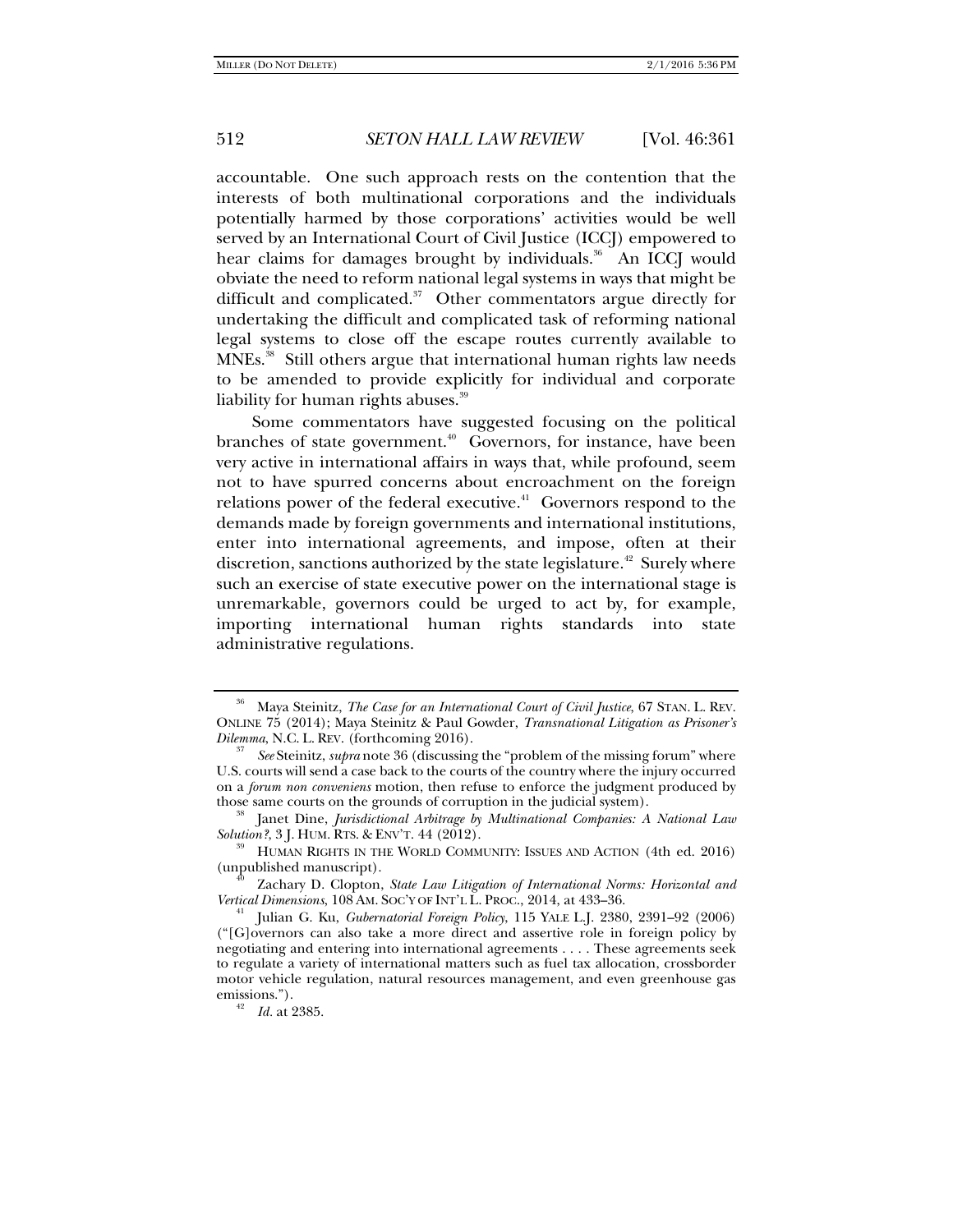accountable. One such approach rests on the contention that the interests of both multinational corporations and the individuals potentially harmed by those corporations' activities would be well served by an International Court of Civil Justice (ICCJ) empowered to hear claims for damages brought by individuals.[36] An ICCJ would obviate the need to reform national legal systems in ways that might be difficult and complicated.[37] Other commentators argue directly for undertaking the difficult and complicated task of reforming national legal systems to close off the escape routes currently available to MNEs.[38] Still others argue that international human rights law needs to be amended to provide explicitly for individual and corporate liability for human rights abuses.[39]

Some commentators have suggested focusing on the political branches of state government.[40] Governors, for instance, have been very active in international affairs in ways that, while profound, seem not to have spurred concerns about encroachment on the foreign relations power of the federal executive.[41] Governors respond to the demands made by foreign governments and international institutions, enter into international agreements, and impose, often at their discretion, sanctions authorized by the state legislature.[42] Surely where such an exercise of state executive power on the international stage is unremarkable, governors could be urged to act by, for example, importing international human rights standards into state administrative regulations.

---

[36] Maya Steinitz, *The Case for an International Court of Civil Justice*, 67 STAN. L. REV. ONLINE 75 (2014); Maya Steinitz & Paul Gowder, *Transnational Litigation as Prisoner's Dilemma*, N.C. L. REV. (forthcoming 2016).

[37] *See* Steinitz, *supra* note 36 (discussing the "problem of the missing forum" where U.S. courts will send a case back to the courts of the country where the injury occurred on a *forum non conveniens* motion, then refuse to enforce the judgment produced by those same courts on the grounds of corruption in the judicial system).

[38] Janet Dine, *Jurisdictional Arbitrage by Multinational Companies: A National Law Solution?*, 3 J. HUM. RTS. & ENV'T. 44 (2012).

[39] HUMAN RIGHTS IN THE WORLD COMMUNITY: ISSUES AND ACTION (4th ed. 2016) (unpublished manuscript).

[40] Zachary D. Clopton, *State Law Litigation of International Norms: Horizontal and Vertical Dimensions*, 108 AM. SOC'Y OF INT'L L. PROC., 2014, at 433–36.

[41] Julian G. Ku, *Gubernatorial Foreign Policy*, 115 YALE L.J. 2380, 2391–92 (2006) ("[G]overnors can also take a more direct and assertive role in foreign policy by negotiating and entering into international agreements . . . . These agreements seek to regulate a variety of international matters such as fuel tax allocation, crossborder motor vehicle regulation, natural resources management, and even greenhouse gas emissions.").

[42] *Id.* at 2385.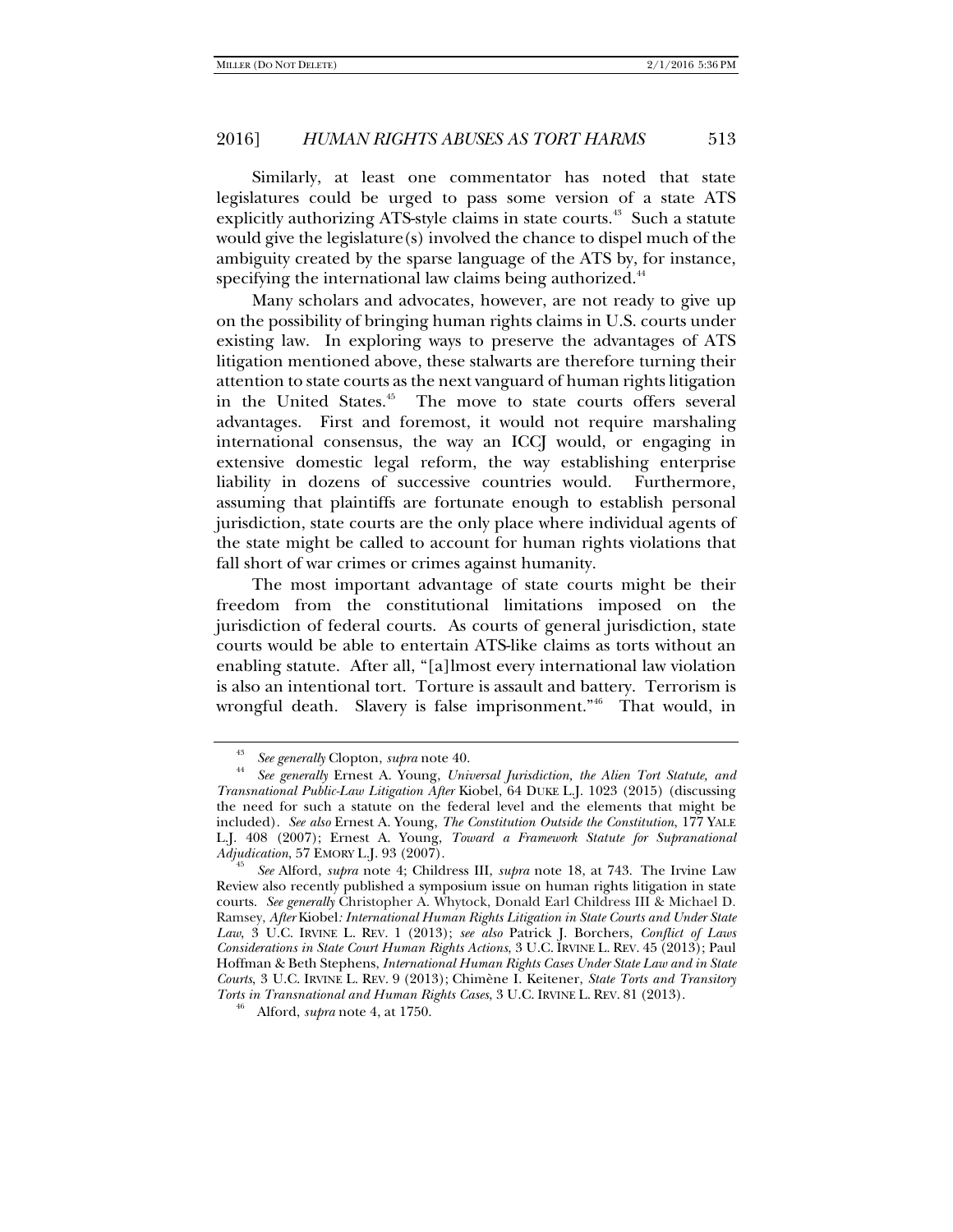Similarly, at least one commentator has noted that state legislatures could be urged to pass some version of a state ATS explicitly authorizing ATS-style claims in state courts.[43] Such a statute would give the legislature(s) involved the chance to dispel much of the ambiguity created by the sparse language of the ATS by, for instance, specifying the international law claims being authorized.[44]

Many scholars and advocates, however, are not ready to give up on the possibility of bringing human rights claims in U.S. courts under existing law. In exploring ways to preserve the advantages of ATS litigation mentioned above, these stalwarts are therefore turning their attention to state courts as the next vanguard of human rights litigation in the United States.[45] The move to state courts offers several advantages. First and foremost, it would not require marshaling international consensus, the way an ICCJ would, or engaging in extensive domestic legal reform, the way establishing enterprise liability in dozens of successive countries would. Furthermore, assuming that plaintiffs are fortunate enough to establish personal jurisdiction, state courts are the only place where individual agents of the state might be called to account for human rights violations that fall short of war crimes or crimes against humanity.

The most important advantage of state courts might be their freedom from the constitutional limitations imposed on the jurisdiction of federal courts. As courts of general jurisdiction, state courts would be able to entertain ATS-like claims as torts without an enabling statute. After all, "[a]lmost every international law violation is also an intentional tort. Torture is assault and battery. Terrorism is wrongful death. Slavery is false imprisonment."[46] That would, in

---

[43] *See generally* Clopton, *supra* note 40.

[44] *See generally* Ernest A. Young, *Universal Jurisdiction, the Alien Tort Statute, and Transnational Public-Law Litigation After* Kiobel, 64 DUKE L.J. 1023 (2015) (discussing the need for such a statute on the federal level and the elements that might be included). *See also* Ernest A. Young, *The Constitution Outside the Constitution*, 177 YALE L.J. 408 (2007); Ernest A. Young, *Toward a Framework Statute for Supranational Adjudication*, 57 EMORY L.J. 93 (2007).

[45] *See* Alford, *supra* note 4; Childress III, *supra* note 18, at 743. The Irvine Law Review also recently published a symposium issue on human rights litigation in state courts. *See generally* Christopher A. Whytock, Donald Earl Childress III & Michael D. Ramsey, *After* Kiobel*: International Human Rights Litigation in State Courts and Under State Law*, 3 U.C. IRVINE L. REV. 1 (2013); *see also* Patrick J. Borchers, *Conflict of Laws Considerations in State Court Human Rights Actions*, 3 U.C. IRVINE L. REV. 45 (2013); Paul Hoffman & Beth Stephens, *International Human Rights Cases Under State Law and in State Courts*, 3 U.C. IRVINE L. REV. 9 (2013); Chimène I. Keitener, *State Torts and Transitory Torts in Transnational and Human Rights Cases*, 3 U.C. IRVINE L. REV. 81 (2013).

[46] Alford, *supra* note 4, at 1750.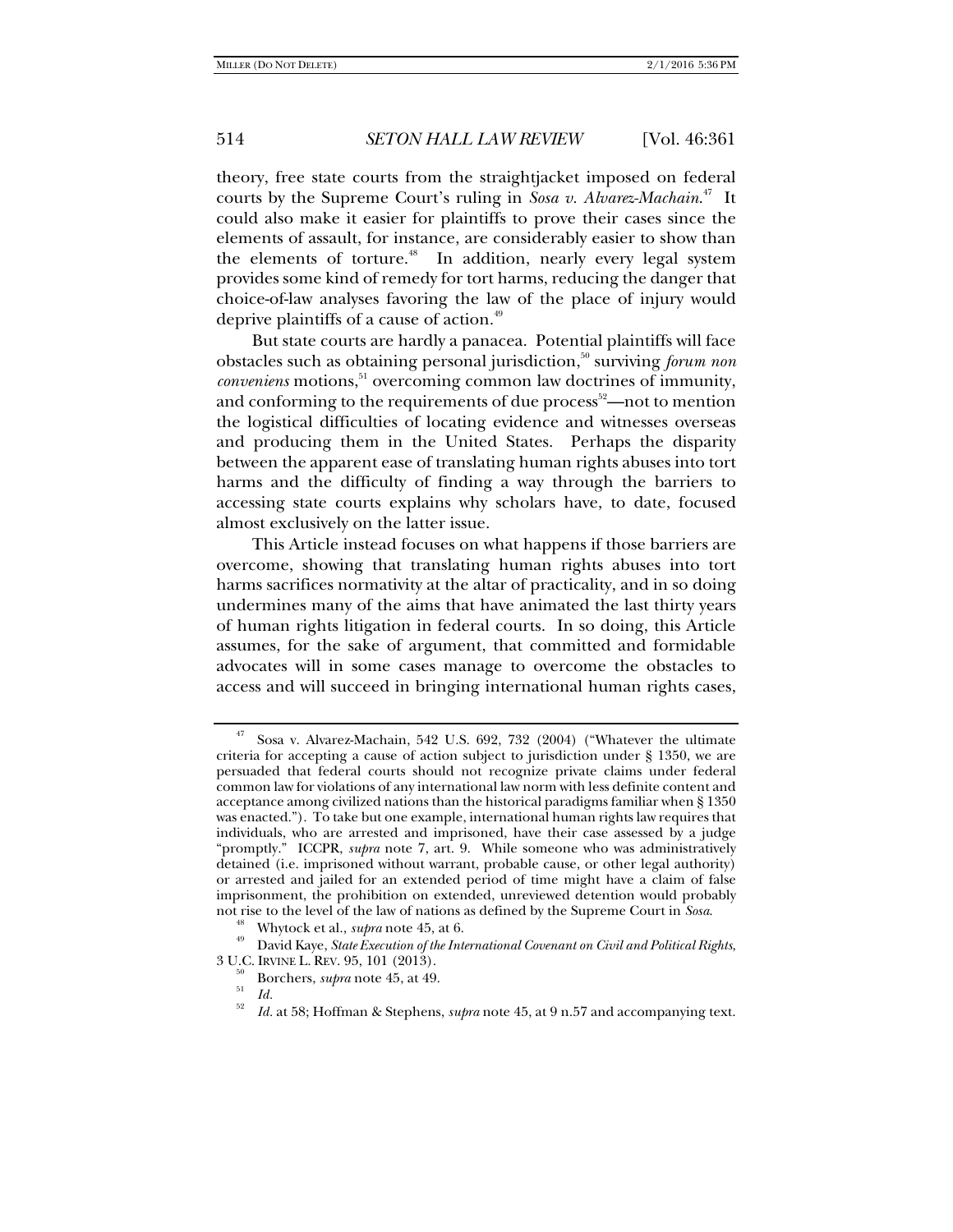theory, free state courts from the straightjacket imposed on federal courts by the Supreme Court's ruling in *Sosa v. Alvarez-Machain*.[47] It could also make it easier for plaintiffs to prove their cases since the elements of assault, for instance, are considerably easier to show than the elements of torture.[48] In addition, nearly every legal system provides some kind of remedy for tort harms, reducing the danger that choice-of-law analyses favoring the law of the place of injury would deprive plaintiffs of a cause of action.[49]

But state courts are hardly a panacea. Potential plaintiffs will face obstacles such as obtaining personal jurisdiction,[50] surviving *forum non conveniens* motions,[51] overcoming common law doctrines of immunity, and conforming to the requirements of due process[52]—not to mention the logistical difficulties of locating evidence and witnesses overseas and producing them in the United States. Perhaps the disparity between the apparent ease of translating human rights abuses into tort harms and the difficulty of finding a way through the barriers to accessing state courts explains why scholars have, to date, focused almost exclusively on the latter issue.

This Article instead focuses on what happens if those barriers are overcome, showing that translating human rights abuses into tort harms sacrifices normativity at the altar of practicality, and in so doing undermines many of the aims that have animated the last thirty years of human rights litigation in federal courts. In so doing, this Article assumes, for the sake of argument, that committed and formidable advocates will in some cases manage to overcome the obstacles to access and will succeed in bringing international human rights cases,

---

[47] Sosa v. Alvarez-Machain, 542 U.S. 692, 732 (2004) ("Whatever the ultimate criteria for accepting a cause of action subject to jurisdiction under § 1350, we are persuaded that federal courts should not recognize private claims under federal common law for violations of any international law norm with less definite content and acceptance among civilized nations than the historical paradigms familiar when § 1350 was enacted."). To take but one example, international human rights law requires that individuals, who are arrested and imprisoned, have their case assessed by a judge "promptly." ICCPR, *supra* note 7, art. 9. While someone who was administratively detained (i.e. imprisoned without warrant, probable cause, or other legal authority) or arrested and jailed for an extended period of time might have a claim of false imprisonment, the prohibition on extended, unreviewed detention would probably not rise to the level of the law of nations as defined by the Supreme Court in *Sosa*.

[48] Whytock et al., *supra* note 45, at 6.

[49] David Kaye, *State Execution of the International Covenant on Civil and Political Rights*, 3 U.C. IRVINE L. REV. 95, 101 (2013).

[50] Borchers, *supra* note 45, at 49.

[51] *Id.*

[52] *Id.* at 58; Hoffman & Stephens, *supra* note 45, at 9 n.57 and accompanying text.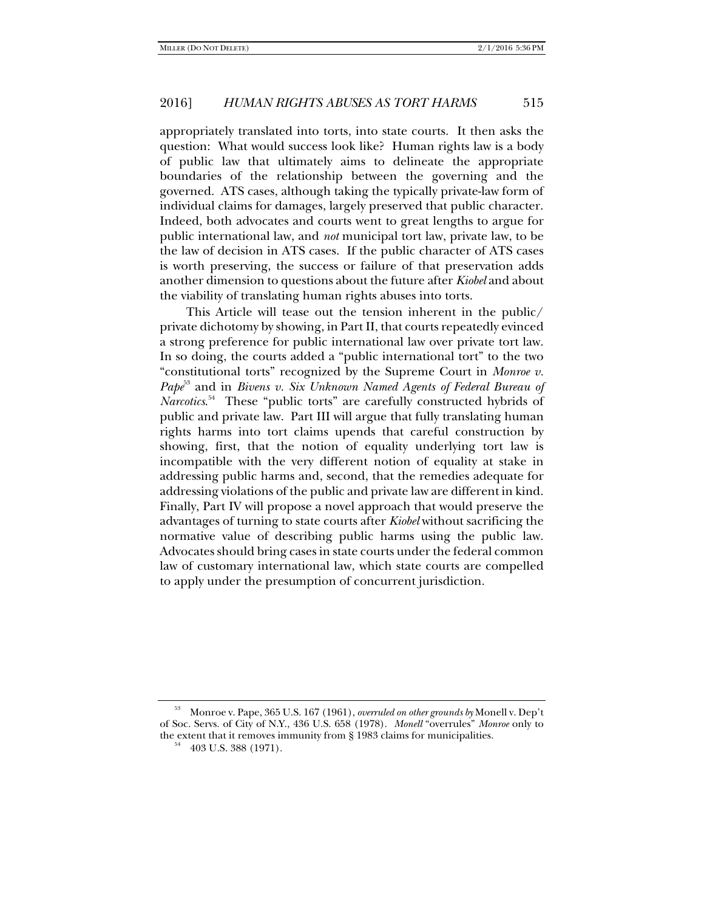appropriately translated into torts, into state courts. It then asks the question: What would success look like? Human rights law is a body of public law that ultimately aims to delineate the appropriate boundaries of the relationship between the governing and the governed. ATS cases, although taking the typically private-law form of individual claims for damages, largely preserved that public character. Indeed, both advocates and courts went to great lengths to argue for public international law, and *not* municipal tort law, private law, to be the law of decision in ATS cases. If the public character of ATS cases is worth preserving, the success or failure of that preservation adds another dimension to questions about the future after *Kiobel* and about the viability of translating human rights abuses into torts.

This Article will tease out the tension inherent in the public/private dichotomy by showing, in Part II, that courts repeatedly evinced a strong preference for public international law over private tort law. In so doing, the courts added a "public international tort" to the two "constitutional torts" recognized by the Supreme Court in *Monroe v. Pape*[53] and in *Bivens v. Six Unknown Named Agents of Federal Bureau of Narcotics*.[54] These "public torts" are carefully constructed hybrids of public and private law. Part III will argue that fully translating human rights harms into tort claims upends that careful construction by showing, first, that the notion of equality underlying tort law is incompatible with the very different notion of equality at stake in addressing public harms and, second, that the remedies adequate for addressing violations of the public and private law are different in kind. Finally, Part IV will propose a novel approach that would preserve the advantages of turning to state courts after *Kiobel* without sacrificing the normative value of describing public harms using the public law. Advocates should bring cases in state courts under the federal common law of customary international law, which state courts are compelled to apply under the presumption of concurrent jurisdiction.

[53] Monroe v. Pape, 365 U.S. 167 (1961), *overruled on other grounds by* Monell v. Dep't of Soc. Servs. of City of N.Y., 436 U.S. 658 (1978). *Monell* "overrules" *Monroe* only to the extent that it removes immunity from § 1983 claims for municipalities.

[54] 403 U.S. 388 (1971).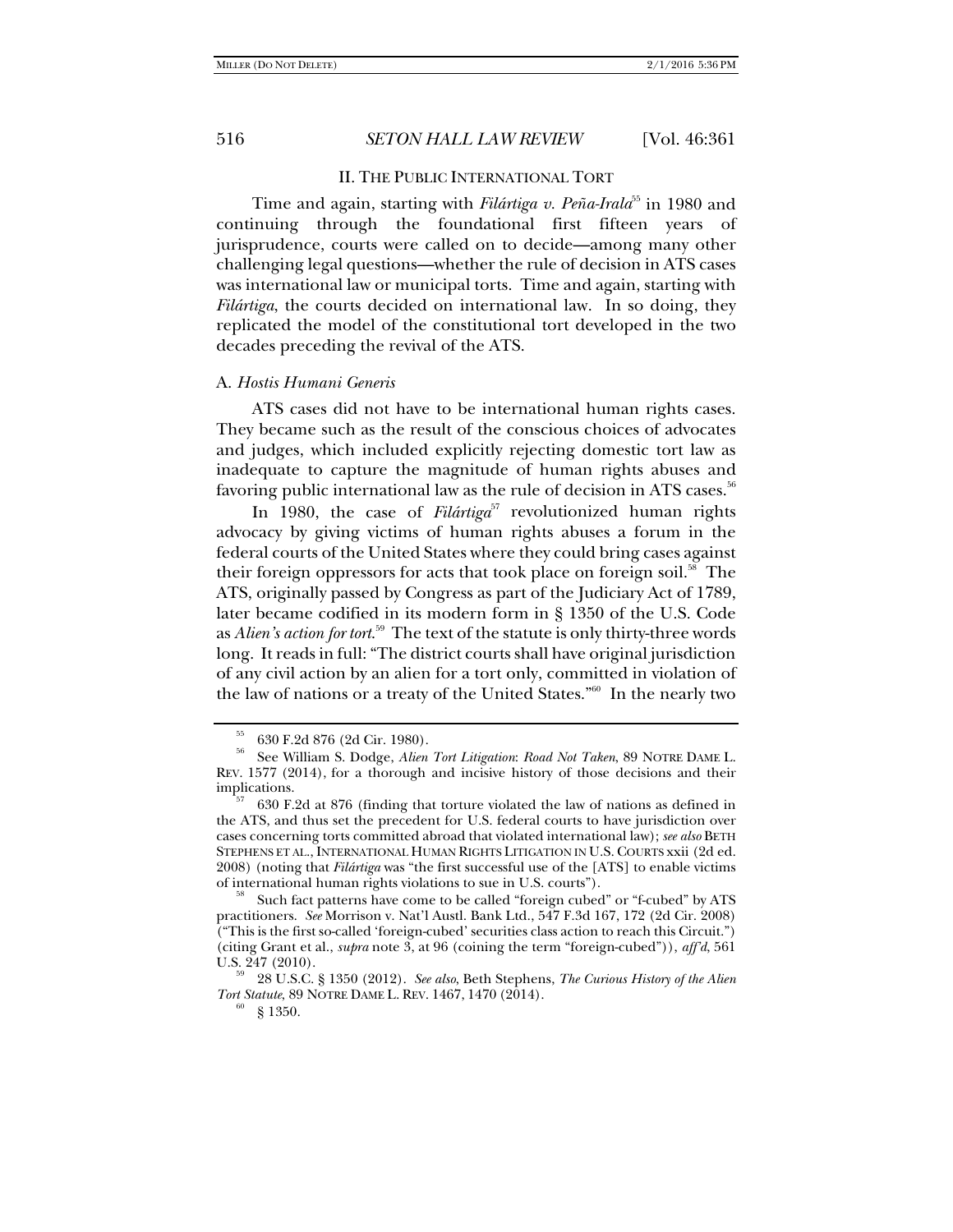## II. THE PUBLIC INTERNATIONAL TORT

Time and again, starting with *Filártiga v. Peña-Irala*[55] in 1980 and continuing through the foundational first fifteen years of jurisprudence, courts were called on to decide—among many other challenging legal questions—whether the rule of decision in ATS cases was international law or municipal torts. Time and again, starting with *Filártiga*, the courts decided on international law. In so doing, they replicated the model of the constitutional tort developed in the two decades preceding the revival of the ATS.

### A. *Hostis Humani Generis*

ATS cases did not have to be international human rights cases. They became such as the result of the conscious choices of advocates and judges, which included explicitly rejecting domestic tort law as inadequate to capture the magnitude of human rights abuses and favoring public international law as the rule of decision in ATS cases.[56]

In 1980, the case of *Filártiga*[57] revolutionized human rights advocacy by giving victims of human rights abuses a forum in the federal courts of the United States where they could bring cases against their foreign oppressors for acts that took place on foreign soil.[58] The ATS, originally passed by Congress as part of the Judiciary Act of 1789, later became codified in its modern form in § 1350 of the U.S. Code as *Alien's action for tort*.[59] The text of the statute is only thirty-three words long. It reads in full: "The district courts shall have original jurisdiction of any civil action by an alien for a tort only, committed in violation of the law of nations or a treaty of the United States."[60] In the nearly two

---

[55] 630 F.2d 876 (2d Cir. 1980).

[56] See William S. Dodge, *Alien Tort Litigation: Road Not Taken*, 89 NOTRE DAME L. REV. 1577 (2014), for a thorough and incisive history of those decisions and their implications.

[57] 630 F.2d at 876 (finding that torture violated the law of nations as defined in the ATS, and thus set the precedent for U.S. federal courts to have jurisdiction over cases concerning torts committed abroad that violated international law); *see also* BETH STEPHENS ET AL., INTERNATIONAL HUMAN RIGHTS LITIGATION IN U.S. COURTS xxii (2d ed. 2008) (noting that *Filártiga* was "the first successful use of the [ATS] to enable victims of international human rights violations to sue in U.S. courts").

[58] Such fact patterns have come to be called "foreign cubed" or "f-cubed" by ATS practitioners. *See* Morrison v. Nat'l Austl. Bank Ltd., 547 F.3d 167, 172 (2d Cir. 2008) ("This is the first so-called 'foreign-cubed' securities class action to reach this Circuit.") (citing Grant et al., *supra* note 3, at 96 (coining the term "foreign-cubed")), *aff'd*, 561 U.S. 247 (2010).

[59] 28 U.S.C. § 1350 (2012). *See also*, Beth Stephens, *The Curious History of the Alien Tort Statute*, 89 NOTRE DAME L. REV. 1467, 1470 (2014).

[60] § 1350.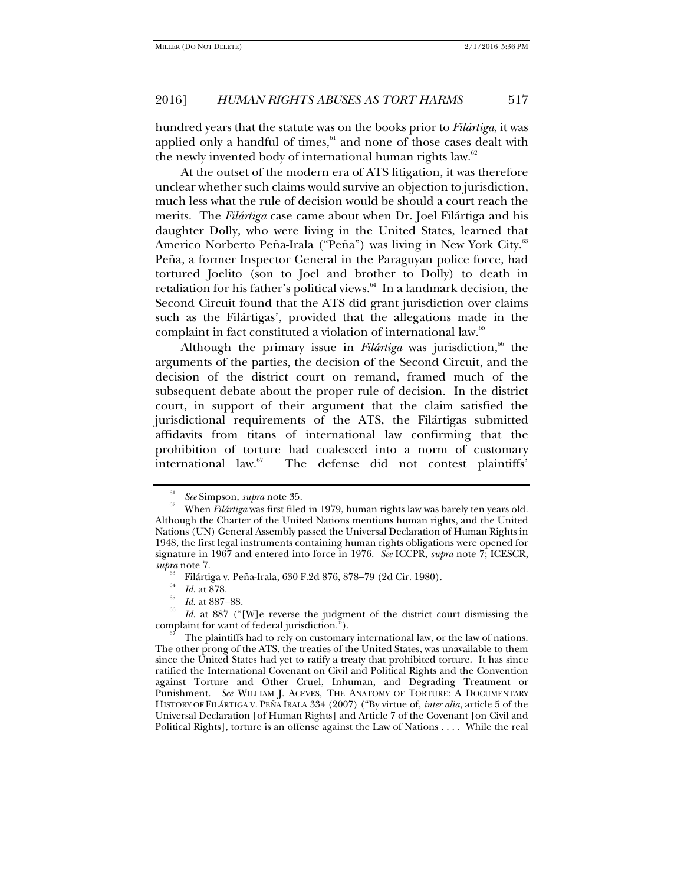hundred years that the statute was on the books prior to *Filártiga*, it was applied only a handful of times,[61] and none of those cases dealt with the newly invented body of international human rights law.[62]

At the outset of the modern era of ATS litigation, it was therefore unclear whether such claims would survive an objection to jurisdiction, much less what the rule of decision would be should a court reach the merits. The *Filártiga* case came about when Dr. Joel Filártiga and his daughter Dolly, who were living in the United States, learned that Americo Norberto Peña-Irala ("Peña") was living in New York City.[63] Peña, a former Inspector General in the Paraguyan police force, had tortured Joelito (son to Joel and brother to Dolly) to death in retaliation for his father's political views.[64] In a landmark decision, the Second Circuit found that the ATS did grant jurisdiction over claims such as the Filártigas', provided that the allegations made in the complaint in fact constituted a violation of international law.[65]

Although the primary issue in *Filártiga* was jurisdiction,[66] the arguments of the parties, the decision of the Second Circuit, and the decision of the district court on remand, framed much of the subsequent debate about the proper rule of decision. In the district court, in support of their argument that the claim satisfied the jurisdictional requirements of the ATS, the Filártigas submitted affidavits from titans of international law confirming that the prohibition of torture had coalesced into a norm of customary international law.[67] The defense did not contest plaintiffs'

---

[61] *See* Simpson, *supra* note 35.

[62] When *Filártiga* was first filed in 1979, human rights law was barely ten years old. Although the Charter of the United Nations mentions human rights, and the United Nations (UN) General Assembly passed the Universal Declaration of Human Rights in 1948, the first legal instruments containing human rights obligations were opened for signature in 1967 and entered into force in 1976. *See* ICCPR, *supra* note 7; ICESCR, *supra* note 7.

[63] Filártiga v. Peña-Irala, 630 F.2d 876, 878–79 (2d Cir. 1980).

[64] *Id.* at 878.

[65] *Id.* at 887–88.

[66] *Id.* at 887 ("[W]e reverse the judgment of the district court dismissing the complaint for want of federal jurisdiction.").

[67] The plaintiffs had to rely on customary international law, or the law of nations. The other prong of the ATS, the treaties of the United States, was unavailable to them since the United States had yet to ratify a treaty that prohibited torture. It has since ratified the International Covenant on Civil and Political Rights and the Convention against Torture and Other Cruel, Inhuman, and Degrading Treatment or Punishment. *See* WILLIAM J. ACEVES, THE ANATOMY OF TORTURE: A DOCUMENTARY HISTORY OF FILÁRTIGA V. PEÑA IRALA 334 (2007) ("By virtue of, *inter alia*, article 5 of the Universal Declaration [of Human Rights] and Article 7 of the Covenant [on Civil and Political Rights], torture is an offense against the Law of Nations . . . . While the real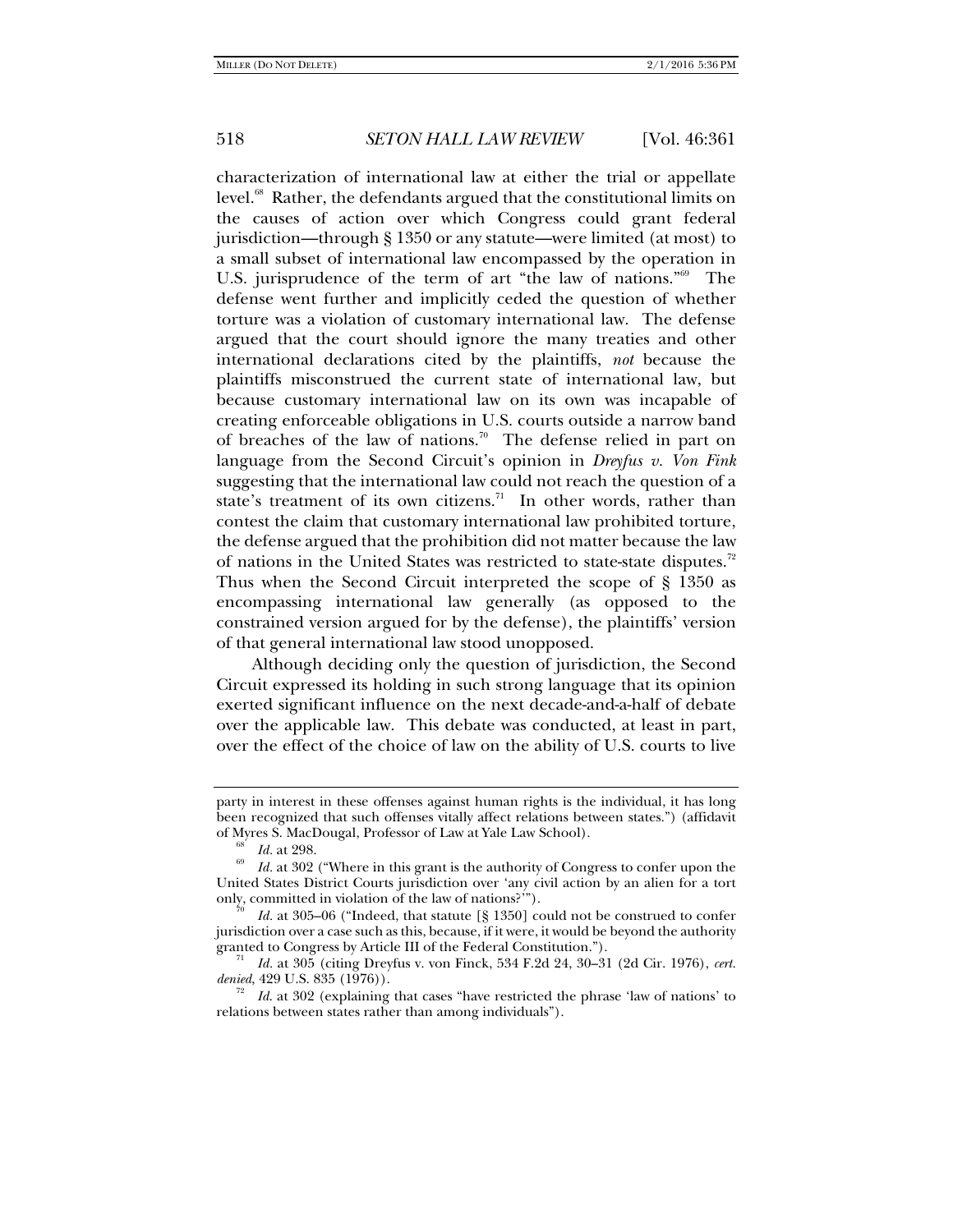characterization of international law at either the trial or appellate level.[68] Rather, the defendants argued that the constitutional limits on the causes of action over which Congress could grant federal jurisdiction—through § 1350 or any statute—were limited (at most) to a small subset of international law encompassed by the operation in U.S. jurisprudence of the term of art "the law of nations."[69] The defense went further and implicitly ceded the question of whether torture was a violation of customary international law. The defense argued that the court should ignore the many treaties and other international declarations cited by the plaintiffs, *not* because the plaintiffs misconstrued the current state of international law, but because customary international law on its own was incapable of creating enforceable obligations in U.S. courts outside a narrow band of breaches of the law of nations.[70] The defense relied in part on language from the Second Circuit's opinion in *Dreyfus v. Von Fink* suggesting that the international law could not reach the question of a state's treatment of its own citizens.[71] In other words, rather than contest the claim that customary international law prohibited torture, the defense argued that the prohibition did not matter because the law of nations in the United States was restricted to state-state disputes.[72] Thus when the Second Circuit interpreted the scope of § 1350 as encompassing international law generally (as opposed to the constrained version argued for by the defense), the plaintiffs' version of that general international law stood unopposed.

Although deciding only the question of jurisdiction, the Second Circuit expressed its holding in such strong language that its opinion exerted significant influence on the next decade-and-a-half of debate over the applicable law. This debate was conducted, at least in part, over the effect of the choice of law on the ability of U.S. courts to live

---

party in interest in these offenses against human rights is the individual, it has long been recognized that such offenses vitally affect relations between states.") (affidavit of Myres S. MacDougal, Professor of Law at Yale Law School).

[68] *Id.* at 298.

[69] *Id.* at 302 ("Where in this grant is the authority of Congress to confer upon the United States District Courts jurisdiction over 'any civil action by an alien for a tort only, committed in violation of the law of nations?'").

[70] *Id.* at 305–06 ("Indeed, that statute [§ 1350] could not be construed to confer jurisdiction over a case such as this, because, if it were, it would be beyond the authority granted to Congress by Article III of the Federal Constitution.").

[71] *Id.* at 305 (citing Dreyfus v. von Finck, 534 F.2d 24, 30–31 (2d Cir. 1976), *cert. denied*, 429 U.S. 835 (1976)).

[72] *Id.* at 302 (explaining that cases "have restricted the phrase 'law of nations' to relations between states rather than among individuals").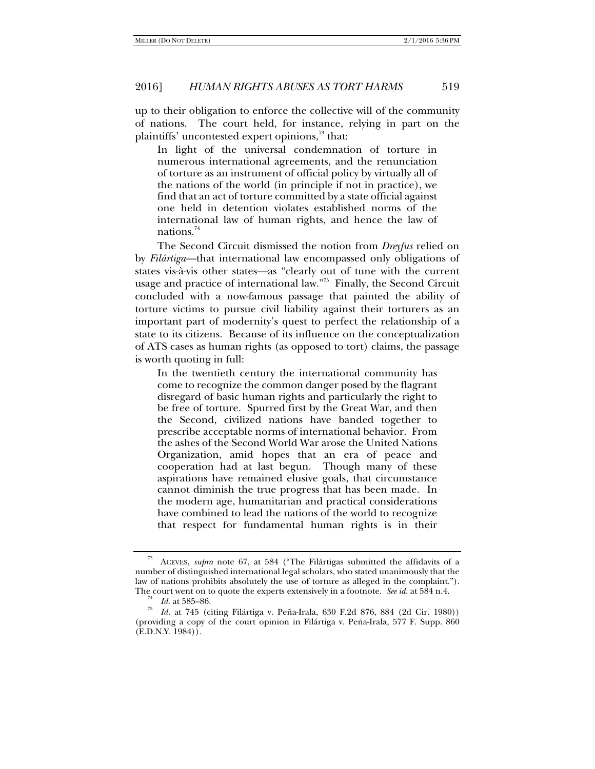up to their obligation to enforce the collective will of the community of nations. The court held, for instance, relying in part on the plaintiffs' uncontested expert opinions,[73] that:

> In light of the universal condemnation of torture in numerous international agreements, and the renunciation of torture as an instrument of official policy by virtually all of the nations of the world (in principle if not in practice), we find that an act of torture committed by a state official against one held in detention violates established norms of the international law of human rights, and hence the law of nations.[74]

The Second Circuit dismissed the notion from *Dreyfus* relied on by *Filártiga*—that international law encompassed only obligations of states vis-à-vis other states—as "clearly out of tune with the current usage and practice of international law."[75] Finally, the Second Circuit concluded with a now-famous passage that painted the ability of torture victims to pursue civil liability against their torturers as an important part of modernity's quest to perfect the relationship of a state to its citizens. Because of its influence on the conceptualization of ATS cases as human rights (as opposed to tort) claims, the passage is worth quoting in full:

> In the twentieth century the international community has come to recognize the common danger posed by the flagrant disregard of basic human rights and particularly the right to be free of torture. Spurred first by the Great War, and then the Second, civilized nations have banded together to prescribe acceptable norms of international behavior. From the ashes of the Second World War arose the United Nations Organization, amid hopes that an era of peace and cooperation had at last begun. Though many of these aspirations have remained elusive goals, that circumstance cannot diminish the true progress that has been made. In the modern age, humanitarian and practical considerations have combined to lead the nations of the world to recognize that respect for fundamental human rights is in their

---

[73] ACEVES, *supra* note 67, at 584 ("The Filártigas submitted the affidavits of a number of distinguished international legal scholars, who stated unanimously that the law of nations prohibits absolutely the use of torture as alleged in the complaint."). The court went on to quote the experts extensively in a footnote. *See id.* at 584 n.4.

[74] *Id.* at 585–86.

[75] *Id.* at 745 (citing Filártiga v. Peña-Irala, 630 F.2d 876, 884 (2d Cir. 1980)) (providing a copy of the court opinion in Filártiga v. Peña-Irala, 577 F. Supp. 860 (E.D.N.Y. 1984)).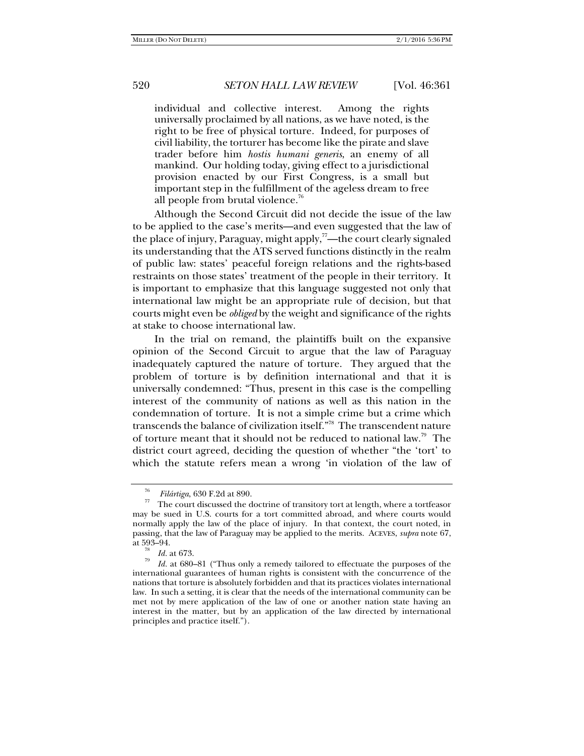> individual and collective interest. Among the rights universally proclaimed by all nations, as we have noted, is the right to be free of physical torture. Indeed, for purposes of civil liability, the torturer has become like the pirate and slave trader before him *hostis humani generis*, an enemy of all mankind. Our holding today, giving effect to a jurisdictional provision enacted by our First Congress, is a small but important step in the fulfillment of the ageless dream to free all people from brutal violence.[76]

Although the Second Circuit did not decide the issue of the law to be applied to the case's merits—and even suggested that the law of the place of injury, Paraguay, might apply,[77]—the court clearly signaled its understanding that the ATS served functions distinctly in the realm of public law: states' peaceful foreign relations and the rights-based restraints on those states' treatment of the people in their territory. It is important to emphasize that this language suggested not only that international law might be an appropriate rule of decision, but that courts might even be *obliged* by the weight and significance of the rights at stake to choose international law.

In the trial on remand, the plaintiffs built on the expansive opinion of the Second Circuit to argue that the law of Paraguay inadequately captured the nature of torture. They argued that the problem of torture is by definition international and that it is universally condemned: "Thus, present in this case is the compelling interest of the community of nations as well as this nation in the condemnation of torture. It is not a simple crime but a crime which transcends the balance of civilization itself."[78] The transcendent nature of torture meant that it should not be reduced to national law.[79] The district court agreed, deciding the question of whether "the 'tort' to which the statute refers mean a wrong 'in violation of the law of

---

[76] *Filártiga*, 630 F.2d at 890.

[77] The court discussed the doctrine of transitory tort at length, where a tortfeasor may be sued in U.S. courts for a tort committed abroad, and where courts would normally apply the law of the place of injury. In that context, the court noted, in passing, that the law of Paraguay may be applied to the merits. ACEVES, *supra* note 67, at 593–94.

[78] *Id.* at 673.

[79] *Id.* at 680–81 ("Thus only a remedy tailored to effectuate the purposes of the international guarantees of human rights is consistent with the concurrence of the nations that torture is absolutely forbidden and that its practices violates international law. In such a setting, it is clear that the needs of the international community can be met not by mere application of the law of one or another nation state having an interest in the matter, but by an application of the law directed by international principles and practice itself.").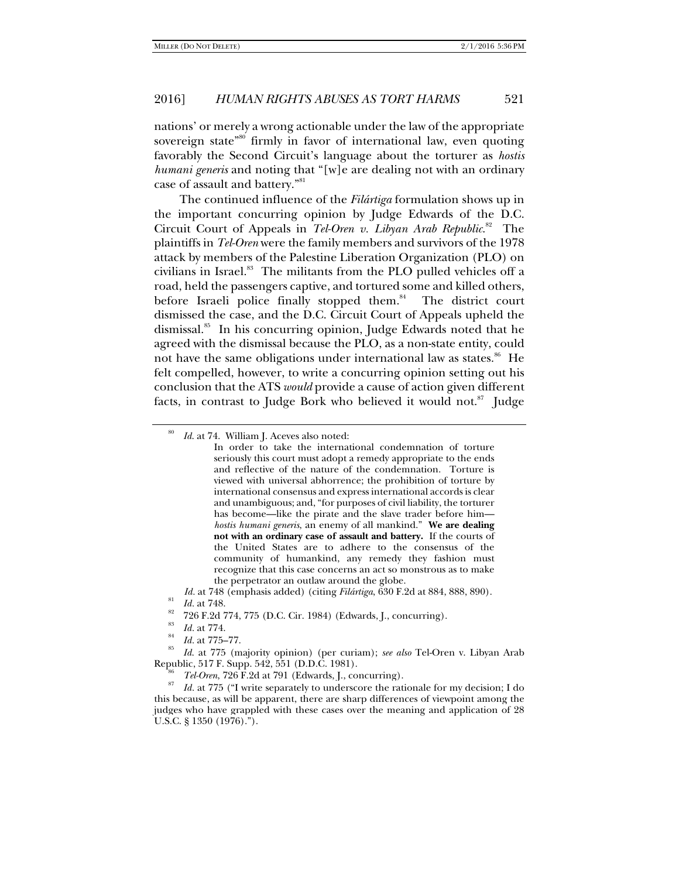nations' or merely a wrong actionable under the law of the appropriate sovereign state"[80] firmly in favor of international law, even quoting favorably the Second Circuit's language about the torturer as *hostis humani generis* and noting that "[w]e are dealing not with an ordinary case of assault and battery."[81]

The continued influence of the *Filártiga* formulation shows up in the important concurring opinion by Judge Edwards of the D.C. Circuit Court of Appeals in *Tel-Oren v. Libyan Arab Republic*.[82] The plaintiffs in *Tel-Oren* were the family members and survivors of the 1978 attack by members of the Palestine Liberation Organization (PLO) on civilians in Israel.[83] The militants from the PLO pulled vehicles off a road, held the passengers captive, and tortured some and killed others, before Israeli police finally stopped them.[84] The district court dismissed the case, and the D.C. Circuit Court of Appeals upheld the dismissal.[85] In his concurring opinion, Judge Edwards noted that he agreed with the dismissal because the PLO, as a non-state entity, could not have the same obligations under international law as states.[86] He felt compelled, however, to write a concurring opinion setting out his conclusion that the ATS *would* provide a cause of action given different facts, in contrast to Judge Bork who believed it would not.[87] Judge

---

[80] *Id.* at 74. William J. Aceves also noted:

> In order to take the international condemnation of torture seriously this court must adopt a remedy appropriate to the ends and reflective of the nature of the condemnation. Torture is viewed with universal abhorrence; the prohibition of torture by international consensus and express international accords is clear and unambiguous; and, "for purposes of civil liability, the torturer has become—like the pirate and the slave trader before him—*hostis humani generis*, an enemy of all mankind." **We are dealing not with an ordinary case of assault and battery.** If the courts of the United States are to adhere to the consensus of the community of humankind, any remedy they fashion must recognize that this case concerns an act so monstrous as to make the perpetrator an outlaw around the globe.

*Id.* at 748 (emphasis added) (citing *Filártiga*, 630 F.2d at 884, 888, 890).

[81] *Id.* at 748.

[82] 726 F.2d 774, 775 (D.C. Cir. 1984) (Edwards, J., concurring).

[83] *Id.* at 774.

[84] *Id.* at 775–77.

[85] *Id.* at 775 (majority opinion) (per curiam); *see also* Tel-Oren v. Libyan Arab Republic, 517 F. Supp. 542, 551 (D.D.C. 1981).

[86] *Tel-Oren*, 726 F.2d at 791 (Edwards, J., concurring).

[87] *Id.* at 775 ("I write separately to underscore the rationale for my decision; I do this because, as will be apparent, there are sharp differences of viewpoint among the judges who have grappled with these cases over the meaning and application of 28 U.S.C. § 1350 (1976).").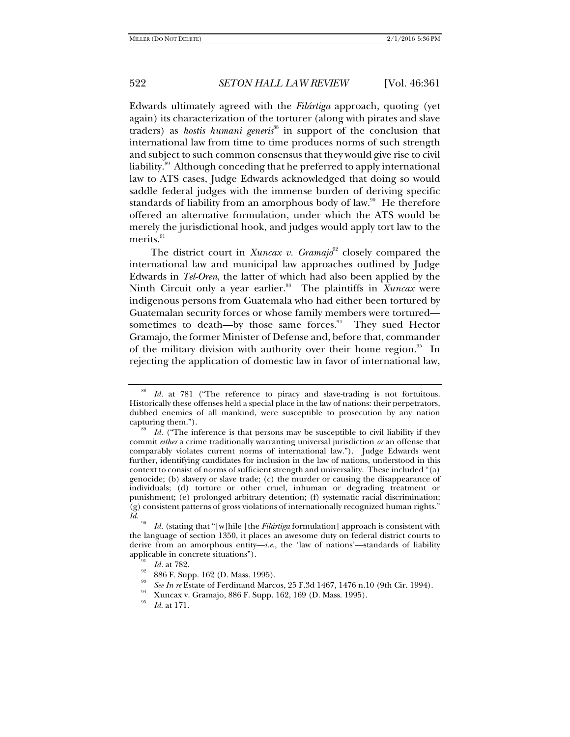Edwards ultimately agreed with the *Filártiga* approach, quoting (yet again) its characterization of the torturer (along with pirates and slave traders) as *hostis humani generis*[88] in support of the conclusion that international law from time to time produces norms of such strength and subject to such common consensus that they would give rise to civil liability.[89] Although conceding that he preferred to apply international law to ATS cases, Judge Edwards acknowledged that doing so would saddle federal judges with the immense burden of deriving specific standards of liability from an amorphous body of law.[90] He therefore offered an alternative formulation, under which the ATS would be merely the jurisdictional hook, and judges would apply tort law to the merits.[91]

The district court in *Xuncax v. Gramajo*[92] closely compared the international law and municipal law approaches outlined by Judge Edwards in *Tel-Oren*, the latter of which had also been applied by the Ninth Circuit only a year earlier.[93] The plaintiffs in *Xuncax* were indigenous persons from Guatemala who had either been tortured by Guatemalan security forces or whose family members were tortured—sometimes to death—by those same forces.[94] They sued Hector Gramajo, the former Minister of Defense and, before that, commander of the military division with authority over their home region.[95] In rejecting the application of domestic law in favor of international law,

---

[88] *Id.* at 781 ("The reference to piracy and slave-trading is not fortuitous. Historically these offenses held a special place in the law of nations: their perpetrators, dubbed enemies of all mankind, were susceptible to prosecution by any nation capturing them.").

[89] *Id.* ("The inference is that persons may be susceptible to civil liability if they commit *either* a crime traditionally warranting universal jurisdiction *or* an offense that comparably violates current norms of international law."). Judge Edwards went further, identifying candidates for inclusion in the law of nations, understood in this context to consist of norms of sufficient strength and universality. These included "(a) genocide; (b) slavery or slave trade; (c) the murder or causing the disappearance of individuals; (d) torture or other cruel, inhuman or degrading treatment or punishment; (e) prolonged arbitrary detention; (f) systematic racial discrimination; (g) consistent patterns of gross violations of internationally recognized human rights." *Id.*

[90] *Id.* (stating that "[w]hile [the *Filártiga* formulation] approach is consistent with the language of section 1350, it places an awesome duty on federal district courts to derive from an amorphous entity—*i.e.*, the 'law of nations'—standards of liability applicable in concrete situations").

[91] *Id.* at 782.

[92] 886 F. Supp. 162 (D. Mass. 1995).

[93] *See In re* Estate of Ferdinand Marcos, 25 F.3d 1467, 1476 n.10 (9th Cir. 1994).

[94] Xuncax v. Gramajo, 886 F. Supp. 162, 169 (D. Mass. 1995).

[95] *Id.* at 171.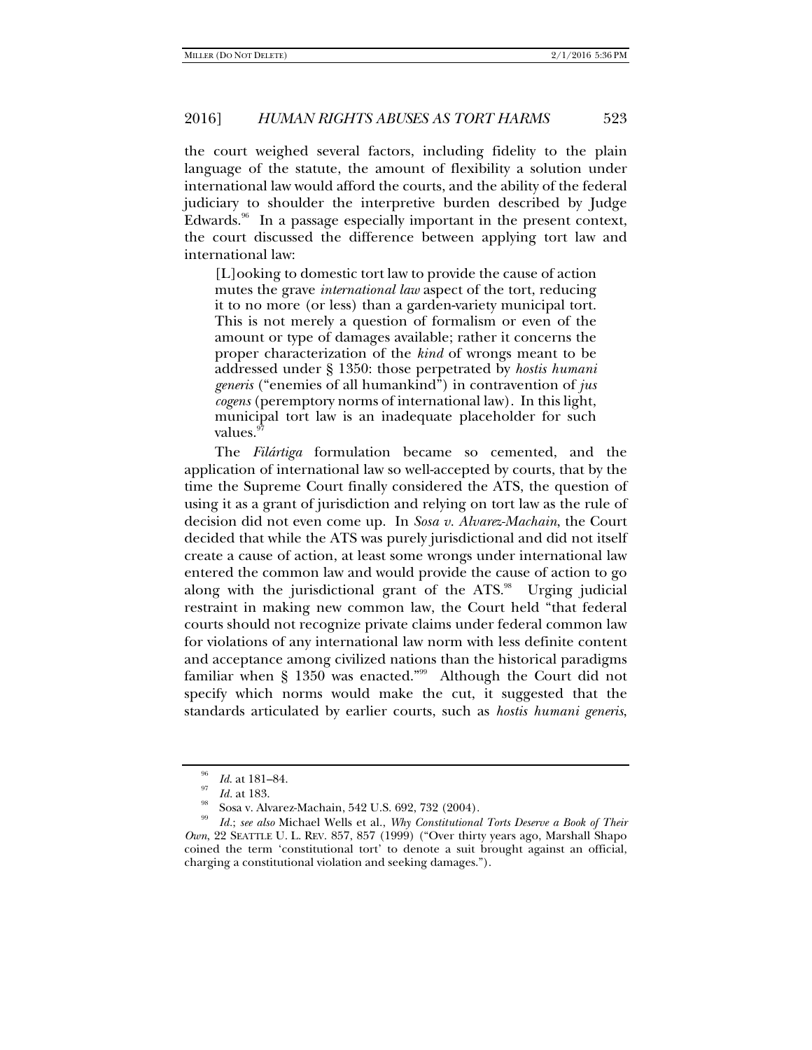the court weighed several factors, including fidelity to the plain language of the statute, the amount of flexibility a solution under international law would afford the courts, and the ability of the federal judiciary to shoulder the interpretive burden described by Judge Edwards.[96] In a passage especially important in the present context, the court discussed the difference between applying tort law and international law:

> [L]ooking to domestic tort law to provide the cause of action mutes the grave *international law* aspect of the tort, reducing it to no more (or less) than a garden-variety municipal tort. This is not merely a question of formalism or even of the amount or type of damages available; rather it concerns the proper characterization of the *kind* of wrongs meant to be addressed under § 1350: those perpetrated by *hostis humani generis* ("enemies of all humankind") in contravention of *jus cogens* (peremptory norms of international law). In this light, municipal tort law is an inadequate placeholder for such values.[97]

The *Filártiga* formulation became so cemented, and the application of international law so well-accepted by courts, that by the time the Supreme Court finally considered the ATS, the question of using it as a grant of jurisdiction and relying on tort law as the rule of decision did not even come up. In *Sosa v. Alvarez-Machain*, the Court decided that while the ATS was purely jurisdictional and did not itself create a cause of action, at least some wrongs under international law entered the common law and would provide the cause of action to go along with the jurisdictional grant of the ATS.[98] Urging judicial restraint in making new common law, the Court held "that federal courts should not recognize private claims under federal common law for violations of any international law norm with less definite content and acceptance among civilized nations than the historical paradigms familiar when § 1350 was enacted."[99] Although the Court did not specify which norms would make the cut, it suggested that the standards articulated by earlier courts, such as *hostis humani generis*,

---

[96] *Id.* at 181–84.

[97] *Id.* at 183.

[98] Sosa v. Alvarez-Machain, 542 U.S. 692, 732 (2004).

[99] *Id.*; *see also* Michael Wells et al., *Why Constitutional Torts Deserve a Book of Their Own*, 22 SEATTLE U. L. REV. 857, 857 (1999) ("Over thirty years ago, Marshall Shapo coined the term 'constitutional tort' to denote a suit brought against an official, charging a constitutional violation and seeking damages.").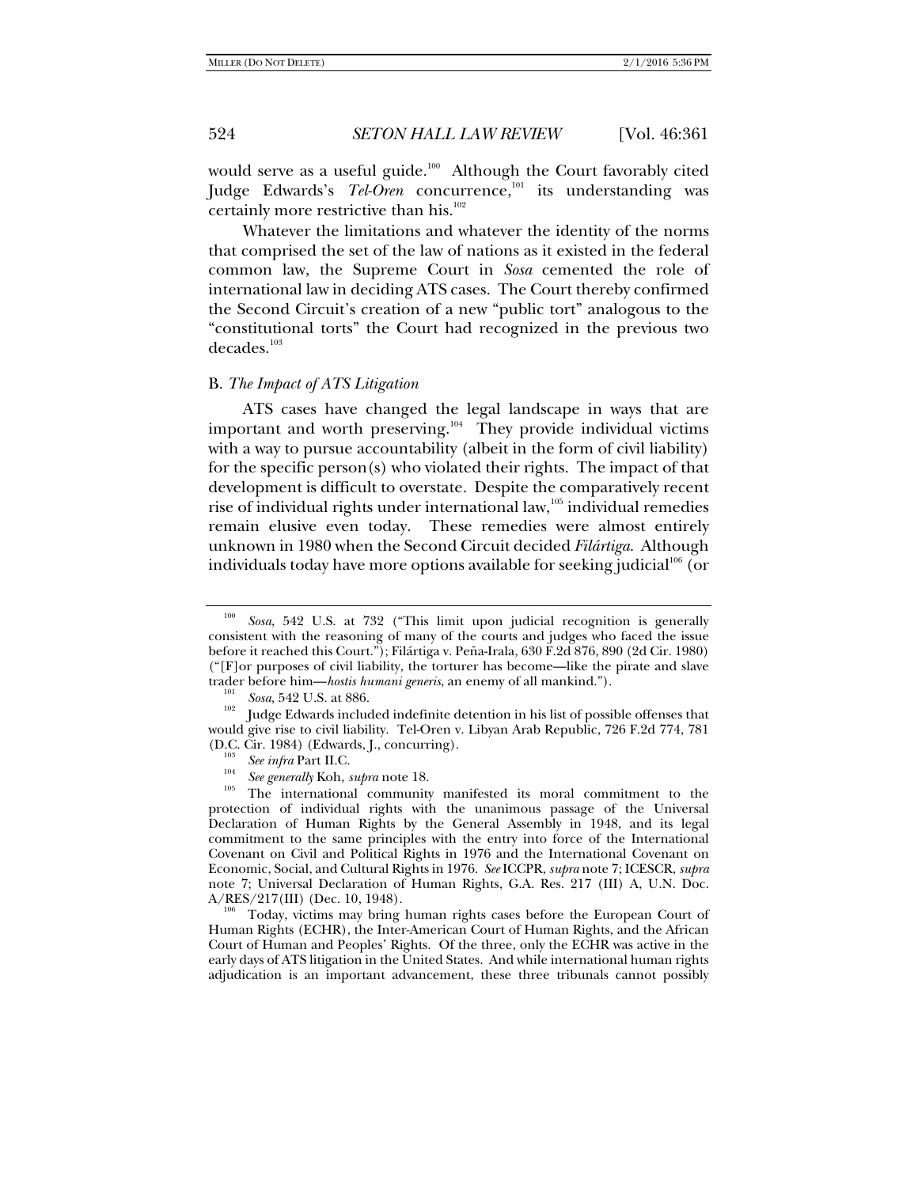would serve as a useful guide.[100] Although the Court favorably cited Judge Edwards's *Tel-Oren* concurrence,[101] its understanding was certainly more restrictive than his.[102]

Whatever the limitations and whatever the identity of the norms that comprised the set of the law of nations as it existed in the federal common law, the Supreme Court in *Sosa* cemented the role of international law in deciding ATS cases. The Court thereby confirmed the Second Circuit's creation of a new "public tort" analogous to the "constitutional torts" the Court had recognized in the previous two decades.[103]

### B. *The Impact of ATS Litigation*

ATS cases have changed the legal landscape in ways that are important and worth preserving.[104] They provide individual victims with a way to pursue accountability (albeit in the form of civil liability) for the specific person(s) who violated their rights. The impact of that development is difficult to overstate. Despite the comparatively recent rise of individual rights under international law,[105] individual remedies remain elusive even today. These remedies were almost entirely unknown in 1980 when the Second Circuit decided *Filártiga*. Although individuals today have more options available for seeking judicial[106] (or

---

[100] *Sosa*, 542 U.S. at 732 ("This limit upon judicial recognition is generally consistent with the reasoning of many of the courts and judges who faced the issue before it reached this Court."); Filártiga v. Peña-Irala, 630 F.2d 876, 890 (2d Cir. 1980) ("[F]or purposes of civil liability, the torturer has become—like the pirate and slave trader before him—*hostis humani generis*, an enemy of all mankind.").

[101] *Sosa*, 542 U.S. at 886.

[102] Judge Edwards included indefinite detention in his list of possible offenses that would give rise to civil liability. Tel-Oren v. Libyan Arab Republic, 726 F.2d 774, 781 (D.C. Cir. 1984) (Edwards, J., concurring).

[103] *See infra* Part II.C.

[104] *See generally* Koh, *supra* note 18.

[105] The international community manifested its moral commitment to the protection of individual rights with the unanimous passage of the Universal Declaration of Human Rights by the General Assembly in 1948, and its legal commitment to the same principles with the entry into force of the International Covenant on Civil and Political Rights in 1976 and the International Covenant on Economic, Social, and Cultural Rights in 1976. *See* ICCPR, *supra* note 7; ICESCR, *supra* note 7; Universal Declaration of Human Rights, G.A. Res. 217 (III) A, U.N. Doc. A/RES/217(III) (Dec. 10, 1948).

[106] Today, victims may bring human rights cases before the European Court of Human Rights (ECHR), the Inter-American Court of Human Rights, and the African Court of Human and Peoples' Rights. Of the three, only the ECHR was active in the early days of ATS litigation in the United States. And while international human rights adjudication is an important advancement, these three tribunals cannot possibly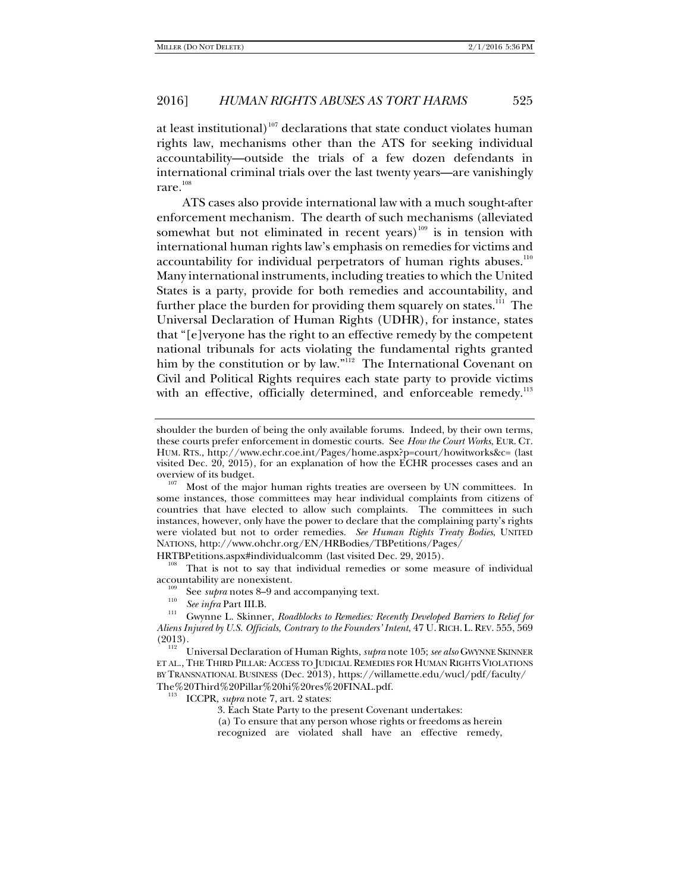at least institutional)[107] declarations that state conduct violates human rights law, mechanisms other than the ATS for seeking individual accountability—outside the trials of a few dozen defendants in international criminal trials over the last twenty years—are vanishingly rare.[108]

ATS cases also provide international law with a much sought-after enforcement mechanism. The dearth of such mechanisms (alleviated somewhat but not eliminated in recent years)[109] is in tension with international human rights law's emphasis on remedies for victims and accountability for individual perpetrators of human rights abuses.[110] Many international instruments, including treaties to which the United States is a party, provide for both remedies and accountability, and further place the burden for providing them squarely on states.[111] The Universal Declaration of Human Rights (UDHR), for instance, states that "[e]veryone has the right to an effective remedy by the competent national tribunals for acts violating the fundamental rights granted him by the constitution or by law."[112] The International Covenant on Civil and Political Rights requires each state party to provide victims with an effective, officially determined, and enforceable remedy.[113]

---

shoulder the burden of being the only available forums. Indeed, by their own terms, these courts prefer enforcement in domestic courts. See *How the Court Works*, EUR. CT. HUM. RTS., http://www.echr.coe.int/Pages/home.aspx?p=court/howitworks&c= (last visited Dec. 20, 2015), for an explanation of how the ECHR processes cases and an overview of its budget.

[107] Most of the major human rights treaties are overseen by UN committees. In some instances, those committees may hear individual complaints from citizens of countries that have elected to allow such complaints. The committees in such instances, however, only have the power to declare that the complaining party's rights were violated but not to order remedies. *See Human Rights Treaty Bodies*, UNITED NATIONS, http://www.ohchr.org/EN/HRBodies/TBPetitions/Pages/HRTBPetitions.aspx#individualcomm (last visited Dec. 29, 2015).

[108] That is not to say that individual remedies or some measure of individual accountability are nonexistent.

[109] See *supra* notes 8–9 and accompanying text.

[110] *See infra* Part III.B.

[111] Gwynne L. Skinner, *Roadblocks to Remedies: Recently Developed Barriers to Relief for Aliens Injured by U.S. Officials, Contrary to the Founders' Intent*, 47 U. RICH. L. REV. 555, 569 (2013).

[112] Universal Declaration of Human Rights, *supra* note 105; *see also* GWYNNE SKINNER ET AL., THE THIRD PILLAR: ACCESS TO JUDICIAL REMEDIES FOR HUMAN RIGHTS VIOLATIONS BY TRANSNATIONAL BUSINESS (Dec. 2013), https://willamette.edu/wucl/pdf/faculty/The%20Third%20Pillar%20hi%20res%20FINAL.pdf.

[113] ICCPR, *supra* note 7, art. 2 states:

> 3. Each State Party to the present Covenant undertakes:
> (a) To ensure that any person whose rights or freedoms as herein recognized are violated shall have an effective remedy,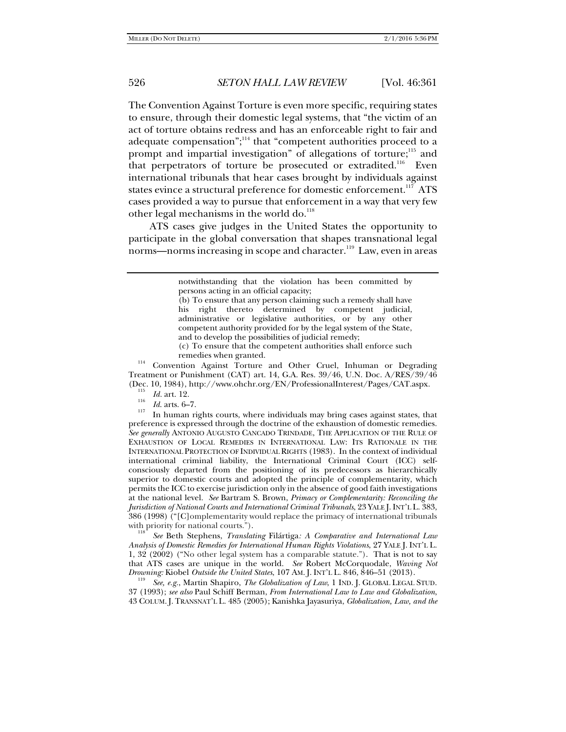The Convention Against Torture is even more specific, requiring states to ensure, through their domestic legal systems, that "the victim of an act of torture obtains redress and has an enforceable right to fair and adequate compensation";[114] that "competent authorities proceed to a prompt and impartial investigation" of allegations of torture;[115] and that perpetrators of torture be prosecuted or extradited.[116] Even international tribunals that hear cases brought by individuals against states evince a structural preference for domestic enforcement.[117] ATS cases provided a way to pursue that enforcement in a way that very few other legal mechanisms in the world do.[118]

ATS cases give judges in the United States the opportunity to participate in the global conversation that shapes transnational legal norms—norms increasing in scope and character.[119] Law, even in areas

---

> notwithstanding that the violation has been committed by persons acting in an official capacity;
>
> (b) To ensure that any person claiming such a remedy shall have his right thereto determined by competent judicial, administrative or legislative authorities, or by any other competent authority provided for by the legal system of the State, and to develop the possibilities of judicial remedy;
>
> (c) To ensure that the competent authorities shall enforce such remedies when granted.

[114] Convention Against Torture and Other Cruel, Inhuman or Degrading Treatment or Punishment (CAT) art. 14, G.A. Res. 39/46, U.N. Doc. A/RES/39/46 (Dec. 10, 1984), http://www.ohchr.org/EN/ProfessionalInterest/Pages/CAT.aspx.

[115] *Id.* art. 12.

[116] *Id.* arts. 6–7.

[117] In human rights courts, where individuals may bring cases against states, that preference is expressed through the doctrine of the exhaustion of domestic remedies. *See generally* ANTONIO AUGUSTO CANCADO TRINDADE, THE APPLICATION OF THE RULE OF EXHAUSTION OF LOCAL REMEDIES IN INTERNATIONAL LAW: ITS RATIONALE IN THE INTERNATIONAL PROTECTION OF INDIVIDUAL RIGHTS (1983). In the context of individual international criminal liability, the International Criminal Court (ICC) self-consciously departed from the positioning of its predecessors as hierarchically superior to domestic courts and adopted the principle of complementarity, which permits the ICC to exercise jurisdiction only in the absence of good faith investigations at the national level. *See* Bartram S. Brown, *Primacy or Complementarity: Reconciling the Jurisdiction of National Courts and International Criminal Tribunals*, 23 YALE J. INT'L L. 383, 386 (1998) ("[C]omplementarity would replace the primacy of international tribunals with priority for national courts.").

[118] *See* Beth Stephens, *Translating* Filártiga*: A Comparative and International Law Analysis of Domestic Remedies for International Human Rights Violations*, 27 YALE J. INT'L L. 1, 32 (2002) ("No other legal system has a comparable statute."). That is not to say that ATS cases are unique in the world. *See* Robert McCorquodale, *Waving Not Drowning:* Kiobel *Outside the United States*, 107 AM. J. INT'L L. 846, 846–51 (2013).

[119] *See, e.g.*, Martin Shapiro, *The Globalization of Law*, 1 IND. J. GLOBAL LEGAL STUD. 37 (1993); *see also* Paul Schiff Berman, *From International Law to Law and Globalization*, 43 COLUM. J. TRANSNAT'L L. 485 (2005); Kanishka Jayasuriya, *Globalization, Law, and the*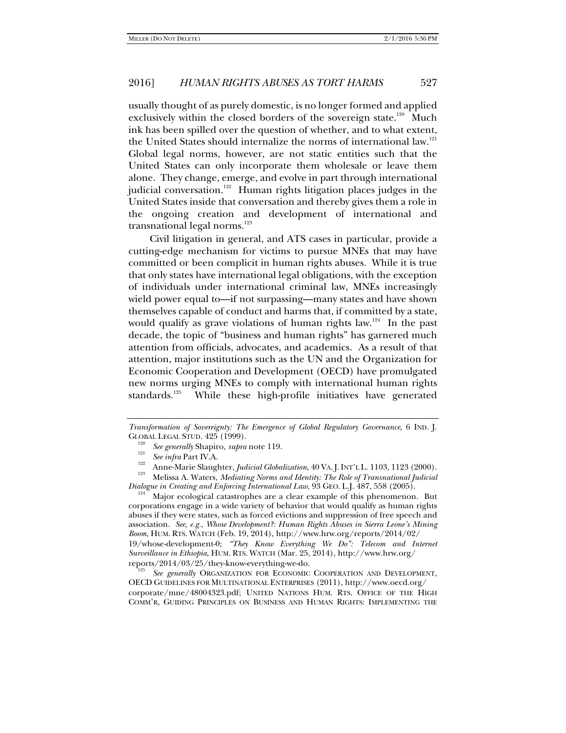usually thought of as purely domestic, is no longer formed and applied exclusively within the closed borders of the sovereign state.[120] Much ink has been spilled over the question of whether, and to what extent, the United States should internalize the norms of international law.[121] Global legal norms, however, are not static entities such that the United States can only incorporate them wholesale or leave them alone. They change, emerge, and evolve in part through international judicial conversation.[122] Human rights litigation places judges in the United States inside that conversation and thereby gives them a role in the ongoing creation and development of international and transnational legal norms.[123]

Civil litigation in general, and ATS cases in particular, provide a cutting-edge mechanism for victims to pursue MNEs that may have committed or been complicit in human rights abuses. While it is true that only states have international legal obligations, with the exception of individuals under international criminal law, MNEs increasingly wield power equal to—if not surpassing—many states and have shown themselves capable of conduct and harms that, if committed by a state, would qualify as grave violations of human rights law.[124] In the past decade, the topic of "business and human rights" has garnered much attention from officials, advocates, and academics. As a result of that attention, major institutions such as the UN and the Organization for Economic Cooperation and Development (OECD) have promulgated new norms urging MNEs to comply with international human rights standards.[125] While these high-profile initiatives have generated

---

*Transformation of Sovereignty: The Emergence of Global Regulatory Governance*, 6 IND. J. GLOBAL LEGAL STUD. 425 (1999).

[120] *See generally* Shapiro, *supra* note 119.

[121] *See infra* Part IV.A.

[122] Anne-Marie Slaughter, *Judicial Globalization*, 40 VA. J. INT'L L. 1103, 1123 (2000).

[123] Melissa A. Waters, *Mediating Norms and Identity: The Role of Transnational Judicial Dialogue in Creating and Enforcing International Law*, 93 GEO. L.J. 487, 558 (2005).

[124] Major ecological catastrophes are a clear example of this phenomenon. But corporations engage in a wide variety of behavior that would qualify as human rights abuses if they were states, such as forced evictions and suppression of free speech and association. *See, e.g.*, *Whose Development?: Human Rights Abuses in Sierra Leone's Mining Boom*, HUM. RTS. WATCH (Feb. 19, 2014), http://www.hrw.org/reports/2014/02/19/whose-development-0; *"They Know Everything We Do": Telecom and Internet Surveillance in Ethiopia*, HUM. RTS. WATCH (Mar. 25, 2014), http://www.hrw.org/reports/2014/03/25/they-know-everything-we-do.

[125] *See generally* ORGANIZATION FOR ECONOMIC COOPERATION AND DEVELOPMENT, OECD GUIDELINES FOR MULTINATIONAL ENTERPRISES (2011), http://www.oecd.org/corporate/mne/48004323.pdf; UNITED NATIONS HUM. RTS. OFFICE OF THE HIGH COMM'R, GUIDING PRINCIPLES ON BUSINESS AND HUMAN RIGHTS: IMPLEMENTING THE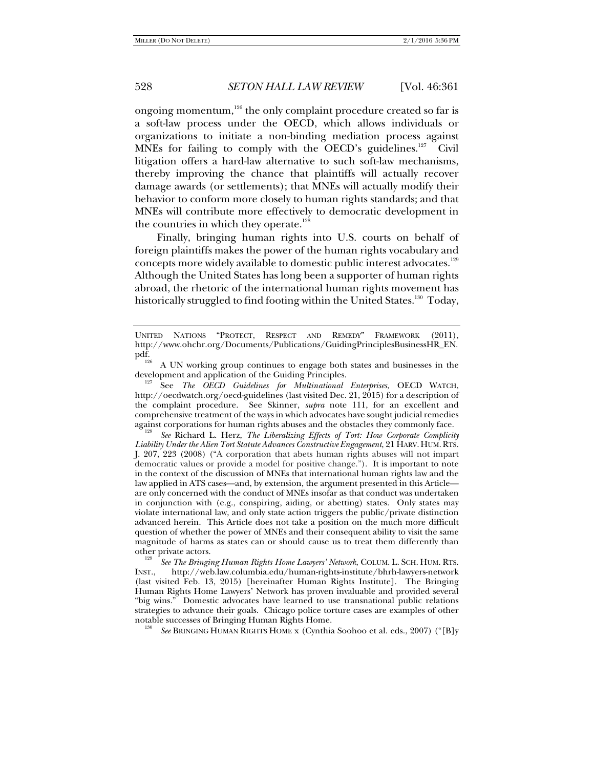ongoing momentum,[126] the only complaint procedure created so far is a soft-law process under the OECD, which allows individuals or organizations to initiate a non-binding mediation process against MNEs for failing to comply with the OECD's guidelines.[127] Civil litigation offers a hard-law alternative to such soft-law mechanisms, thereby improving the chance that plaintiffs will actually recover damage awards (or settlements); that MNEs will actually modify their behavior to conform more closely to human rights standards; and that MNEs will contribute more effectively to democratic development in the countries in which they operate.[128]

Finally, bringing human rights into U.S. courts on behalf of foreign plaintiffs makes the power of the human rights vocabulary and concepts more widely available to domestic public interest advocates.[129] Although the United States has long been a supporter of human rights abroad, the rhetoric of the international human rights movement has historically struggled to find footing within the United States.[130] Today,

---

UNITED NATIONS "PROTECT, RESPECT AND REMEDY" FRAMEWORK (2011), http://www.ohchr.org/Documents/Publications/GuidingPrinciplesBusinessHR_EN.pdf.

[126] A UN working group continues to engage both states and businesses in the development and application of the Guiding Principles.

[127] See *The OECD Guidelines for Multinational Enterprises*, OECD WATCH, http://oecdwatch.org/oecd-guidelines (last visited Dec. 21, 2015) for a description of the complaint procedure. See Skinner, *supra* note 111, for an excellent and comprehensive treatment of the ways in which advocates have sought judicial remedies against corporations for human rights abuses and the obstacles they commonly face.

[128] *See* Richard L. Herz, *The Liberalizing Effects of Tort: How Corporate Complicity Liability Under the Alien Tort Statute Advances Constructive Engagement*, 21 HARV. HUM. RTS. J. 207, 223 (2008) ("A corporation that abets human rights abuses will not impart democratic values or provide a model for positive change."). It is important to note in the context of the discussion of MNEs that international human rights law and the law applied in ATS cases—and, by extension, the argument presented in this Article—are only concerned with the conduct of MNEs insofar as that conduct was undertaken in conjunction with (e.g., conspiring, aiding, or abetting) states. Only states may violate international law, and only state action triggers the public/private distinction advanced herein. This Article does not take a position on the much more difficult question of whether the power of MNEs and their consequent ability to visit the same magnitude of harms as states can or should cause us to treat them differently than other private actors.

[129] *See The Bringing Human Rights Home Lawyers' Network*, COLUM. L. SCH. HUM. RTS. INST., http://web.law.columbia.edu/human-rights-institute/bhrh-lawyers-network (last visited Feb. 13, 2015) [hereinafter Human Rights Institute]. The Bringing Human Rights Home Lawyers' Network has proven invaluable and provided several "big wins." Domestic advocates have learned to use transnational public relations strategies to advance their goals. Chicago police torture cases are examples of other notable successes of Bringing Human Rights Home.

[130] *See* BRINGING HUMAN RIGHTS HOME x (Cynthia Soohoo et al. eds., 2007) ("[B]y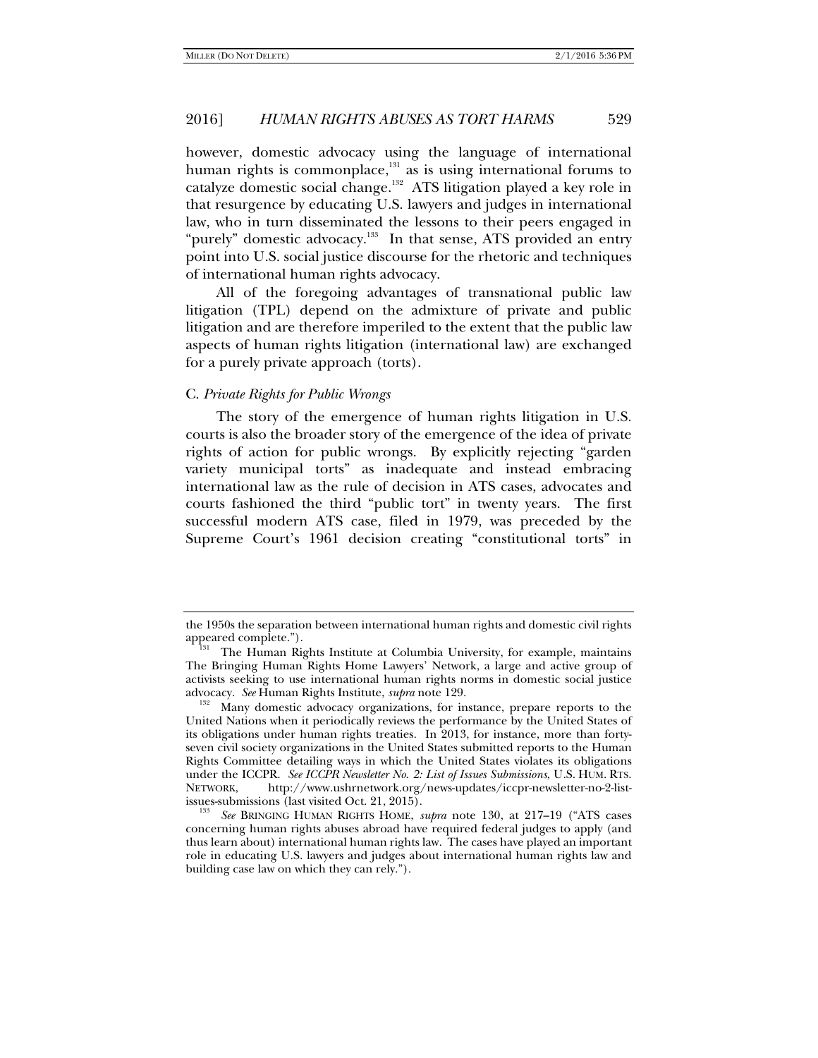however, domestic advocacy using the language of international human rights is commonplace,[131] as is using international forums to catalyze domestic social change.[132] ATS litigation played a key role in that resurgence by educating U.S. lawyers and judges in international law, who in turn disseminated the lessons to their peers engaged in "purely" domestic advocacy.[133] In that sense, ATS provided an entry point into U.S. social justice discourse for the rhetoric and techniques of international human rights advocacy.

All of the foregoing advantages of transnational public law litigation (TPL) depend on the admixture of private and public litigation and are therefore imperiled to the extent that the public law aspects of human rights litigation (international law) are exchanged for a purely private approach (torts).

### C. *Private Rights for Public Wrongs*

The story of the emergence of human rights litigation in U.S. courts is also the broader story of the emergence of the idea of private rights of action for public wrongs. By explicitly rejecting "garden variety municipal torts" as inadequate and instead embracing international law as the rule of decision in ATS cases, advocates and courts fashioned the third "public tort" in twenty years. The first successful modern ATS case, filed in 1979, was preceded by the Supreme Court's 1961 decision creating "constitutional torts" in

---

the 1950s the separation between international human rights and domestic civil rights appeared complete.").

[131] The Human Rights Institute at Columbia University, for example, maintains The Bringing Human Rights Home Lawyers' Network, a large and active group of activists seeking to use international human rights norms in domestic social justice advocacy. *See* Human Rights Institute, *supra* note 129.

[132] Many domestic advocacy organizations, for instance, prepare reports to the United Nations when it periodically reviews the performance by the United States of its obligations under human rights treaties. In 2013, for instance, more than forty-seven civil society organizations in the United States submitted reports to the Human Rights Committee detailing ways in which the United States violates its obligations under the ICCPR. *See ICCPR Newsletter No. 2: List of Issues Submissions*, U.S. HUM. RTS. NETWORK, http://www.ushrnetwork.org/news-updates/iccpr-newsletter-no-2-list-issues-submissions (last visited Oct. 21, 2015).

[133] *See* BRINGING HUMAN RIGHTS HOME, *supra* note 130, at 217–19 ("ATS cases concerning human rights abuses abroad have required federal judges to apply (and thus learn about) international human rights law. The cases have played an important role in educating U.S. lawyers and judges about international human rights law and building case law on which they can rely.").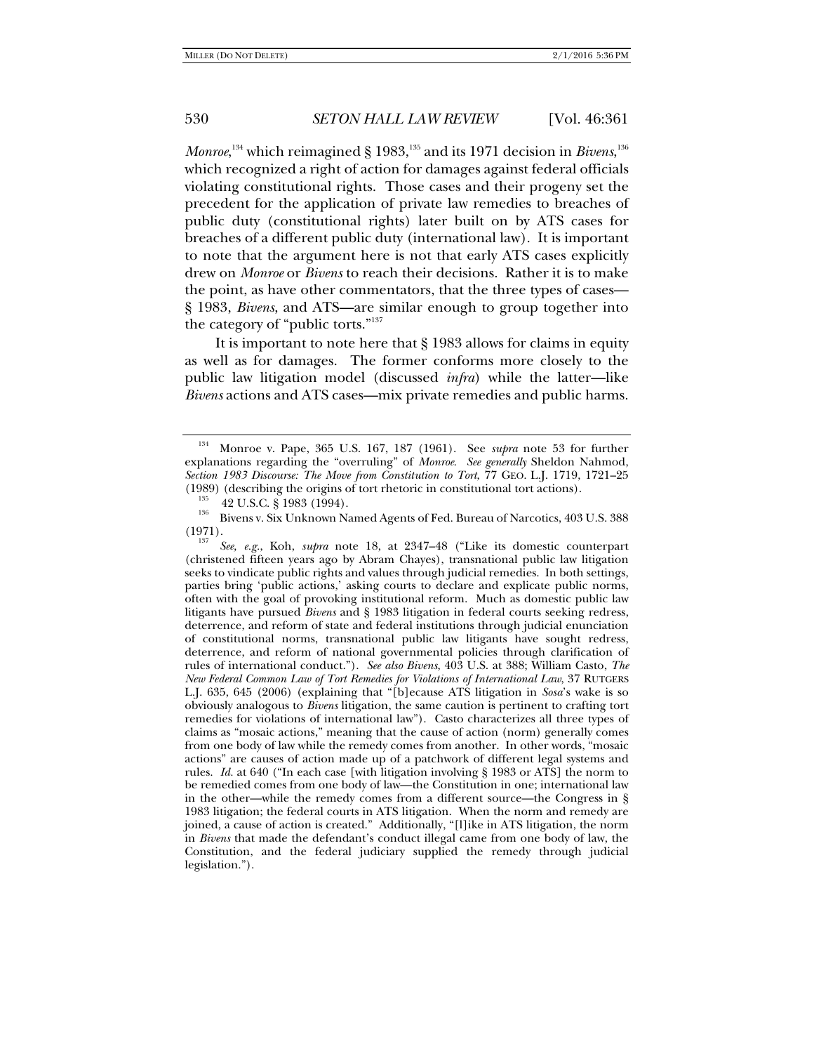*Monroe*,[134] which reimagined § 1983,[135] and its 1971 decision in *Bivens*,[136] which recognized a right of action for damages against federal officials violating constitutional rights. Those cases and their progeny set the precedent for the application of private law remedies to breaches of public duty (constitutional rights) later built on by ATS cases for breaches of a different public duty (international law). It is important to note that the argument here is not that early ATS cases explicitly drew on *Monroe* or *Bivens* to reach their decisions. Rather it is to make the point, as have other commentators, that the three types of cases—§ 1983, *Bivens*, and ATS—are similar enough to group together into the category of "public torts."[137]

It is important to note here that § 1983 allows for claims in equity as well as for damages. The former conforms more closely to the public law litigation model (discussed *infra*) while the latter—like *Bivens* actions and ATS cases—mix private remedies and public harms.

---

[134] Monroe v. Pape, 365 U.S. 167, 187 (1961). See *supra* note 53 for further explanations regarding the "overruling" of *Monroe*. *See generally* Sheldon Nahmod, *Section 1983 Discourse: The Move from Constitution to Tort*, 77 GEO. L.J. 1719, 1721–25 (1989) (describing the origins of tort rhetoric in constitutional tort actions).

[135] 42 U.S.C. § 1983 (1994).

[136] Bivens v. Six Unknown Named Agents of Fed. Bureau of Narcotics, 403 U.S. 388 (1971).

[137] *See, e.g.*, Koh, *supra* note 18, at 2347–48 ("Like its domestic counterpart (christened fifteen years ago by Abram Chayes), transnational public law litigation seeks to vindicate public rights and values through judicial remedies. In both settings, parties bring 'public actions,' asking courts to declare and explicate public norms, often with the goal of provoking institutional reform. Much as domestic public law litigants have pursued *Bivens* and § 1983 litigation in federal courts seeking redress, deterrence, and reform of state and federal institutions through judicial enunciation of constitutional norms, transnational public law litigants have sought redress, deterrence, and reform of national governmental policies through clarification of rules of international conduct."). *See also Bivens*, 403 U.S. at 388; William Casto, *The New Federal Common Law of Tort Remedies for Violations of International Law*, 37 RUTGERS L.J. 635, 645 (2006) (explaining that "[b]ecause ATS litigation in *Sosa*'s wake is so obviously analogous to *Bivens* litigation, the same caution is pertinent to crafting tort remedies for violations of international law"). Casto characterizes all three types of claims as "mosaic actions," meaning that the cause of action (norm) generally comes from one body of law while the remedy comes from another. In other words, "mosaic actions" are causes of action made up of a patchwork of different legal systems and rules. *Id.* at 640 ("In each case [with litigation involving § 1983 or ATS] the norm to be remedied comes from one body of law—the Constitution in one; international law in the other—while the remedy comes from a different source—the Congress in § 1983 litigation; the federal courts in ATS litigation. When the norm and remedy are joined, a cause of action is created." Additionally, "[l]ike in ATS litigation, the norm in *Bivens* that made the defendant's conduct illegal came from one body of law, the Constitution, and the federal judiciary supplied the remedy through judicial legislation.").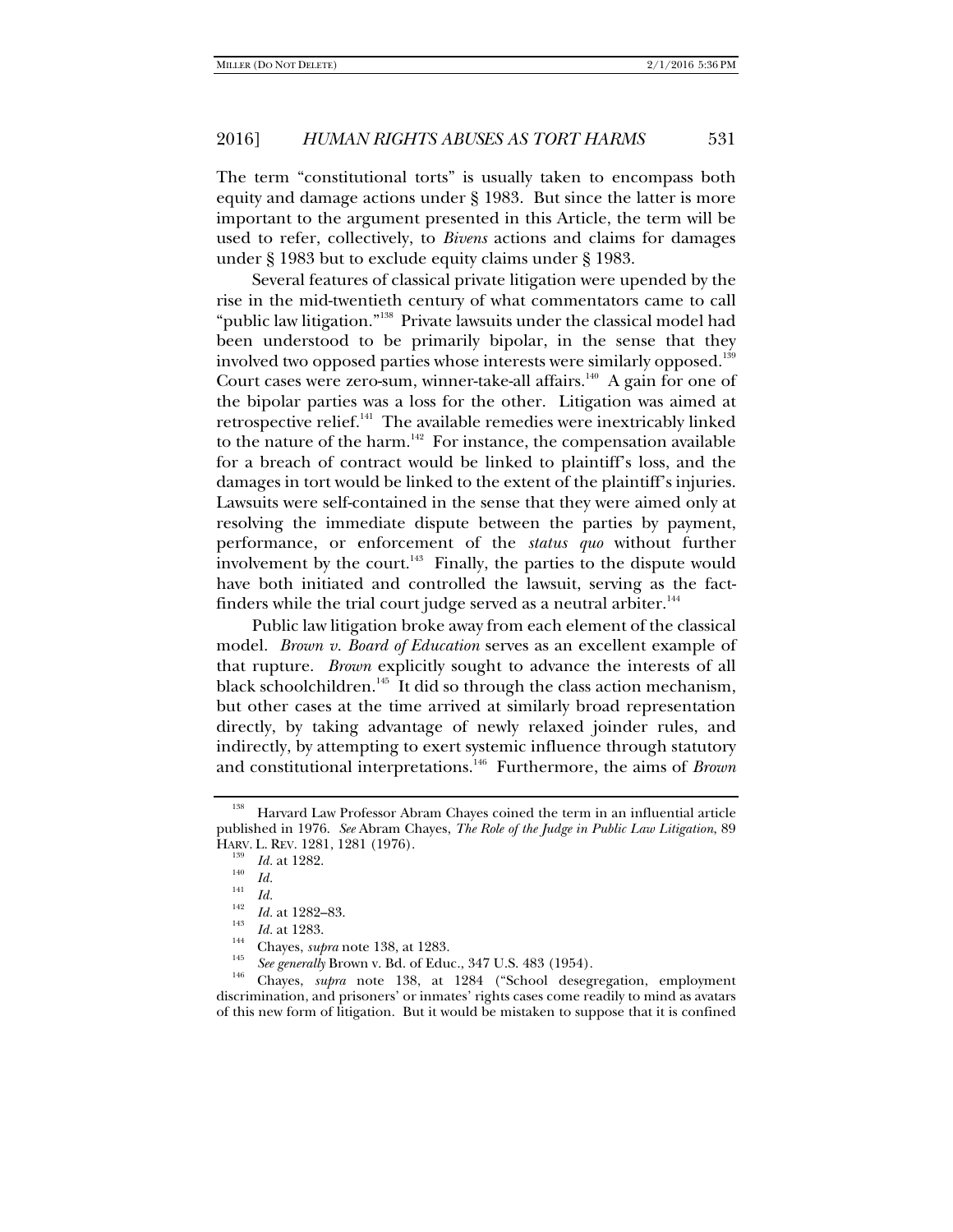The term "constitutional torts" is usually taken to encompass both equity and damage actions under § 1983. But since the latter is more important to the argument presented in this Article, the term will be used to refer, collectively, to *Bivens* actions and claims for damages under § 1983 but to exclude equity claims under § 1983.

Several features of classical private litigation were upended by the rise in the mid-twentieth century of what commentators came to call "public law litigation."[138] Private lawsuits under the classical model had been understood to be primarily bipolar, in the sense that they involved two opposed parties whose interests were similarly opposed.[139] Court cases were zero-sum, winner-take-all affairs.[140] A gain for one of the bipolar parties was a loss for the other. Litigation was aimed at retrospective relief.[141] The available remedies were inextricably linked to the nature of the harm.[142] For instance, the compensation available for a breach of contract would be linked to plaintiff's loss, and the damages in tort would be linked to the extent of the plaintiff's injuries. Lawsuits were self-contained in the sense that they were aimed only at resolving the immediate dispute between the parties by payment, performance, or enforcement of the *status quo* without further involvement by the court.[143] Finally, the parties to the dispute would have both initiated and controlled the lawsuit, serving as the fact-finders while the trial court judge served as a neutral arbiter.[144]

Public law litigation broke away from each element of the classical model. *Brown v. Board of Education* serves as an excellent example of that rupture. *Brown* explicitly sought to advance the interests of all black schoolchildren.[145] It did so through the class action mechanism, but other cases at the time arrived at similarly broad representation directly, by taking advantage of newly relaxed joinder rules, and indirectly, by attempting to exert systemic influence through statutory and constitutional interpretations.[146] Furthermore, the aims of *Brown*

---

[138] Harvard Law Professor Abram Chayes coined the term in an influential article published in 1976. *See* Abram Chayes, *The Role of the Judge in Public Law Litigation*, 89 HARV. L. REV. 1281, 1281 (1976).

[139] *Id.* at 1282.

[140] *Id.*

[141] *Id.*

[142] *Id.* at 1282–83.

[143] *Id.* at 1283.

[144] Chayes, *supra* note 138, at 1283.

[145] *See generally* Brown v. Bd. of Educ., 347 U.S. 483 (1954).

[146] Chayes, *supra* note 138, at 1284 ("School desegregation, employment discrimination, and prisoners' or inmates' rights cases come readily to mind as avatars of this new form of litigation. But it would be mistaken to suppose that it is confined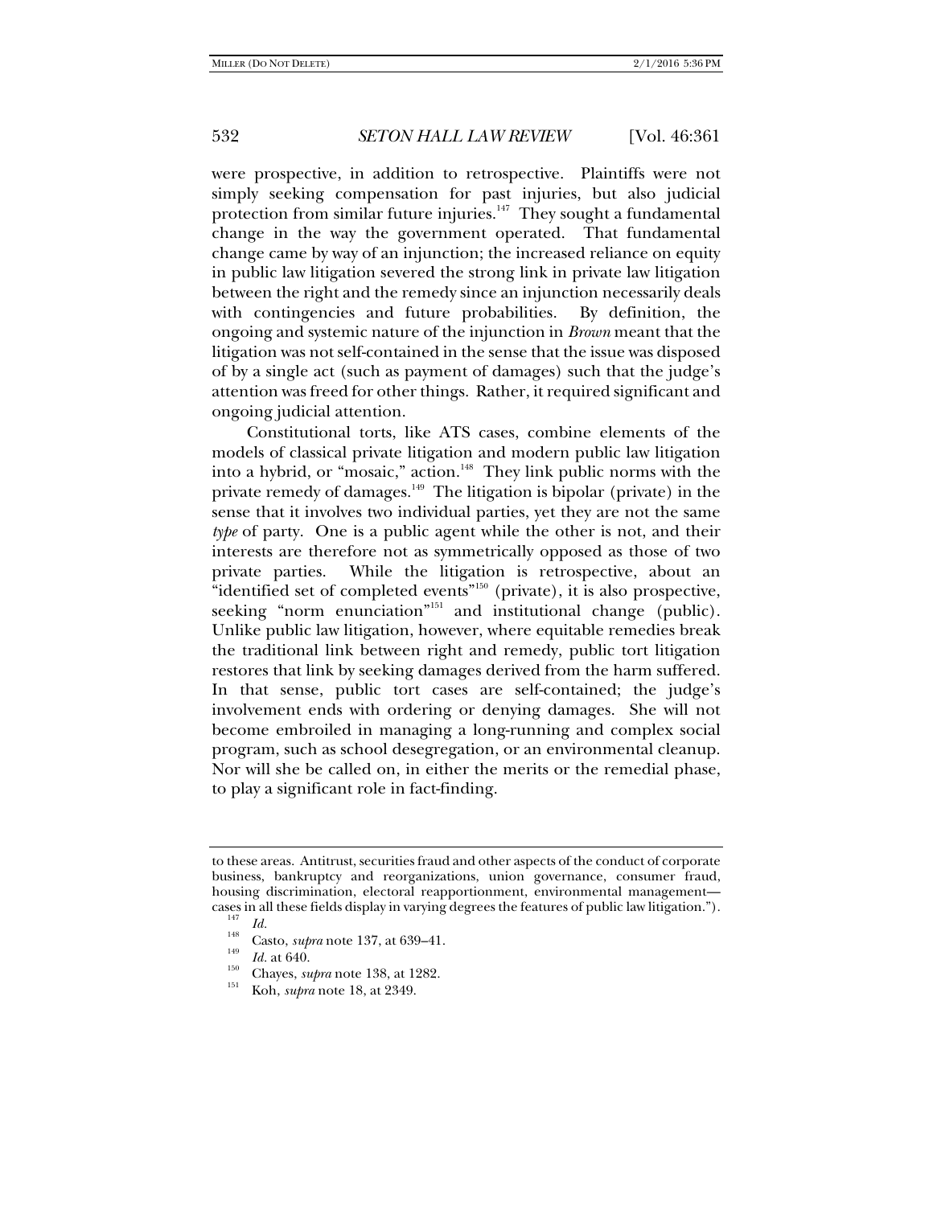were prospective, in addition to retrospective. Plaintiffs were not simply seeking compensation for past injuries, but also judicial protection from similar future injuries.[147] They sought a fundamental change in the way the government operated. That fundamental change came by way of an injunction; the increased reliance on equity in public law litigation severed the strong link in private law litigation between the right and the remedy since an injunction necessarily deals with contingencies and future probabilities. By definition, the ongoing and systemic nature of the injunction in *Brown* meant that the litigation was not self-contained in the sense that the issue was disposed of by a single act (such as payment of damages) such that the judge's attention was freed for other things. Rather, it required significant and ongoing judicial attention.

Constitutional torts, like ATS cases, combine elements of the models of classical private litigation and modern public law litigation into a hybrid, or "mosaic," action.[148] They link public norms with the private remedy of damages.[149] The litigation is bipolar (private) in the sense that it involves two individual parties, yet they are not the same *type* of party. One is a public agent while the other is not, and their interests are therefore not as symmetrically opposed as those of two private parties. While the litigation is retrospective, about an "identified set of completed events"[150] (private), it is also prospective, seeking "norm enunciation"[151] and institutional change (public). Unlike public law litigation, however, where equitable remedies break the traditional link between right and remedy, public tort litigation restores that link by seeking damages derived from the harm suffered. In that sense, public tort cases are self-contained; the judge's involvement ends with ordering or denying damages. She will not become embroiled in managing a long-running and complex social program, such as school desegregation, or an environmental cleanup. Nor will she be called on, in either the merits or the remedial phase, to play a significant role in fact-finding.

---

to these areas. Antitrust, securities fraud and other aspects of the conduct of corporate business, bankruptcy and reorganizations, union governance, consumer fraud, housing discrimination, electoral reapportionment, environmental management—cases in all these fields display in varying degrees the features of public law litigation.").

[147] *Id.*

[148] Casto, *supra* note 137, at 639–41.

[149] *Id.* at 640.

[150] Chayes, *supra* note 138, at 1282.

[151] Koh, *supra* note 18, at 2349.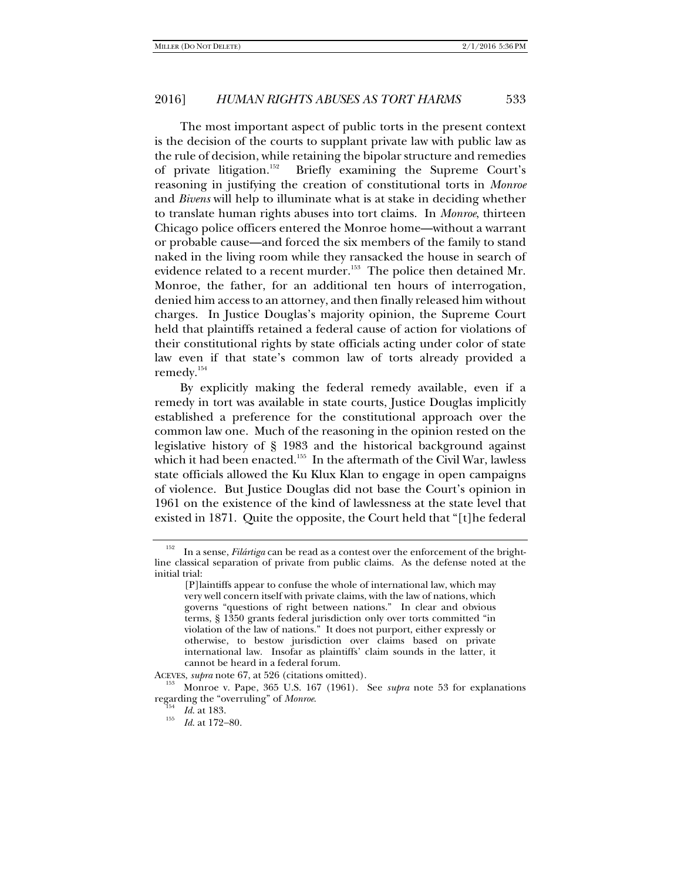The most important aspect of public torts in the present context is the decision of the courts to supplant private law with public law as the rule of decision, while retaining the bipolar structure and remedies of private litigation.[152] Briefly examining the Supreme Court's reasoning in justifying the creation of constitutional torts in *Monroe* and *Bivens* will help to illuminate what is at stake in deciding whether to translate human rights abuses into tort claims. In *Monroe*, thirteen Chicago police officers entered the Monroe home—without a warrant or probable cause—and forced the six members of the family to stand naked in the living room while they ransacked the house in search of evidence related to a recent murder.[153] The police then detained Mr. Monroe, the father, for an additional ten hours of interrogation, denied him access to an attorney, and then finally released him without charges. In Justice Douglas's majority opinion, the Supreme Court held that plaintiffs retained a federal cause of action for violations of their constitutional rights by state officials acting under color of state law even if that state's common law of torts already provided a remedy.[154]

By explicitly making the federal remedy available, even if a remedy in tort was available in state courts, Justice Douglas implicitly established a preference for the constitutional approach over the common law one. Much of the reasoning in the opinion rested on the legislative history of § 1983 and the historical background against which it had been enacted.[155] In the aftermath of the Civil War, lawless state officials allowed the Ku Klux Klan to engage in open campaigns of violence. But Justice Douglas did not base the Court's opinion in 1961 on the existence of the kind of lawlessness at the state level that existed in 1871. Quite the opposite, the Court held that "[t]he federal

---

[152] In a sense, *Filártiga* can be read as a contest over the enforcement of the bright-line classical separation of private from public claims. As the defense noted at the initial trial:

> [P]laintiffs appear to confuse the whole of international law, which may very well concern itself with private claims, with the law of nations, which governs "questions of right between nations." In clear and obvious terms, § 1350 grants federal jurisdiction only over torts committed "in violation of the law of nations." It does not purport, either expressly or otherwise, to bestow jurisdiction over claims based on private international law. Insofar as plaintiffs' claim sounds in the latter, it cannot be heard in a federal forum.

ACEVES, *supra* note 67, at 526 (citations omitted).

[153] Monroe v. Pape, 365 U.S. 167 (1961). See *supra* note 53 for explanations regarding the "overruling" of *Monroe*.

[154] *Id.* at 183.

[155] *Id.* at 172–80.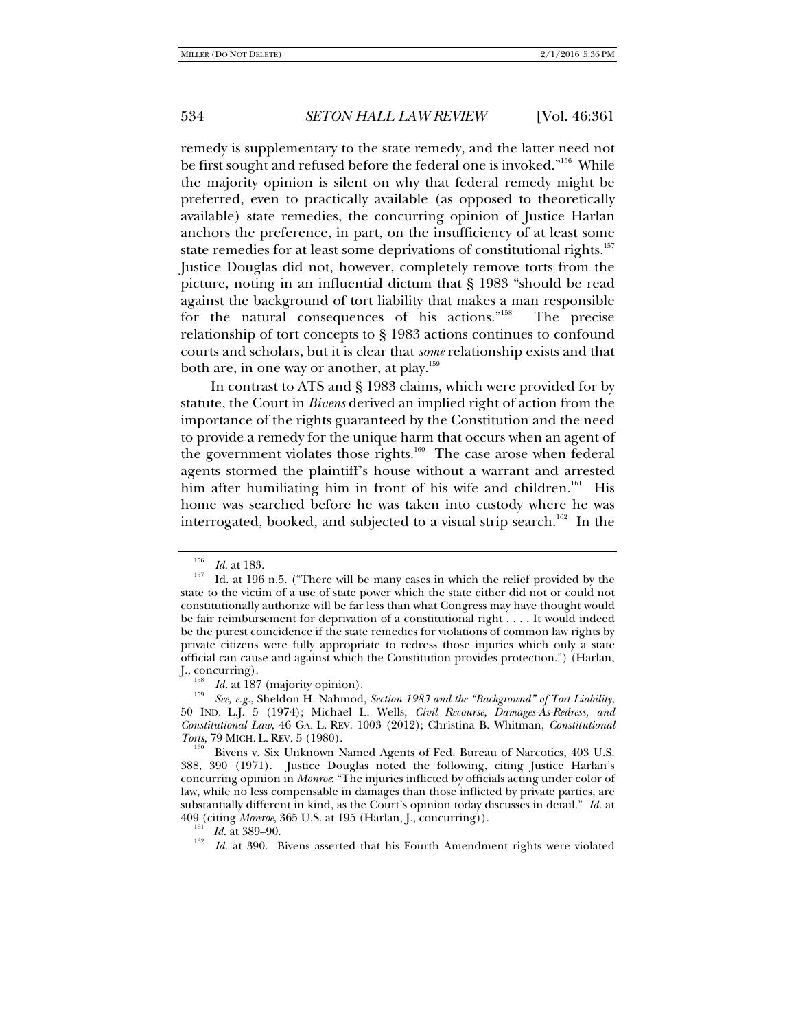remedy is supplementary to the state remedy, and the latter need not be first sought and refused before the federal one is invoked."[156] While the majority opinion is silent on why that federal remedy might be preferred, even to practically available (as opposed to theoretically available) state remedies, the concurring opinion of Justice Harlan anchors the preference, in part, on the insufficiency of at least some state remedies for at least some deprivations of constitutional rights.[157] Justice Douglas did not, however, completely remove torts from the picture, noting in an influential dictum that § 1983 "should be read against the background of tort liability that makes a man responsible for the natural consequences of his actions."[158] The precise relationship of tort concepts to § 1983 actions continues to confound courts and scholars, but it is clear that *some* relationship exists and that both are, in one way or another, at play.[159]

In contrast to ATS and § 1983 claims, which were provided for by statute, the Court in *Bivens* derived an implied right of action from the importance of the rights guaranteed by the Constitution and the need to provide a remedy for the unique harm that occurs when an agent of the government violates those rights.[160] The case arose when federal agents stormed the plaintiff's house without a warrant and arrested him after humiliating him in front of his wife and children.[161] His home was searched before he was taken into custody where he was interrogated, booked, and subjected to a visual strip search.[162] In the

---

[156] *Id.* at 183.

[157] Id. at 196 n.5. ("There will be many cases in which the relief provided by the state to the victim of a use of state power which the state either did not or could not constitutionally authorize will be far less than what Congress may have thought would be fair reimbursement for deprivation of a constitutional right . . . . It would indeed be the purest coincidence if the state remedies for violations of common law rights by private citizens were fully appropriate to redress those injuries which only a state official can cause and against which the Constitution provides protection.") (Harlan, J., concurring).

[158] *Id.* at 187 (majority opinion).

[159] *See, e.g.*, Sheldon H. Nahmod, *Section 1983 and the "Background" of Tort Liability*, 50 IND. L.J. 5 (1974); Michael L. Wells, *Civil Recourse, Damages-As-Redress, and Constitutional Law*, 46 GA. L. REV. 1003 (2012); Christina B. Whitman, *Constitutional Torts*, 79 MICH. L. REV. 5 (1980).

[160] Bivens v. Six Unknown Named Agents of Fed. Bureau of Narcotics, 403 U.S. 388, 390 (1971). Justice Douglas noted the following, citing Justice Harlan's concurring opinion in *Monroe*: "The injuries inflicted by officials acting under color of law, while no less compensable in damages than those inflicted by private parties, are substantially different in kind, as the Court's opinion today discusses in detail." *Id.* at 409 (citing *Monroe*, 365 U.S. at 195 (Harlan, J., concurring)).

[161] *Id.* at 389–90.

[162] *Id.* at 390. Bivens asserted that his Fourth Amendment rights were violated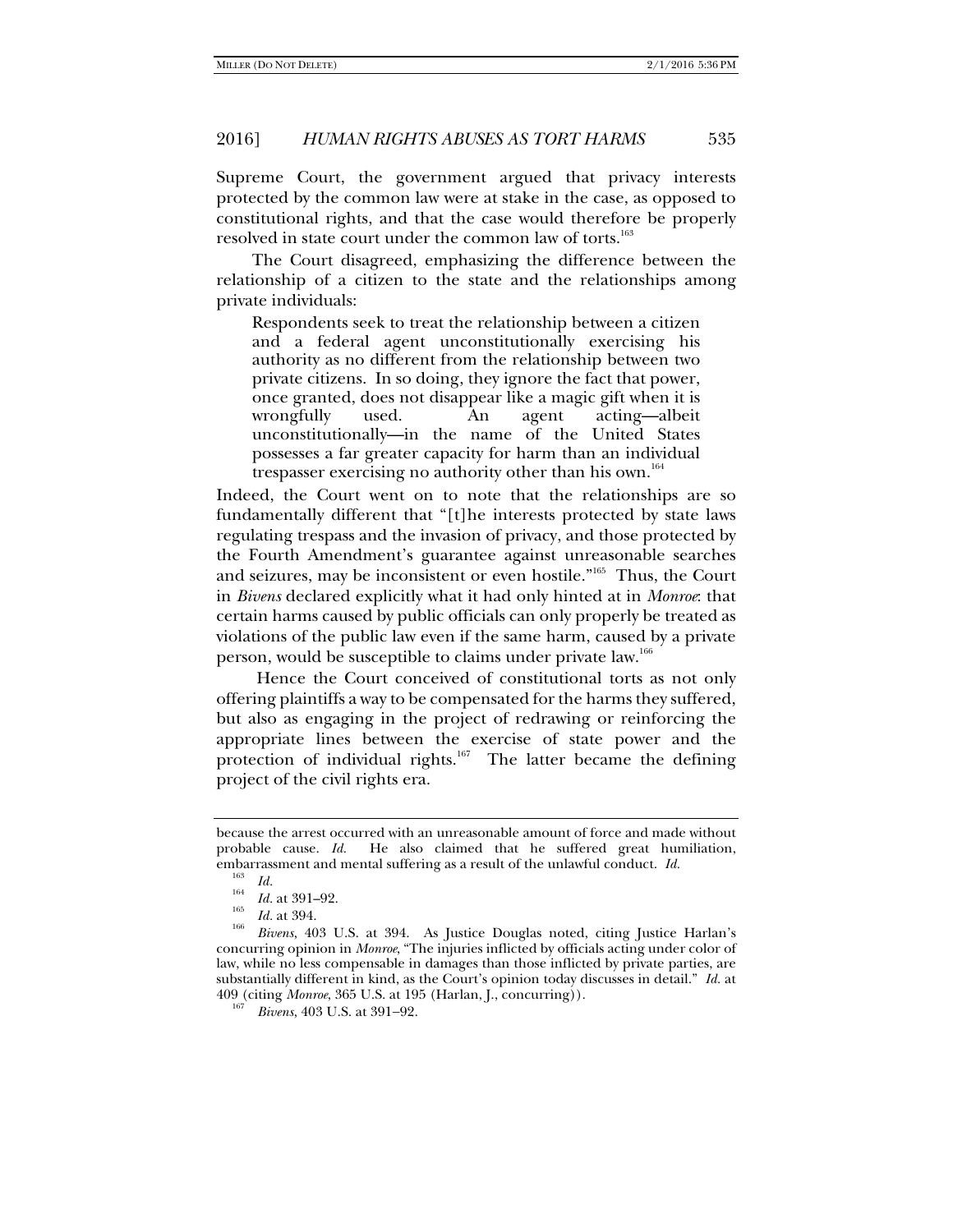Supreme Court, the government argued that privacy interests protected by the common law were at stake in the case, as opposed to constitutional rights, and that the case would therefore be properly resolved in state court under the common law of torts.[163]

The Court disagreed, emphasizing the difference between the relationship of a citizen to the state and the relationships among private individuals:

> Respondents seek to treat the relationship between a citizen and a federal agent unconstitutionally exercising his authority as no different from the relationship between two private citizens. In so doing, they ignore the fact that power, once granted, does not disappear like a magic gift when it is wrongfully used. An agent acting—albeit unconstitutionally—in the name of the United States possesses a far greater capacity for harm than an individual trespasser exercising no authority other than his own.[164]

Indeed, the Court went on to note that the relationships are so fundamentally different that "[t]he interests protected by state laws regulating trespass and the invasion of privacy, and those protected by the Fourth Amendment's guarantee against unreasonable searches and seizures, may be inconsistent or even hostile."[165] Thus, the Court in *Bivens* declared explicitly what it had only hinted at in *Monroe*: that certain harms caused by public officials can only properly be treated as violations of the public law even if the same harm, caused by a private person, would be susceptible to claims under private law.[166]

Hence the Court conceived of constitutional torts as not only offering plaintiffs a way to be compensated for the harms they suffered, but also as engaging in the project of redrawing or reinforcing the appropriate lines between the exercise of state power and the protection of individual rights.[167] The latter became the defining project of the civil rights era.

---

because the arrest occurred with an unreasonable amount of force and made without probable cause. *Id.* He also claimed that he suffered great humiliation, embarrassment and mental suffering as a result of the unlawful conduct. *Id.*

[163] *Id.*

[164] *Id.* at 391–92.

[165] *Id.* at 394.

[166] *Bivens*, 403 U.S. at 394. As Justice Douglas noted, citing Justice Harlan's concurring opinion in *Monroe*, "The injuries inflicted by officials acting under color of law, while no less compensable in damages than those inflicted by private parties, are substantially different in kind, as the Court's opinion today discusses in detail." *Id.* at 409 (citing *Monroe*, 365 U.S. at 195 (Harlan, J., concurring)).

[167] *Bivens*, 403 U.S. at 391–92.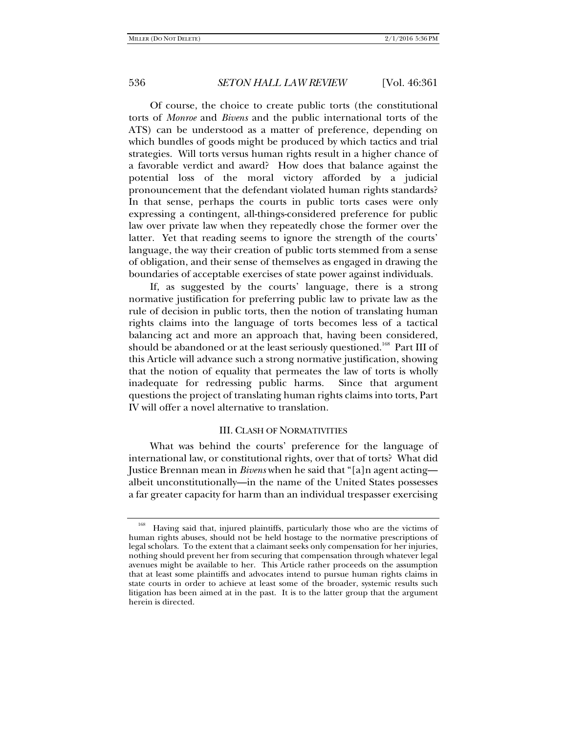Of course, the choice to create public torts (the constitutional torts of *Monroe* and *Bivens* and the public international torts of the ATS) can be understood as a matter of preference, depending on which bundles of goods might be produced by which tactics and trial strategies. Will torts versus human rights result in a higher chance of a favorable verdict and award? How does that balance against the potential loss of the moral victory afforded by a judicial pronouncement that the defendant violated human rights standards? In that sense, perhaps the courts in public torts cases were only expressing a contingent, all-things-considered preference for public law over private law when they repeatedly chose the former over the latter. Yet that reading seems to ignore the strength of the courts' language, the way their creation of public torts stemmed from a sense of obligation, and their sense of themselves as engaged in drawing the boundaries of acceptable exercises of state power against individuals.

If, as suggested by the courts' language, there is a strong normative justification for preferring public law to private law as the rule of decision in public torts, then the notion of translating human rights claims into the language of torts becomes less of a tactical balancing act and more an approach that, having been considered, should be abandoned or at the least seriously questioned.[168] Part III of this Article will advance such a strong normative justification, showing that the notion of equality that permeates the law of torts is wholly inadequate for redressing public harms. Since that argument questions the project of translating human rights claims into torts, Part IV will offer a novel alternative to translation.

## III. Clash of Normativities

What was behind the courts' preference for the language of international law, or constitutional rights, over that of torts? What did Justice Brennan mean in *Bivens* when he said that "[a]n agent acting—albeit unconstitutionally—in the name of the United States possesses a far greater capacity for harm than an individual trespasser exercising

---

[168] Having said that, injured plaintiffs, particularly those who are the victims of human rights abuses, should not be held hostage to the normative prescriptions of legal scholars. To the extent that a claimant seeks only compensation for her injuries, nothing should prevent her from securing that compensation through whatever legal avenues might be available to her. This Article rather proceeds on the assumption that at least some plaintiffs and advocates intend to pursue human rights claims in state courts in order to achieve at least some of the broader, systemic results such litigation has been aimed at in the past. It is to the latter group that the argument herein is directed.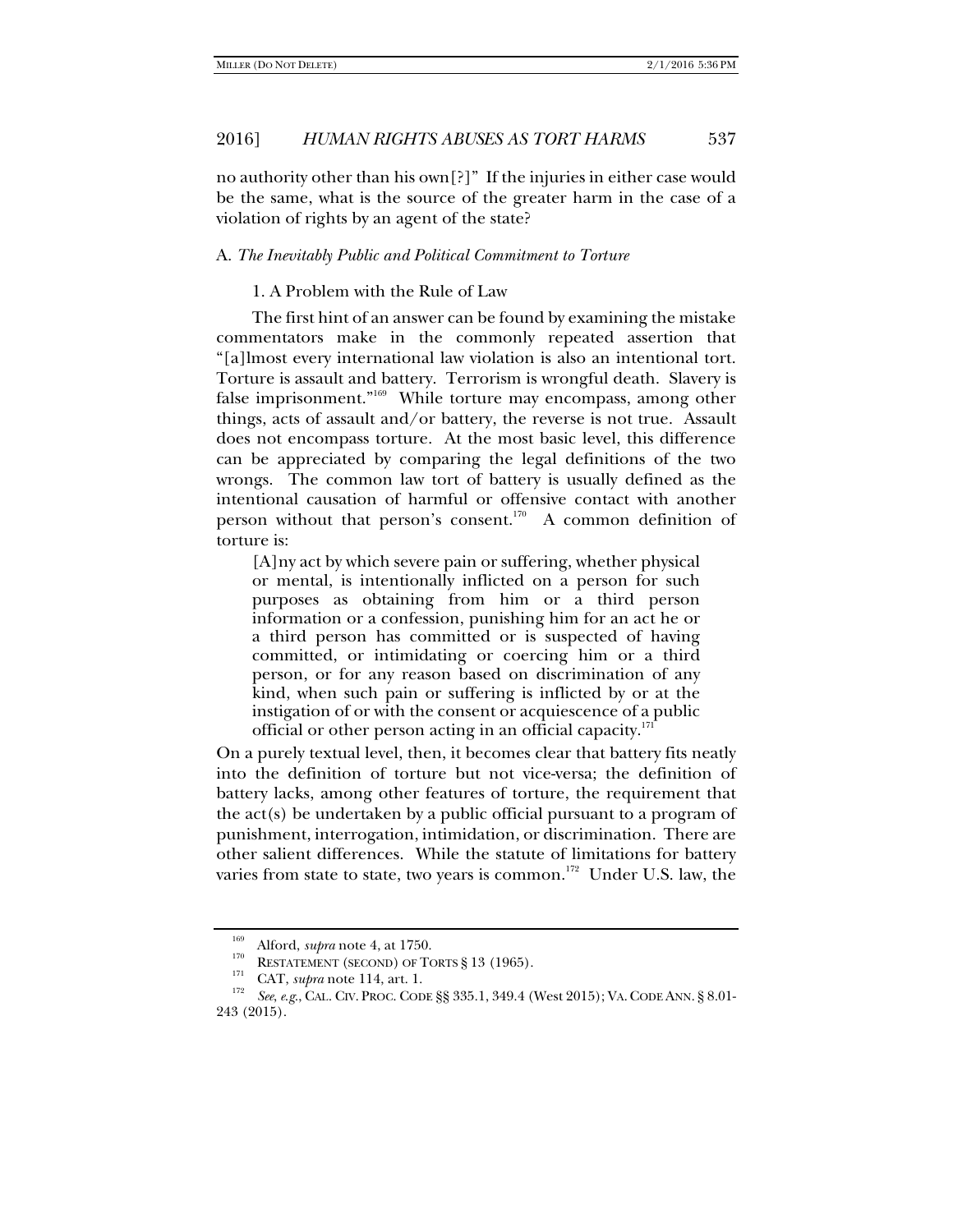no authority other than his own[?]" If the injuries in either case would be the same, what is the source of the greater harm in the case of a violation of rights by an agent of the state?

### A. *The Inevitably Public and Political Commitment to Torture*

#### 1. A Problem with the Rule of Law

The first hint of an answer can be found by examining the mistake commentators make in the commonly repeated assertion that "[a]lmost every international law violation is also an intentional tort. Torture is assault and battery. Terrorism is wrongful death. Slavery is false imprisonment."[169] While torture may encompass, among other things, acts of assault and/or battery, the reverse is not true. Assault does not encompass torture. At the most basic level, this difference can be appreciated by comparing the legal definitions of the two wrongs. The common law tort of battery is usually defined as the intentional causation of harmful or offensive contact with another person without that person's consent.[170] A common definition of torture is:

> [A]ny act by which severe pain or suffering, whether physical or mental, is intentionally inflicted on a person for such purposes as obtaining from him or a third person information or a confession, punishing him for an act he or a third person has committed or is suspected of having committed, or intimidating or coercing him or a third person, or for any reason based on discrimination of any kind, when such pain or suffering is inflicted by or at the instigation of or with the consent or acquiescence of a public official or other person acting in an official capacity.[171]

On a purely textual level, then, it becomes clear that battery fits neatly into the definition of torture but not vice-versa; the definition of battery lacks, among other features of torture, the requirement that the act(s) be undertaken by a public official pursuant to a program of punishment, interrogation, intimidation, or discrimination. There are other salient differences. While the statute of limitations for battery varies from state to state, two years is common.[172] Under U.S. law, the

---

[169] Alford, *supra* note 4, at 1750.

[170] RESTATEMENT (SECOND) OF TORTS § 13 (1965).

[171] CAT, *supra* note 114, art. 1.

[172] *See, e.g.*, CAL. CIV. PROC. CODE §§ 335.1, 349.4 (West 2015); VA. CODE ANN. § 8.01-243 (2015).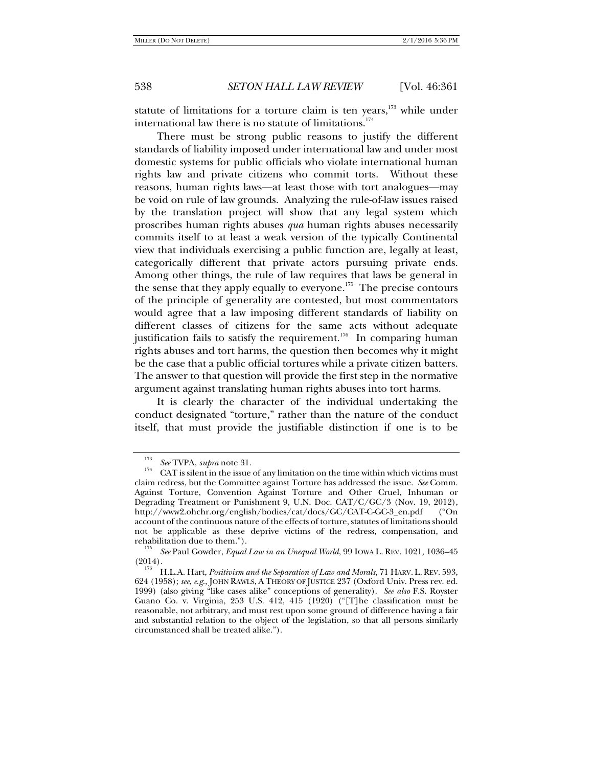statute of limitations for a torture claim is ten years,[173] while under international law there is no statute of limitations.[174]

There must be strong public reasons to justify the different standards of liability imposed under international law and under most domestic systems for public officials who violate international human rights law and private citizens who commit torts. Without these reasons, human rights laws—at least those with tort analogues—may be void on rule of law grounds. Analyzing the rule-of-law issues raised by the translation project will show that any legal system which proscribes human rights abuses *qua* human rights abuses necessarily commits itself to at least a weak version of the typically Continental view that individuals exercising a public function are, legally at least, categorically different that private actors pursuing private ends. Among other things, the rule of law requires that laws be general in the sense that they apply equally to everyone.[175] The precise contours of the principle of generality are contested, but most commentators would agree that a law imposing different standards of liability on different classes of citizens for the same acts without adequate justification fails to satisfy the requirement.[176] In comparing human rights abuses and tort harms, the question then becomes why it might be the case that a public official tortures while a private citizen batters. The answer to that question will provide the first step in the normative argument against translating human rights abuses into tort harms.

It is clearly the character of the individual undertaking the conduct designated "torture," rather than the nature of the conduct itself, that must provide the justifiable distinction if one is to be

---

[173] *See* TVPA, *supra* note 31.

[174] CAT is silent in the issue of any limitation on the time within which victims must claim redress, but the Committee against Torture has addressed the issue. *See* Comm. Against Torture, Convention Against Torture and Other Cruel, Inhuman or Degrading Treatment or Punishment 9, U.N. Doc. CAT/C/GC/3 (Nov. 19, 2012), http://www2.ohchr.org/english/bodies/cat/docs/GC/CAT-C-GC-3_en.pdf ("On account of the continuous nature of the effects of torture, statutes of limitations should not be applicable as these deprive victims of the redress, compensation, and rehabilitation due to them.").

[175] *See* Paul Gowder, *Equal Law in an Unequal World*, 99 IOWA L. REV. 1021, 1036–45 (2014).

[176] H.L.A. Hart, *Positivism and the Separation of Law and Morals*, 71 HARV. L. REV. 593, 624 (1958); *see, e.g.*, JOHN RAWLS, A THEORY OF JUSTICE 237 (Oxford Univ. Press rev. ed. 1999) (also giving "like cases alike" conceptions of generality). *See also* F.S. Royster Guano Co. v. Virginia, 253 U.S. 412, 415 (1920) ("[T]he classification must be reasonable, not arbitrary, and must rest upon some ground of difference having a fair and substantial relation to the object of the legislation, so that all persons similarly circumstanced shall be treated alike.").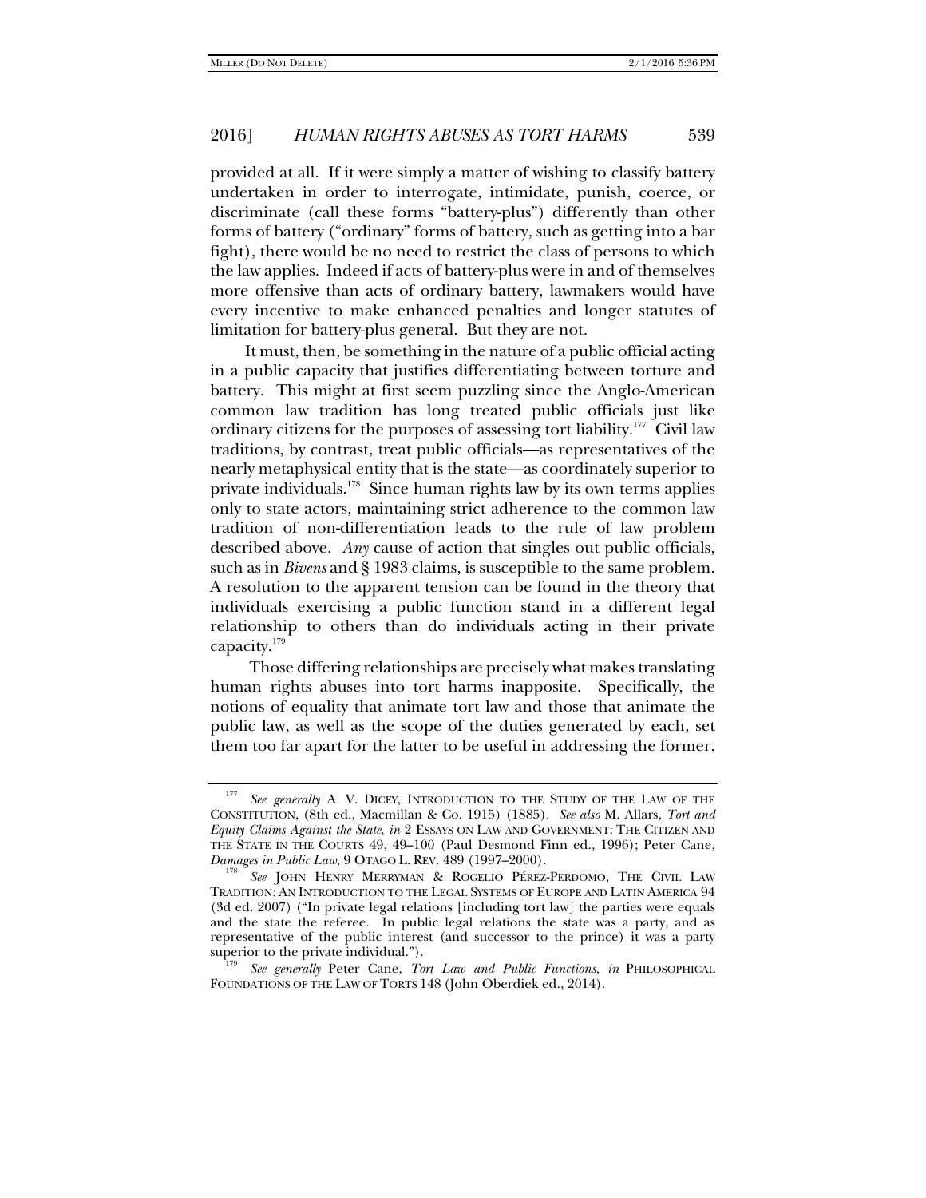provided at all. If it were simply a matter of wishing to classify battery undertaken in order to interrogate, intimidate, punish, coerce, or discriminate (call these forms "battery-plus") differently than other forms of battery ("ordinary" forms of battery, such as getting into a bar fight), there would be no need to restrict the class of persons to which the law applies. Indeed if acts of battery-plus were in and of themselves more offensive than acts of ordinary battery, lawmakers would have every incentive to make enhanced penalties and longer statutes of limitation for battery-plus general. But they are not.

It must, then, be something in the nature of a public official acting in a public capacity that justifies differentiating between torture and battery. This might at first seem puzzling since the Anglo-American common law tradition has long treated public officials just like ordinary citizens for the purposes of assessing tort liability.[177] Civil law traditions, by contrast, treat public officials—as representatives of the nearly metaphysical entity that is the state—as coordinately superior to private individuals.[178] Since human rights law by its own terms applies only to state actors, maintaining strict adherence to the common law tradition of non-differentiation leads to the rule of law problem described above. *Any* cause of action that singles out public officials, such as in *Bivens* and § 1983 claims, is susceptible to the same problem. A resolution to the apparent tension can be found in the theory that individuals exercising a public function stand in a different legal relationship to others than do individuals acting in their private capacity.[179]

Those differing relationships are precisely what makes translating human rights abuses into tort harms inapposite. Specifically, the notions of equality that animate tort law and those that animate the public law, as well as the scope of the duties generated by each, set them too far apart for the latter to be useful in addressing the former.

---

[177] *See generally* A. V. DICEY, INTRODUCTION TO THE STUDY OF THE LAW OF THE CONSTITUTION, (8th ed., Macmillan & Co. 1915) (1885). *See also* M. Allars, *Tort and Equity Claims Against the State*, *in* 2 ESSAYS ON LAW AND GOVERNMENT: THE CITIZEN AND THE STATE IN THE COURTS 49, 49–100 (Paul Desmond Finn ed., 1996); Peter Cane, *Damages in Public Law*, 9 OTAGO L. REV. 489 (1997–2000).

[178] *See* JOHN HENRY MERRYMAN & ROGELIO PÉREZ-PERDOMO, THE CIVIL LAW TRADITION: AN INTRODUCTION TO THE LEGAL SYSTEMS OF EUROPE AND LATIN AMERICA 94 (3d ed. 2007) ("In private legal relations [including tort law] the parties were equals and the state the referee. In public legal relations the state was a party, and as representative of the public interest (and successor to the prince) it was a party superior to the private individual.").

[179] *See generally* Peter Cane, *Tort Law and Public Functions*, *in* PHILOSOPHICAL FOUNDATIONS OF THE LAW OF TORTS 148 (John Oberdiek ed., 2014).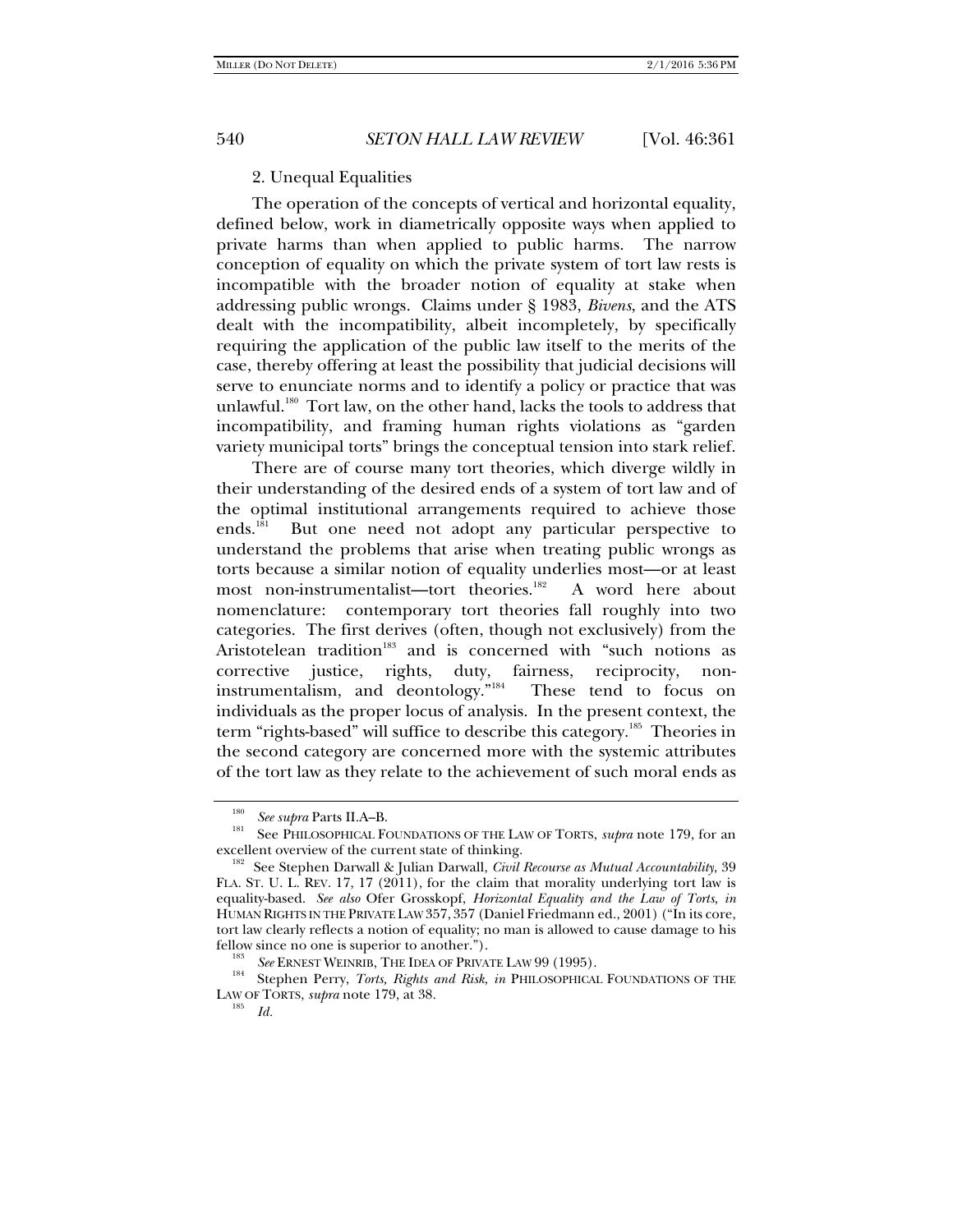### 2. Unequal Equalities

The operation of the concepts of vertical and horizontal equality, defined below, work in diametrically opposite ways when applied to private harms than when applied to public harms. The narrow conception of equality on which the private system of tort law rests is incompatible with the broader notion of equality at stake when addressing public wrongs. Claims under § 1983, *Bivens*, and the ATS dealt with the incompatibility, albeit incompletely, by specifically requiring the application of the public law itself to the merits of the case, thereby offering at least the possibility that judicial decisions will serve to enunciate norms and to identify a policy or practice that was unlawful.[180] Tort law, on the other hand, lacks the tools to address that incompatibility, and framing human rights violations as "garden variety municipal torts" brings the conceptual tension into stark relief.

There are of course many tort theories, which diverge wildly in their understanding of the desired ends of a system of tort law and of the optimal institutional arrangements required to achieve those ends.[181] But one need not adopt any particular perspective to understand the problems that arise when treating public wrongs as torts because a similar notion of equality underlies most—or at least most non-instrumentalist—tort theories.[182] A word here about nomenclature: contemporary tort theories fall roughly into two categories. The first derives (often, though not exclusively) from the Aristotelean tradition[183] and is concerned with "such notions as corrective justice, rights, duty, fairness, reciprocity, non-instrumentalism, and deontology."[184] These tend to focus on individuals as the proper locus of analysis. In the present context, the term "rights-based" will suffice to describe this category.[185] Theories in the second category are concerned more with the systemic attributes of the tort law as they relate to the achievement of such moral ends as

---

[180] *See supra* Parts II.A–B.

[181] See PHILOSOPHICAL FOUNDATIONS OF THE LAW OF TORTS, *supra* note 179, for an excellent overview of the current state of thinking.

[182] See Stephen Darwall & Julian Darwall, *Civil Recourse as Mutual Accountability*, 39 FLA. ST. U. L. REV. 17, 17 (2011), for the claim that morality underlying tort law is equality-based. *See also* Ofer Grosskopf, *Horizontal Equality and the Law of Torts*, *in* HUMAN RIGHTS IN THE PRIVATE LAW 357, 357 (Daniel Friedmann ed., 2001) ("In its core, tort law clearly reflects a notion of equality; no man is allowed to cause damage to his fellow since no one is superior to another.").

[183] *See* ERNEST WEINRIB, THE IDEA OF PRIVATE LAW 99 (1995).

[184] Stephen Perry, *Torts, Rights and Risk*, *in* PHILOSOPHICAL FOUNDATIONS OF THE LAW OF TORTS, *supra* note 179, at 38.

[185] *Id.*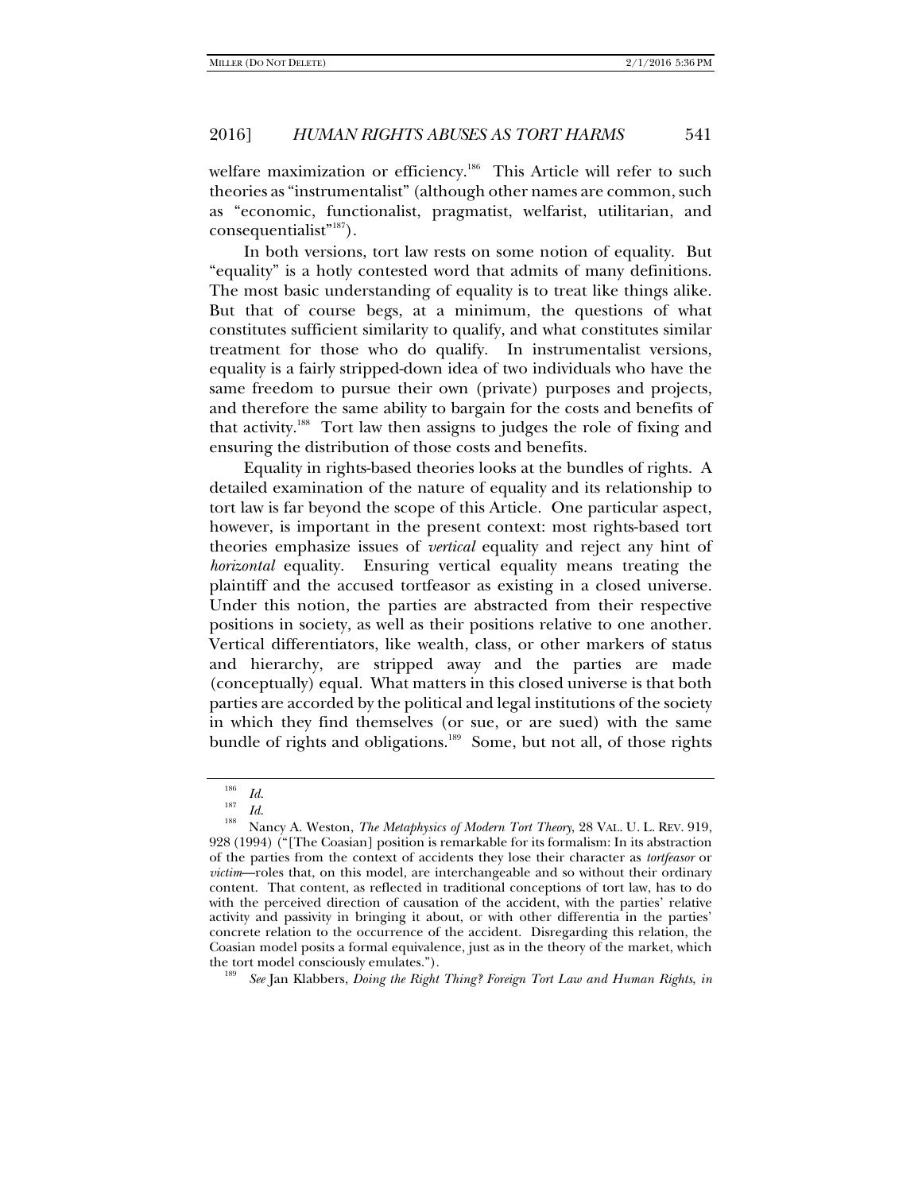welfare maximization or efficiency.[186] This Article will refer to such theories as "instrumentalist" (although other names are common, such as "economic, functionalist, pragmatist, welfarist, utilitarian, and consequentialist"[187]).

In both versions, tort law rests on some notion of equality. But "equality" is a hotly contested word that admits of many definitions. The most basic understanding of equality is to treat like things alike. But that of course begs, at a minimum, the questions of what constitutes sufficient similarity to qualify, and what constitutes similar treatment for those who do qualify. In instrumentalist versions, equality is a fairly stripped-down idea of two individuals who have the same freedom to pursue their own (private) purposes and projects, and therefore the same ability to bargain for the costs and benefits of that activity.[188] Tort law then assigns to judges the role of fixing and ensuring the distribution of those costs and benefits.

Equality in rights-based theories looks at the bundles of rights. A detailed examination of the nature of equality and its relationship to tort law is far beyond the scope of this Article. One particular aspect, however, is important in the present context: most rights-based tort theories emphasize issues of *vertical* equality and reject any hint of *horizontal* equality. Ensuring vertical equality means treating the plaintiff and the accused tortfeasor as existing in a closed universe. Under this notion, the parties are abstracted from their respective positions in society, as well as their positions relative to one another. Vertical differentiators, like wealth, class, or other markers of status and hierarchy, are stripped away and the parties are made (conceptually) equal. What matters in this closed universe is that both parties are accorded by the political and legal institutions of the society in which they find themselves (or sue, or are sued) with the same bundle of rights and obligations.[189] Some, but not all, of those rights

---

[186] *Id.*

[187] *Id.*

[188] Nancy A. Weston, *The Metaphysics of Modern Tort Theory*, 28 VAL. U. L. REV. 919, 928 (1994) ("[The Coasian] position is remarkable for its formalism: In its abstraction of the parties from the context of accidents they lose their character as *tortfeasor* or *victim*—roles that, on this model, are interchangeable and so without their ordinary content. That content, as reflected in traditional conceptions of tort law, has to do with the perceived direction of causation of the accident, with the parties' relative activity and passivity in bringing it about, or with other differentia in the parties' concrete relation to the occurrence of the accident. Disregarding this relation, the Coasian model posits a formal equivalence, just as in the theory of the market, which the tort model consciously emulates.").

[189] *See* Jan Klabbers, *Doing the Right Thing? Foreign Tort Law and Human Rights*, *in*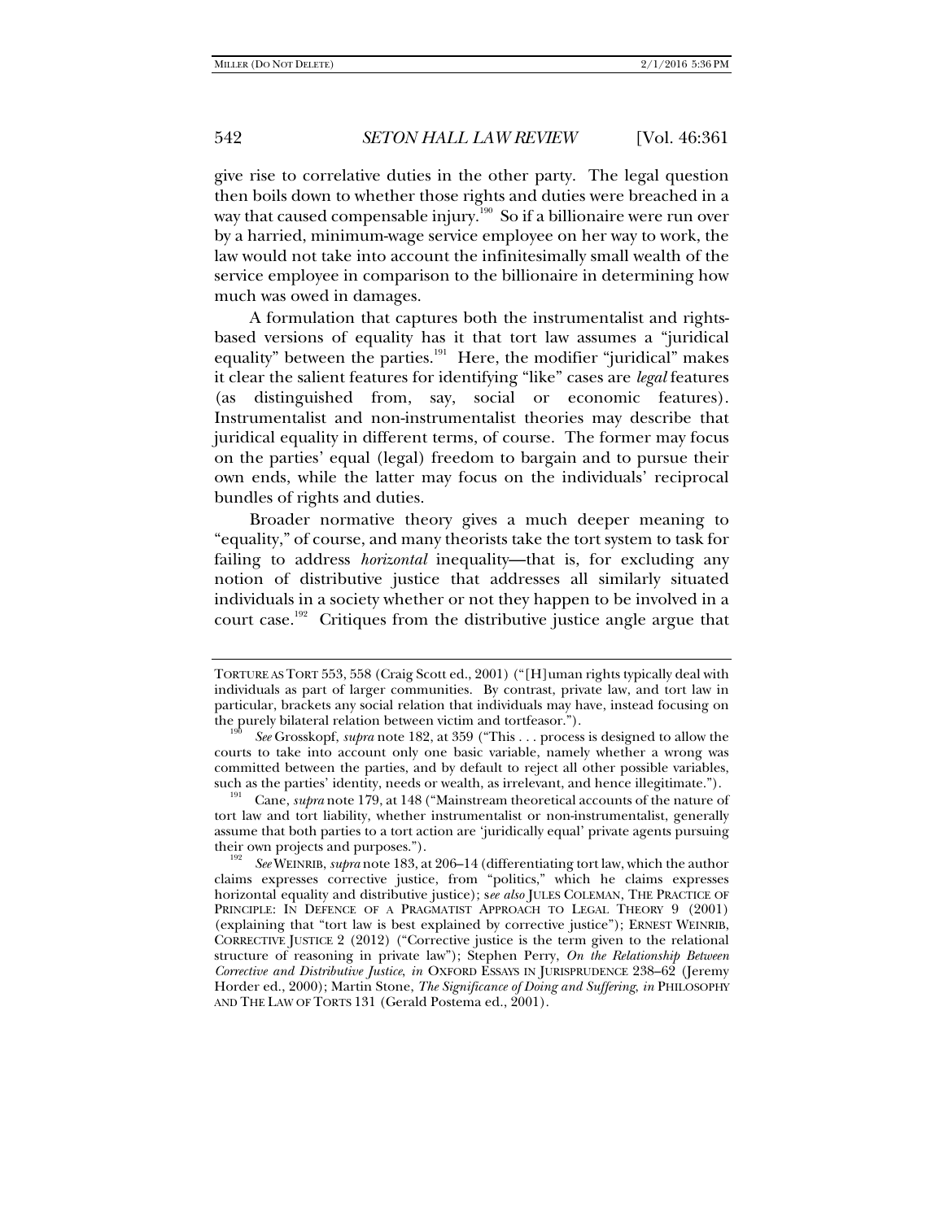give rise to correlative duties in the other party. The legal question then boils down to whether those rights and duties were breached in a way that caused compensable injury.[190] So if a billionaire were run over by a harried, minimum-wage service employee on her way to work, the law would not take into account the infinitesimally small wealth of the service employee in comparison to the billionaire in determining how much was owed in damages.

A formulation that captures both the instrumentalist and rights-based versions of equality has it that tort law assumes a "juridical equality" between the parties.[191] Here, the modifier "juridical" makes it clear the salient features for identifying "like" cases are *legal* features (as distinguished from, say, social or economic features). Instrumentalist and non-instrumentalist theories may describe that juridical equality in different terms, of course. The former may focus on the parties' equal (legal) freedom to bargain and to pursue their own ends, while the latter may focus on the individuals' reciprocal bundles of rights and duties.

Broader normative theory gives a much deeper meaning to "equality," of course, and many theorists take the tort system to task for failing to address *horizontal* inequality—that is, for excluding any notion of distributive justice that addresses all similarly situated individuals in a society whether or not they happen to be involved in a court case.[192] Critiques from the distributive justice angle argue that

---

TORTURE AS TORT 553, 558 (Craig Scott ed., 2001) ("[H]uman rights typically deal with individuals as part of larger communities. By contrast, private law, and tort law in particular, brackets any social relation that individuals may have, instead focusing on the purely bilateral relation between victim and tortfeasor.").

[190] *See* Grosskopf, *supra* note 182, at 359 ("This . . . process is designed to allow the courts to take into account only one basic variable, namely whether a wrong was committed between the parties, and by default to reject all other possible variables, such as the parties' identity, needs or wealth, as irrelevant, and hence illegitimate.").

[191] Cane, *supra* note 179, at 148 ("Mainstream theoretical accounts of the nature of tort law and tort liability, whether instrumentalist or non-instrumentalist, generally assume that both parties to a tort action are 'juridically equal' private agents pursuing their own projects and purposes.").

[192] *See* WEINRIB, *supra* note 183, at 206–14 (differentiating tort law, which the author claims expresses corrective justice, from "politics," which he claims expresses horizontal equality and distributive justice); s*ee also* JULES COLEMAN, THE PRACTICE OF PRINCIPLE: IN DEFENCE OF A PRAGMATIST APPROACH TO LEGAL THEORY 9 (2001) (explaining that "tort law is best explained by corrective justice"); ERNEST WEINRIB, CORRECTIVE JUSTICE 2 (2012) ("Corrective justice is the term given to the relational structure of reasoning in private law"); Stephen Perry, *On the Relationship Between Corrective and Distributive Justice*, *in* OXFORD ESSAYS IN JURISPRUDENCE 238–62 (Jeremy Horder ed., 2000); Martin Stone, *The Significance of Doing and Suffering*, *in* PHILOSOPHY AND THE LAW OF TORTS 131 (Gerald Postema ed., 2001).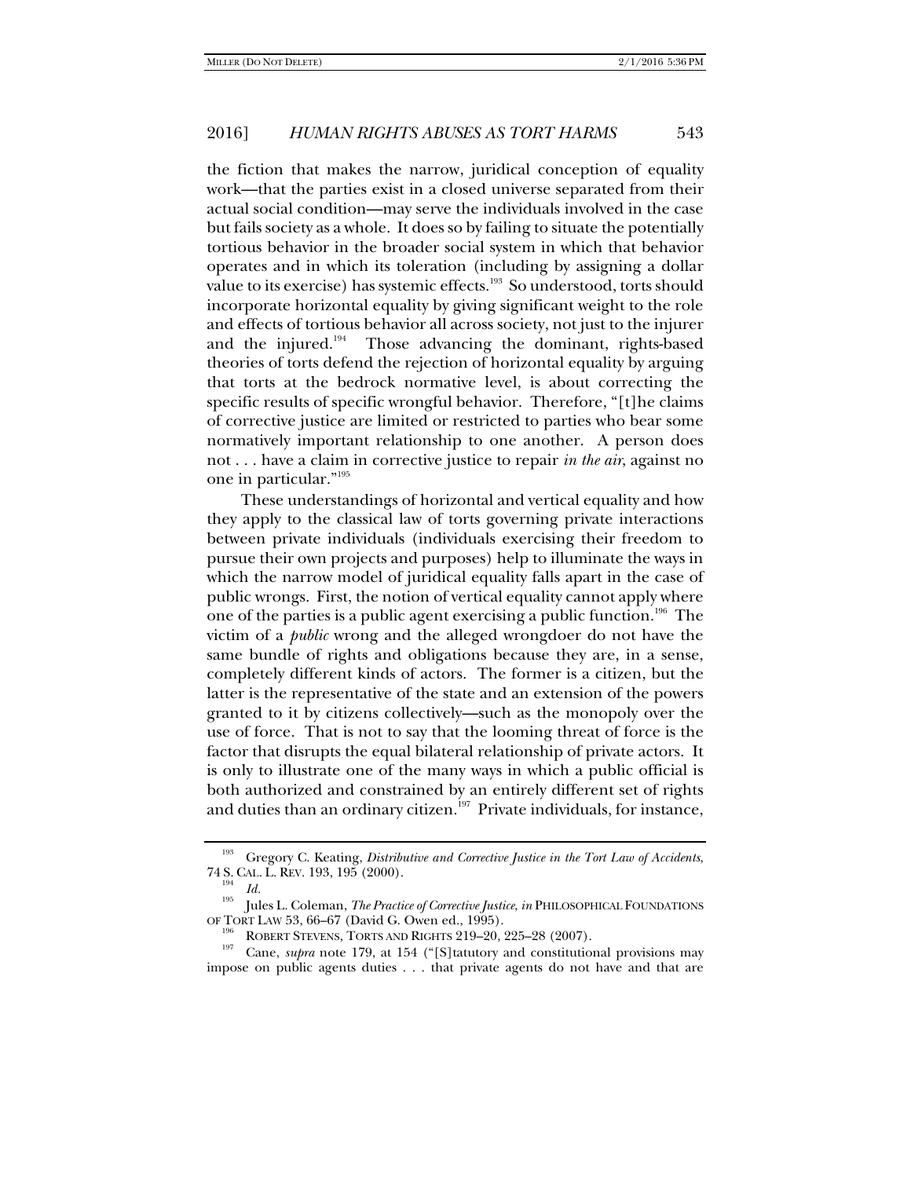the fiction that makes the narrow, juridical conception of equality work—that the parties exist in a closed universe separated from their actual social condition—may serve the individuals involved in the case but fails society as a whole. It does so by failing to situate the potentially tortious behavior in the broader social system in which that behavior operates and in which its toleration (including by assigning a dollar value to its exercise) has systemic effects.[193] So understood, torts should incorporate horizontal equality by giving significant weight to the role and effects of tortious behavior all across society, not just to the injurer and the injured.[194] Those advancing the dominant, rights-based theories of torts defend the rejection of horizontal equality by arguing that torts at the bedrock normative level, is about correcting the specific results of specific wrongful behavior. Therefore, "[t]he claims of corrective justice are limited or restricted to parties who bear some normatively important relationship to one another. A person does not . . . have a claim in corrective justice to repair *in the air*, against no one in particular."[195]

These understandings of horizontal and vertical equality and how they apply to the classical law of torts governing private interactions between private individuals (individuals exercising their freedom to pursue their own projects and purposes) help to illuminate the ways in which the narrow model of juridical equality falls apart in the case of public wrongs. First, the notion of vertical equality cannot apply where one of the parties is a public agent exercising a public function.[196] The victim of a *public* wrong and the alleged wrongdoer do not have the same bundle of rights and obligations because they are, in a sense, completely different kinds of actors. The former is a citizen, but the latter is the representative of the state and an extension of the powers granted to it by citizens collectively—such as the monopoly over the use of force. That is not to say that the looming threat of force is the factor that disrupts the equal bilateral relationship of private actors. It is only to illustrate one of the many ways in which a public official is both authorized and constrained by an entirely different set of rights and duties than an ordinary citizen.[197] Private individuals, for instance,

---

[193] Gregory C. Keating, *Distributive and Corrective Justice in the Tort Law of Accidents*, 74 S. CAL. L. REV. 193, 195 (2000).

[194] *Id.*

[195] Jules L. Coleman, *The Practice of Corrective Justice*, *in* PHILOSOPHICAL FOUNDATIONS OF TORT LAW 53, 66–67 (David G. Owen ed., 1995).

[196] ROBERT STEVENS, TORTS AND RIGHTS 219–20, 225–28 (2007).

[197] Cane, *supra* note 179, at 154 ("[S]tatutory and constitutional provisions may impose on public agents duties . . . that private agents do not have and that are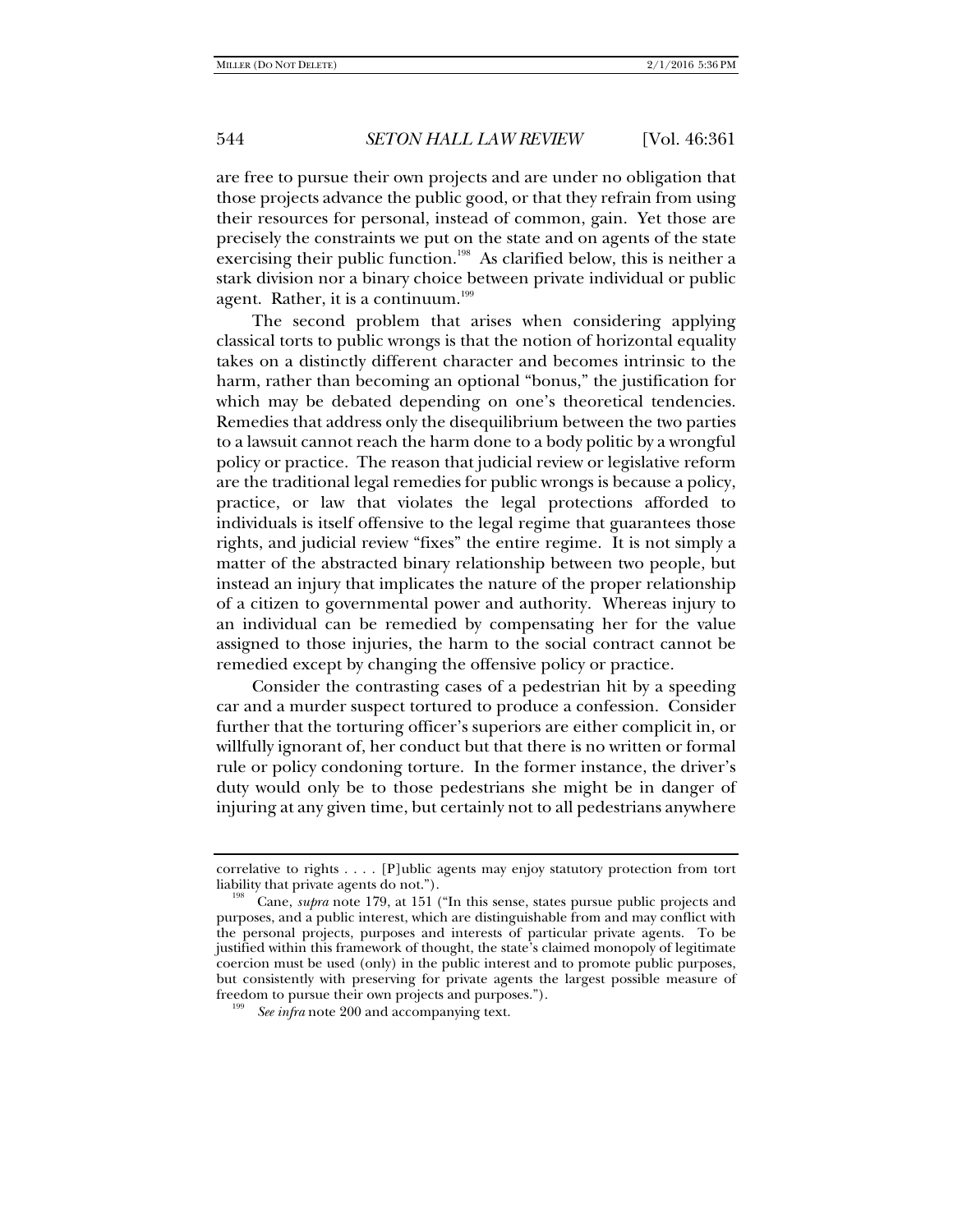are free to pursue their own projects and are under no obligation that those projects advance the public good, or that they refrain from using their resources for personal, instead of common, gain. Yet those are precisely the constraints we put on the state and on agents of the state exercising their public function.[198] As clarified below, this is neither a stark division nor a binary choice between private individual or public agent. Rather, it is a continuum.[199]

The second problem that arises when considering applying classical torts to public wrongs is that the notion of horizontal equality takes on a distinctly different character and becomes intrinsic to the harm, rather than becoming an optional "bonus," the justification for which may be debated depending on one's theoretical tendencies. Remedies that address only the disequilibrium between the two parties to a lawsuit cannot reach the harm done to a body politic by a wrongful policy or practice. The reason that judicial review or legislative reform are the traditional legal remedies for public wrongs is because a policy, practice, or law that violates the legal protections afforded to individuals is itself offensive to the legal regime that guarantees those rights, and judicial review "fixes" the entire regime. It is not simply a matter of the abstracted binary relationship between two people, but instead an injury that implicates the nature of the proper relationship of a citizen to governmental power and authority. Whereas injury to an individual can be remedied by compensating her for the value assigned to those injuries, the harm to the social contract cannot be remedied except by changing the offensive policy or practice.

Consider the contrasting cases of a pedestrian hit by a speeding car and a murder suspect tortured to produce a confession. Consider further that the torturing officer's superiors are either complicit in, or willfully ignorant of, her conduct but that there is no written or formal rule or policy condoning torture. In the former instance, the driver's duty would only be to those pedestrians she might be in danger of injuring at any given time, but certainly not to all pedestrians anywhere

---

correlative to rights . . . . [P]ublic agents may enjoy statutory protection from tort liability that private agents do not.").

[198] Cane, *supra* note 179, at 151 ("In this sense, states pursue public projects and purposes, and a public interest, which are distinguishable from and may conflict with the personal projects, purposes and interests of particular private agents. To be justified within this framework of thought, the state's claimed monopoly of legitimate coercion must be used (only) in the public interest and to promote public purposes, but consistently with preserving for private agents the largest possible measure of freedom to pursue their own projects and purposes.").

[199] *See infra* note 200 and accompanying text.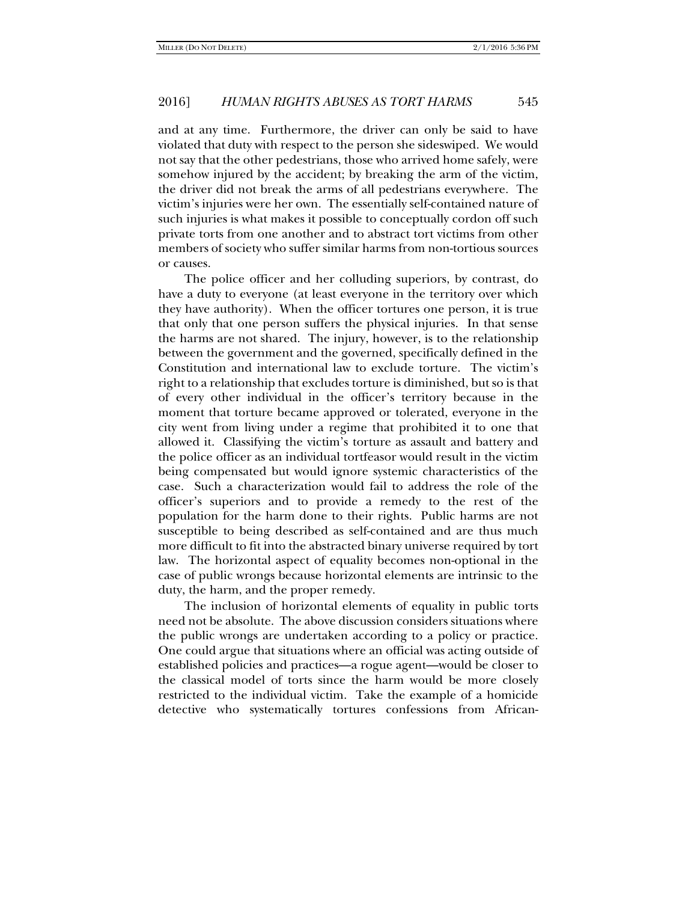and at any time. Furthermore, the driver can only be said to have violated that duty with respect to the person she sideswiped. We would not say that the other pedestrians, those who arrived home safely, were somehow injured by the accident; by breaking the arm of the victim, the driver did not break the arms of all pedestrians everywhere. The victim's injuries were her own. The essentially self-contained nature of such injuries is what makes it possible to conceptually cordon off such private torts from one another and to abstract tort victims from other members of society who suffer similar harms from non-tortious sources or causes.

The police officer and her colluding superiors, by contrast, do have a duty to everyone (at least everyone in the territory over which they have authority). When the officer tortures one person, it is true that only that one person suffers the physical injuries. In that sense the harms are not shared. The injury, however, is to the relationship between the government and the governed, specifically defined in the Constitution and international law to exclude torture. The victim's right to a relationship that excludes torture is diminished, but so is that of every other individual in the officer's territory because in the moment that torture became approved or tolerated, everyone in the city went from living under a regime that prohibited it to one that allowed it. Classifying the victim's torture as assault and battery and the police officer as an individual tortfeasor would result in the victim being compensated but would ignore systemic characteristics of the case. Such a characterization would fail to address the role of the officer's superiors and to provide a remedy to the rest of the population for the harm done to their rights. Public harms are not susceptible to being described as self-contained and are thus much more difficult to fit into the abstracted binary universe required by tort law. The horizontal aspect of equality becomes non-optional in the case of public wrongs because horizontal elements are intrinsic to the duty, the harm, and the proper remedy.

The inclusion of horizontal elements of equality in public torts need not be absolute. The above discussion considers situations where the public wrongs are undertaken according to a policy or practice. One could argue that situations where an official was acting outside of established policies and practices—a rogue agent—would be closer to the classical model of torts since the harm would be more closely restricted to the individual victim. Take the example of a homicide detective who systematically tortures confessions from African-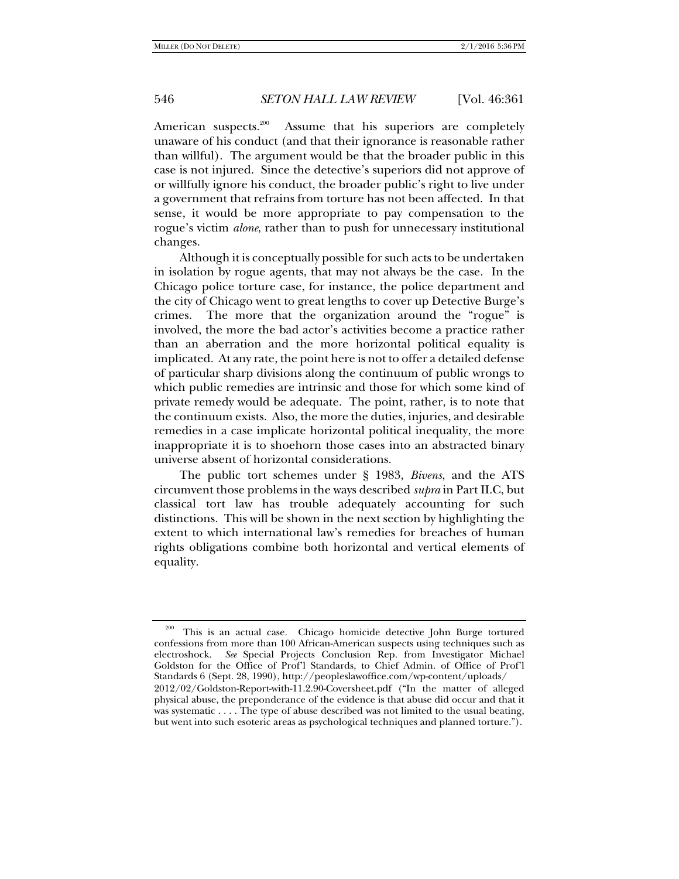American suspects.[200] Assume that his superiors are completely unaware of his conduct (and that their ignorance is reasonable rather than willful). The argument would be that the broader public in this case is not injured. Since the detective's superiors did not approve of or willfully ignore his conduct, the broader public's right to live under a government that refrains from torture has not been affected. In that sense, it would be more appropriate to pay compensation to the rogue's victim *alone*, rather than to push for unnecessary institutional changes.

Although it is conceptually possible for such acts to be undertaken in isolation by rogue agents, that may not always be the case. In the Chicago police torture case, for instance, the police department and the city of Chicago went to great lengths to cover up Detective Burge's crimes. The more that the organization around the "rogue" is involved, the more the bad actor's activities become a practice rather than an aberration and the more horizontal political equality is implicated. At any rate, the point here is not to offer a detailed defense of particular sharp divisions along the continuum of public wrongs to which public remedies are intrinsic and those for which some kind of private remedy would be adequate. The point, rather, is to note that the continuum exists. Also, the more the duties, injuries, and desirable remedies in a case implicate horizontal political inequality, the more inappropriate it is to shoehorn those cases into an abstracted binary universe absent of horizontal considerations.

The public tort schemes under § 1983, *Bivens*, and the ATS circumvent those problems in the ways described *supra* in Part II.C, but classical tort law has trouble adequately accounting for such distinctions. This will be shown in the next section by highlighting the extent to which international law's remedies for breaches of human rights obligations combine both horizontal and vertical elements of equality.

---

[200] This is an actual case. Chicago homicide detective John Burge tortured confessions from more than 100 African-American suspects using techniques such as electroshock. *See* Special Projects Conclusion Rep. from Investigator Michael Goldston for the Office of Prof'l Standards, to Chief Admin. of Office of Prof'l Standards 6 (Sept. 28, 1990), http://peopleslawoffice.com/wp-content/uploads/2012/02/Goldston-Report-with-11.2.90-Coversheet.pdf ("In the matter of alleged physical abuse, the preponderance of the evidence is that abuse did occur and that it was systematic . . . . The type of abuse described was not limited to the usual beating, but went into such esoteric areas as psychological techniques and planned torture.").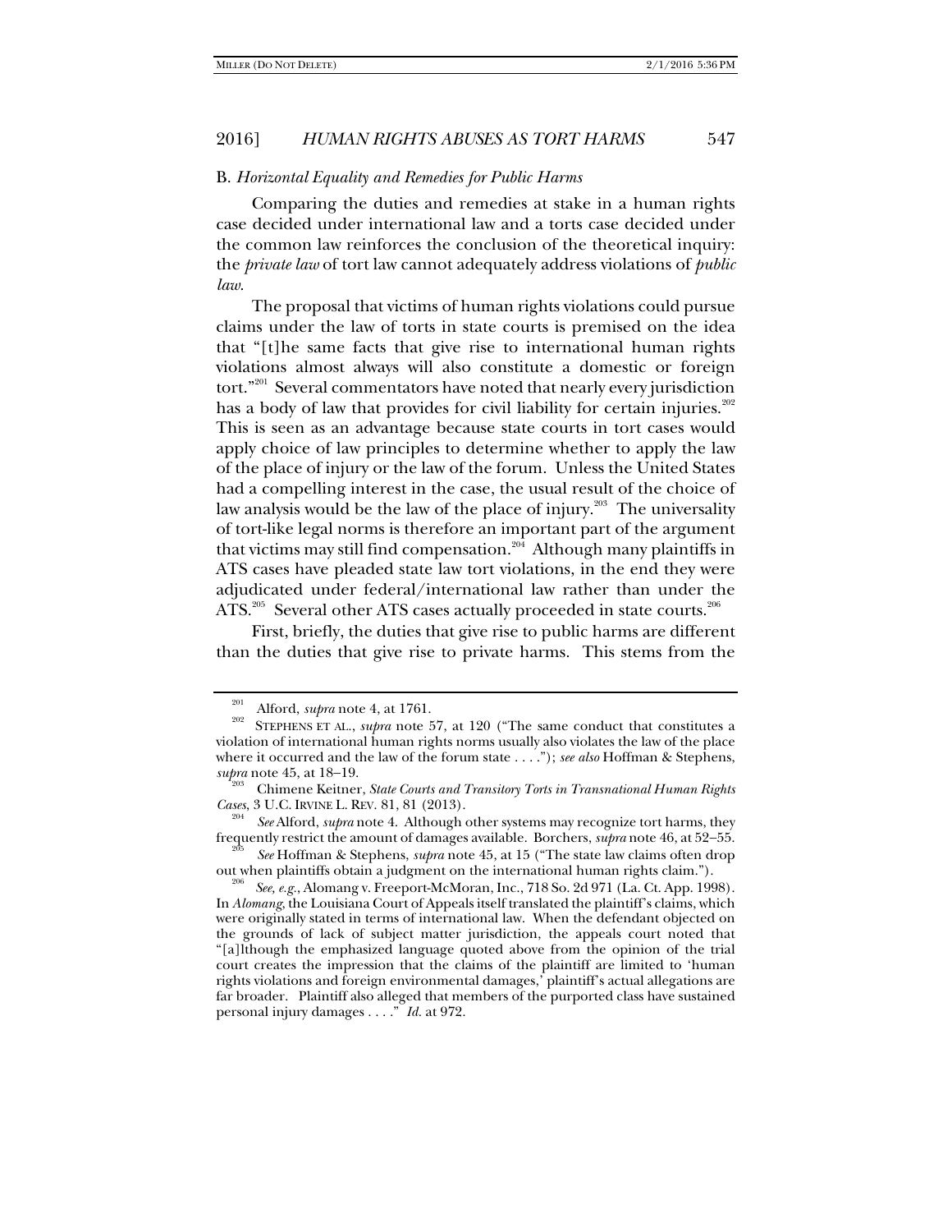### B. *Horizontal Equality and Remedies for Public Harms*

Comparing the duties and remedies at stake in a human rights case decided under international law and a torts case decided under the common law reinforces the conclusion of the theoretical inquiry: the *private law* of tort law cannot adequately address violations of *public law*.

The proposal that victims of human rights violations could pursue claims under the law of torts in state courts is premised on the idea that "[t]he same facts that give rise to international human rights violations almost always will also constitute a domestic or foreign tort."[201] Several commentators have noted that nearly every jurisdiction has a body of law that provides for civil liability for certain injuries.[202] This is seen as an advantage because state courts in tort cases would apply choice of law principles to determine whether to apply the law of the place of injury or the law of the forum. Unless the United States had a compelling interest in the case, the usual result of the choice of law analysis would be the law of the place of injury.[203] The universality of tort-like legal norms is therefore an important part of the argument that victims may still find compensation.[204] Although many plaintiffs in ATS cases have pleaded state law tort violations, in the end they were adjudicated under federal/international law rather than under the ATS.[205] Several other ATS cases actually proceeded in state courts.[206]

First, briefly, the duties that give rise to public harms are different than the duties that give rise to private harms. This stems from the

---

[201] Alford, *supra* note 4, at 1761.

[202] STEPHENS ET AL., *supra* note 57, at 120 ("The same conduct that constitutes a violation of international human rights norms usually also violates the law of the place where it occurred and the law of the forum state . . . ."); *see also* Hoffman & Stephens, *supra* note 45, at 18–19.

[203] Chimene Keitner, *State Courts and Transitory Torts in Transnational Human Rights Cases*, 3 U.C. IRVINE L. REV. 81, 81 (2013).

[204] *See* Alford, *supra* note 4. Although other systems may recognize tort harms, they frequently restrict the amount of damages available. Borchers, *supra* note 46, at 52–55.

[205] *See* Hoffman & Stephens, *supra* note 45, at 15 ("The state law claims often drop out when plaintiffs obtain a judgment on the international human rights claim.").

[206] *See, e.g.*, Alomang v. Freeport-McMoran, Inc., 718 So. 2d 971 (La. Ct. App. 1998). In *Alomang*, the Louisiana Court of Appeals itself translated the plaintiff's claims, which were originally stated in terms of international law. When the defendant objected on the grounds of lack of subject matter jurisdiction, the appeals court noted that "[a]lthough the emphasized language quoted above from the opinion of the trial court creates the impression that the claims of the plaintiff are limited to 'human rights violations and foreign environmental damages,' plaintiff's actual allegations are far broader. Plaintiff also alleged that members of the purported class have sustained personal injury damages . . . ." *Id.* at 972.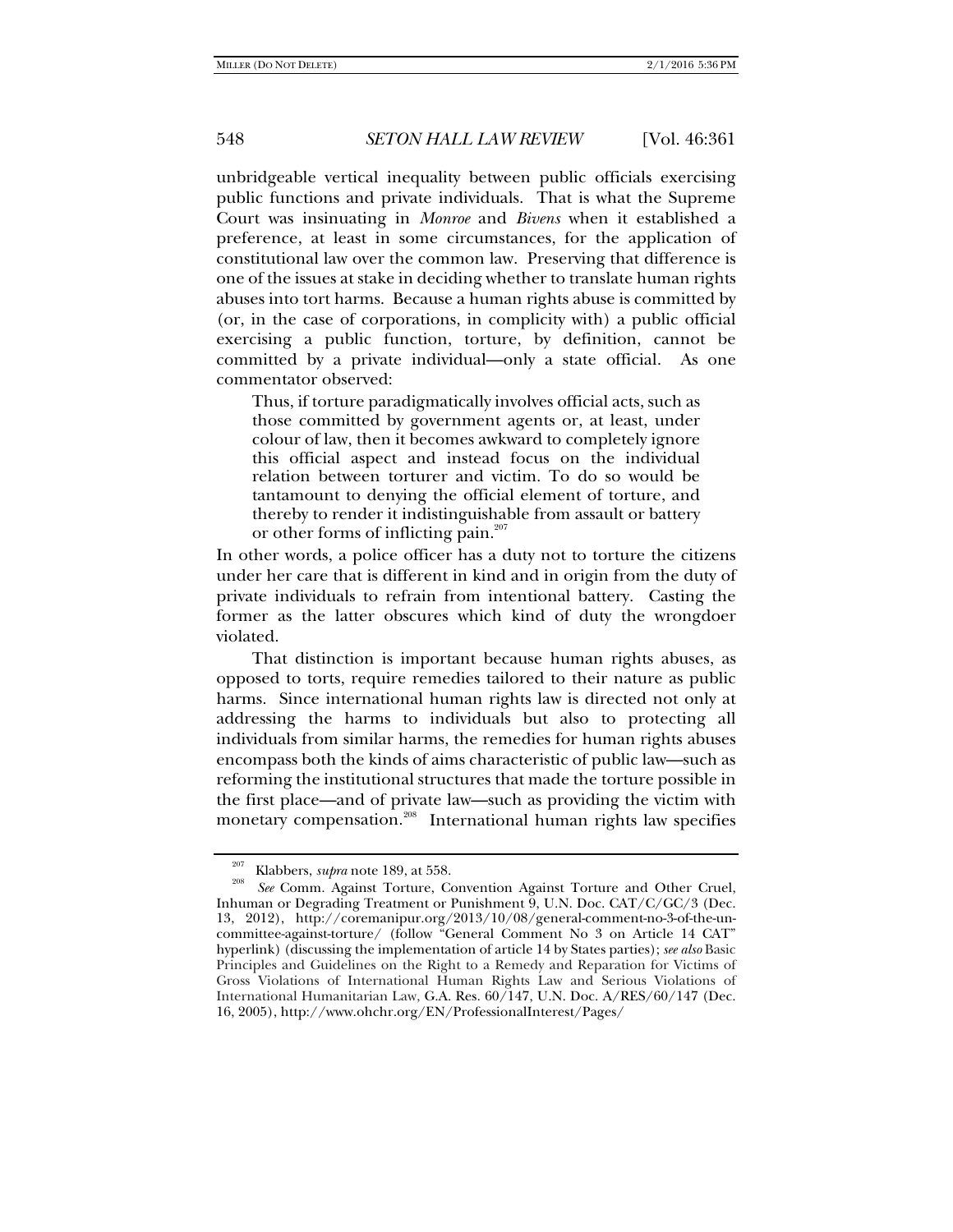unbridgeable vertical inequality between public officials exercising public functions and private individuals. That is what the Supreme Court was insinuating in *Monroe* and *Bivens* when it established a preference, at least in some circumstances, for the application of constitutional law over the common law. Preserving that difference is one of the issues at stake in deciding whether to translate human rights abuses into tort harms. Because a human rights abuse is committed by (or, in the case of corporations, in complicity with) a public official exercising a public function, torture, by definition, cannot be committed by a private individual—only a state official. As one commentator observed:

> Thus, if torture paradigmatically involves official acts, such as those committed by government agents or, at least, under colour of law, then it becomes awkward to completely ignore this official aspect and instead focus on the individual relation between torturer and victim. To do so would be tantamount to denying the official element of torture, and thereby to render it indistinguishable from assault or battery or other forms of inflicting pain.[207]

In other words, a police officer has a duty not to torture the citizens under her care that is different in kind and in origin from the duty of private individuals to refrain from intentional battery. Casting the former as the latter obscures which kind of duty the wrongdoer violated.

That distinction is important because human rights abuses, as opposed to torts, require remedies tailored to their nature as public harms. Since international human rights law is directed not only at addressing the harms to individuals but also to protecting all individuals from similar harms, the remedies for human rights abuses encompass both the kinds of aims characteristic of public law—such as reforming the institutional structures that made the torture possible in the first place—and of private law—such as providing the victim with monetary compensation.[208] International human rights law specifies

---

[207] Klabbers, *supra* note 189, at 558.

[208] *See* Comm. Against Torture, Convention Against Torture and Other Cruel, Inhuman or Degrading Treatment or Punishment 9, U.N. Doc. CAT/C/GC/3 (Dec. 13, 2012), http://coremanipur.org/2013/10/08/general-comment-no-3-of-the-un-committee-against-torture/ (follow "General Comment No 3 on Article 14 CAT" hyperlink) (discussing the implementation of article 14 by States parties); *see also* Basic Principles and Guidelines on the Right to a Remedy and Reparation for Victims of Gross Violations of International Human Rights Law and Serious Violations of International Humanitarian Law, G.A. Res. 60/147, U.N. Doc. A/RES/60/147 (Dec. 16, 2005), http://www.ohchr.org/EN/ProfessionalInterest/Pages/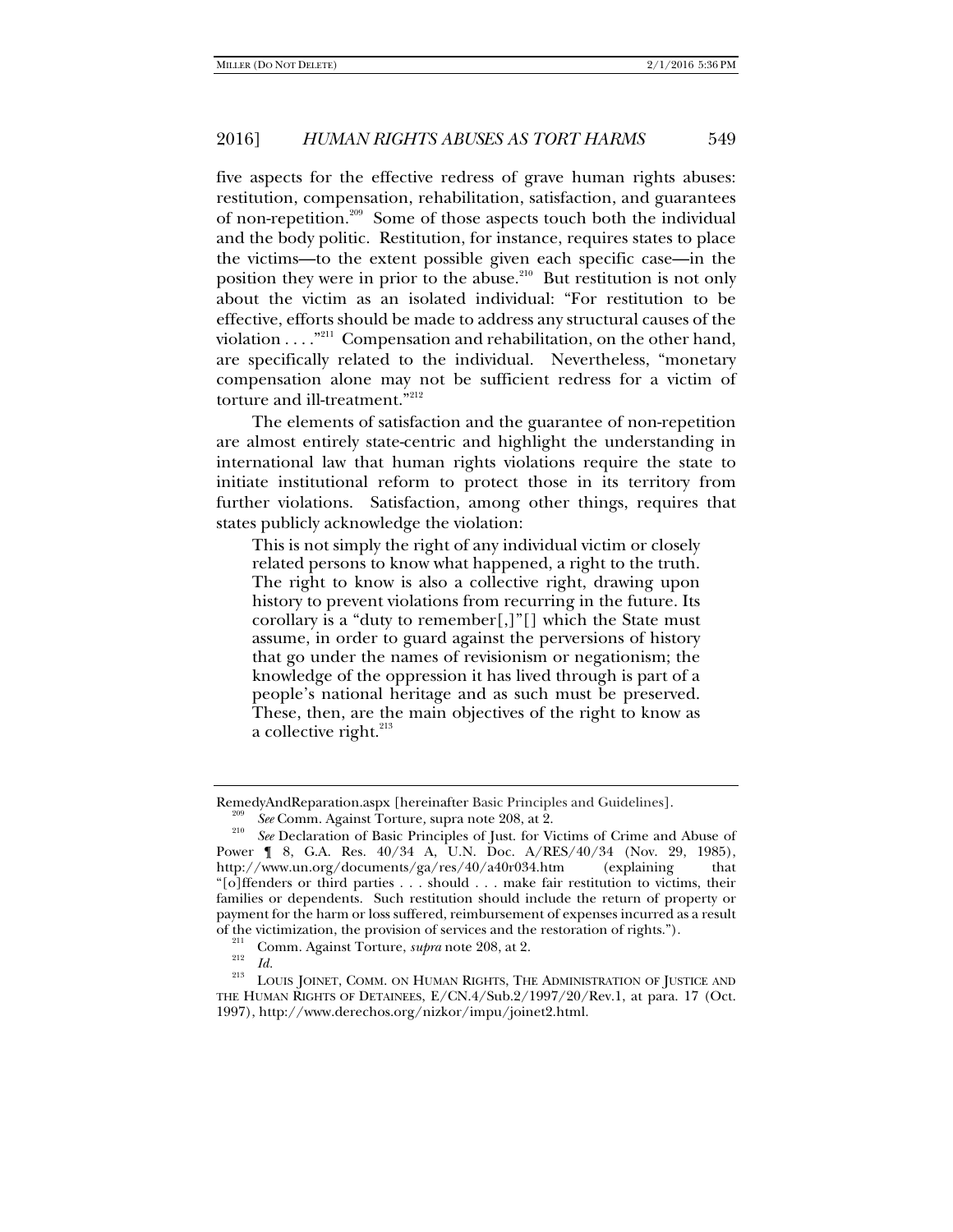five aspects for the effective redress of grave human rights abuses: restitution, compensation, rehabilitation, satisfaction, and guarantees of non-repetition.[209] Some of those aspects touch both the individual and the body politic. Restitution, for instance, requires states to place the victims—to the extent possible given each specific case—in the position they were in prior to the abuse.[210] But restitution is not only about the victim as an isolated individual: "For restitution to be effective, efforts should be made to address any structural causes of the violation . . . ."[211] Compensation and rehabilitation, on the other hand, are specifically related to the individual. Nevertheless, "monetary compensation alone may not be sufficient redress for a victim of torture and ill-treatment."[212]

The elements of satisfaction and the guarantee of non-repetition are almost entirely state-centric and highlight the understanding in international law that human rights violations require the state to initiate institutional reform to protect those in its territory from further violations. Satisfaction, among other things, requires that states publicly acknowledge the violation:

> This is not simply the right of any individual victim or closely related persons to know what happened, a right to the truth. The right to know is also a collective right, drawing upon history to prevent violations from recurring in the future. Its corollary is a "duty to remember[,]"[] which the State must assume, in order to guard against the perversions of history that go under the names of revisionism or negationism; the knowledge of the oppression it has lived through is part of a people's national heritage and as such must be preserved. These, then, are the main objectives of the right to know as a collective right.[213]

---

RemedyAndReparation.aspx [hereinafter Basic Principles and Guidelines].

[209] *See* Comm. Against Torture, supra note 208, at 2.

[210] *See* Declaration of Basic Principles of Just. for Victims of Crime and Abuse of Power ¶ 8, G.A. Res. 40/34 A, U.N. Doc. A/RES/40/34 (Nov. 29, 1985), http://www.un.org/documents/ga/res/40/a40r034.htm (explaining that "[o]ffenders or third parties . . . should . . . make fair restitution to victims, their families or dependents. Such restitution should include the return of property or payment for the harm or loss suffered, reimbursement of expenses incurred as a result of the victimization, the provision of services and the restoration of rights.").

[211] Comm. Against Torture, *supra* note 208, at 2.

[212] *Id.*

[213] LOUIS JOINET, COMM. ON HUMAN RIGHTS, THE ADMINISTRATION OF JUSTICE AND THE HUMAN RIGHTS OF DETAINEES, E/CN.4/Sub.2/1997/20/Rev.1, at para. 17 (Oct. 1997), http://www.derechos.org/nizkor/impu/joinet2.html.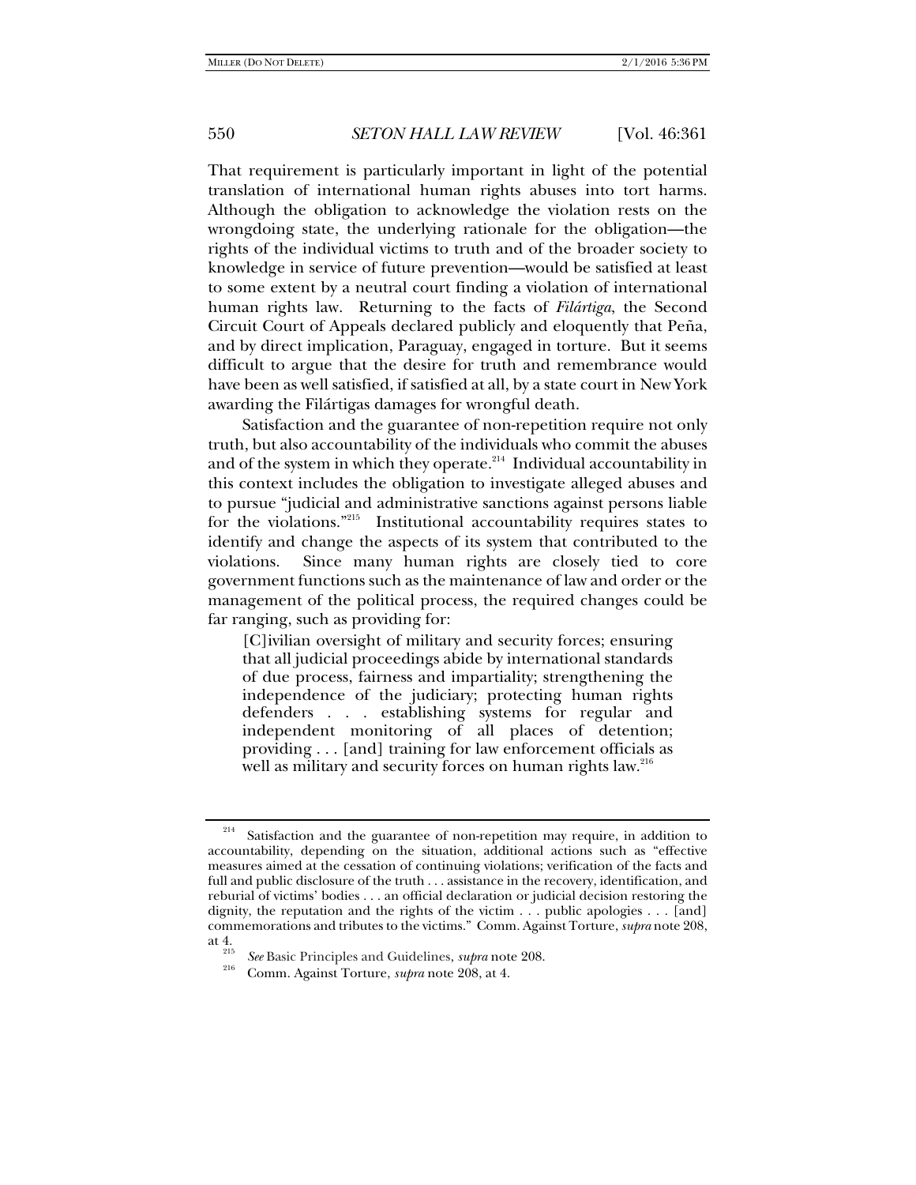That requirement is particularly important in light of the potential translation of international human rights abuses into tort harms. Although the obligation to acknowledge the violation rests on the wrongdoing state, the underlying rationale for the obligation—the rights of the individual victims to truth and of the broader society to knowledge in service of future prevention—would be satisfied at least to some extent by a neutral court finding a violation of international human rights law. Returning to the facts of *Filártiga*, the Second Circuit Court of Appeals declared publicly and eloquently that Peña, and by direct implication, Paraguay, engaged in torture. But it seems difficult to argue that the desire for truth and remembrance would have been as well satisfied, if satisfied at all, by a state court in New York awarding the Filártigas damages for wrongful death.

Satisfaction and the guarantee of non-repetition require not only truth, but also accountability of the individuals who commit the abuses and of the system in which they operate.[214] Individual accountability in this context includes the obligation to investigate alleged abuses and to pursue "judicial and administrative sanctions against persons liable for the violations."[215] Institutional accountability requires states to identify and change the aspects of its system that contributed to the violations. Since many human rights are closely tied to core government functions such as the maintenance of law and order or the management of the political process, the required changes could be far ranging, such as providing for:

> [C]ivilian oversight of military and security forces; ensuring that all judicial proceedings abide by international standards of due process, fairness and impartiality; strengthening the independence of the judiciary; protecting human rights defenders . . . establishing systems for regular and independent monitoring of all places of detention; providing . . . [and] training for law enforcement officials as well as military and security forces on human rights law.[216]

---

[214] Satisfaction and the guarantee of non-repetition may require, in addition to accountability, depending on the situation, additional actions such as "effective measures aimed at the cessation of continuing violations; verification of the facts and full and public disclosure of the truth . . . assistance in the recovery, identification, and reburial of victims' bodies . . . an official declaration or judicial decision restoring the dignity, the reputation and the rights of the victim . . . public apologies . . . [and] commemorations and tributes to the victims." Comm. Against Torture, *supra* note 208, at 4.

[215] *See* Basic Principles and Guidelines, *supra* note 208.

[216] Comm. Against Torture, *supra* note 208, at 4.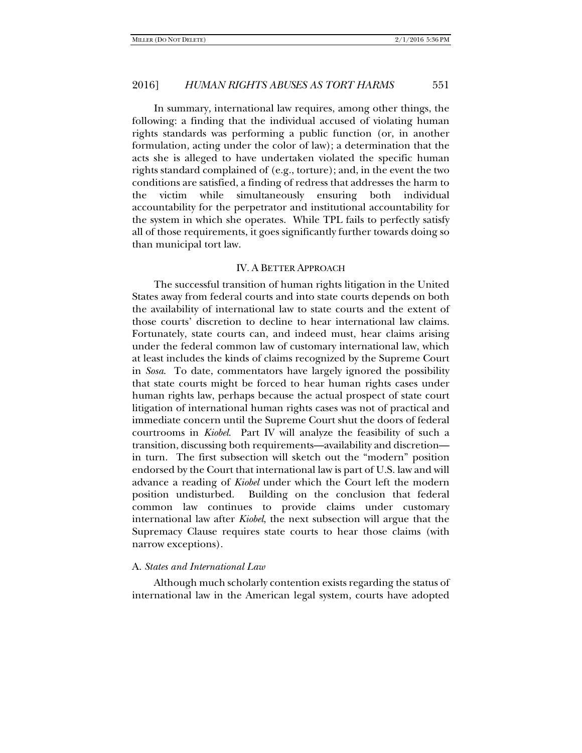In summary, international law requires, among other things, the following: a finding that the individual accused of violating human rights standards was performing a public function (or, in another formulation, acting under the color of law); a determination that the acts she is alleged to have undertaken violated the specific human rights standard complained of (e.g., torture); and, in the event the two conditions are satisfied, a finding of redress that addresses the harm to the victim while simultaneously ensuring both individual accountability for the perpetrator and institutional accountability for the system in which she operates. While TPL fails to perfectly satisfy all of those requirements, it goes significantly further towards doing so than municipal tort law.

## IV. A BETTER APPROACH

The successful transition of human rights litigation in the United States away from federal courts and into state courts depends on both the availability of international law to state courts and the extent of those courts' discretion to decline to hear international law claims. Fortunately, state courts can, and indeed must, hear claims arising under the federal common law of customary international law, which at least includes the kinds of claims recognized by the Supreme Court in *Sosa*. To date, commentators have largely ignored the possibility that state courts might be forced to hear human rights cases under human rights law, perhaps because the actual prospect of state court litigation of international human rights cases was not of practical and immediate concern until the Supreme Court shut the doors of federal courtrooms in *Kiobel*. Part IV will analyze the feasibility of such a transition, discussing both requirements—availability and discretion—in turn. The first subsection will sketch out the "modern" position endorsed by the Court that international law is part of U.S. law and will advance a reading of *Kiobel* under which the Court left the modern position undisturbed. Building on the conclusion that federal common law continues to provide claims under customary international law after *Kiobel*, the next subsection will argue that the Supremacy Clause requires state courts to hear those claims (with narrow exceptions).

### A. *States and International Law*

Although much scholarly contention exists regarding the status of international law in the American legal system, courts have adopted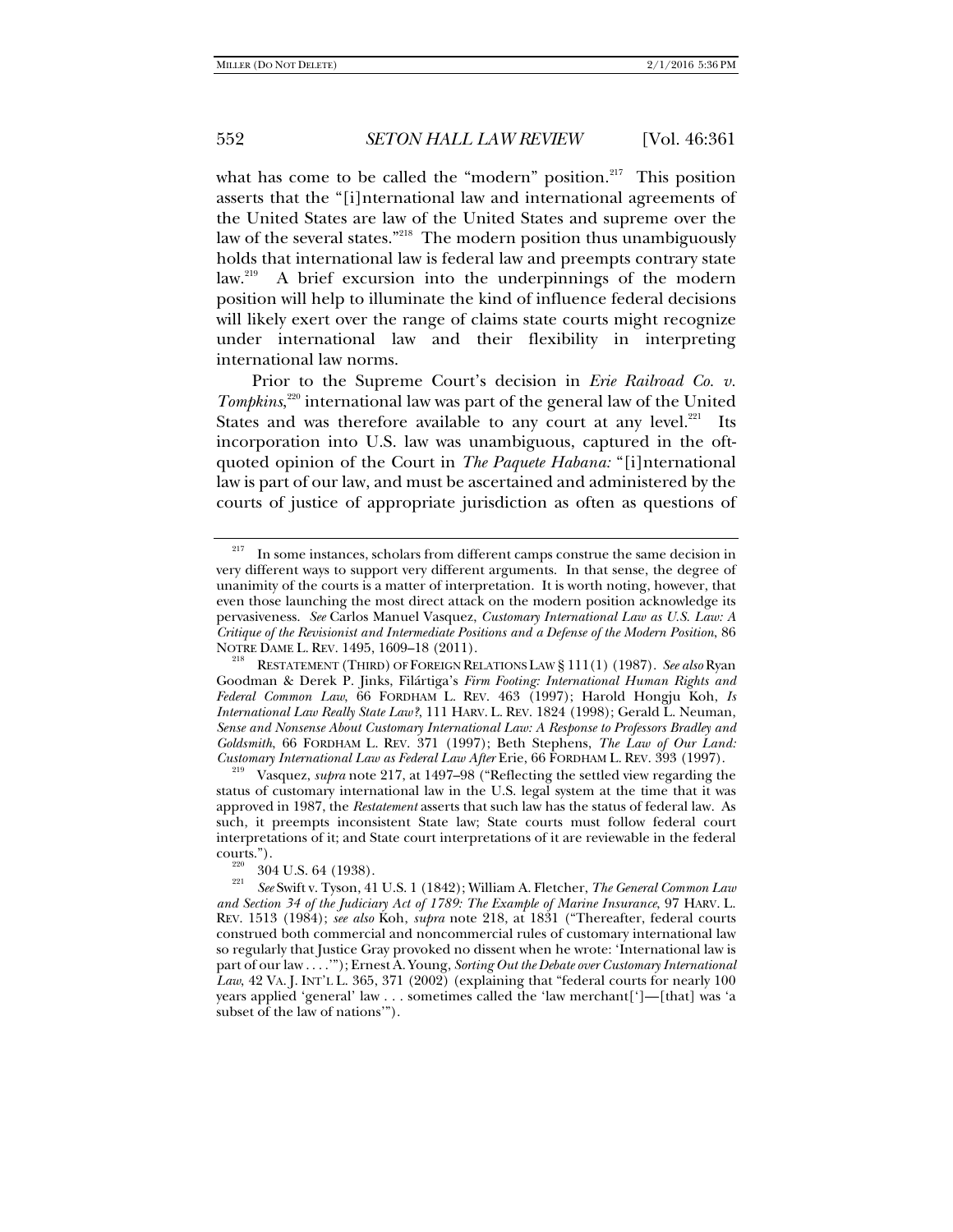what has come to be called the "modern" position.[217] This position asserts that the "[i]nternational law and international agreements of the United States are law of the United States and supreme over the law of the several states."[218] The modern position thus unambiguously holds that international law is federal law and preempts contrary state law.[219] A brief excursion into the underpinnings of the modern position will help to illuminate the kind of influence federal decisions will likely exert over the range of claims state courts might recognize under international law and their flexibility in interpreting international law norms.

Prior to the Supreme Court's decision in *Erie Railroad Co. v. Tompkins*,[220] international law was part of the general law of the United States and was therefore available to any court at any level.[221] Its incorporation into U.S. law was unambiguous, captured in the oft-quoted opinion of the Court in *The Paquete Habana:* "[i]nternational law is part of our law, and must be ascertained and administered by the courts of justice of appropriate jurisdiction as often as questions of

---

[217] In some instances, scholars from different camps construe the same decision in very different ways to support very different arguments. In that sense, the degree of unanimity of the courts is a matter of interpretation. It is worth noting, however, that even those launching the most direct attack on the modern position acknowledge its pervasiveness. *See* Carlos Manuel Vasquez, *Customary International Law as U.S. Law: A Critique of the Revisionist and Intermediate Positions and a Defense of the Modern Position*, 86 NOTRE DAME L. REV. 1495, 1609–18 (2011).

[218] RESTATEMENT (THIRD) OF FOREIGN RELATIONS LAW § 111(1) (1987). *See also* Ryan Goodman & Derek P. Jinks, Filártiga's *Firm Footing: International Human Rights and Federal Common Law*, 66 FORDHAM L. REV. 463 (1997); Harold Hongju Koh, *Is International Law Really State Law?*, 111 HARV. L. REV. 1824 (1998); Gerald L. Neuman, *Sense and Nonsense About Customary International Law: A Response to Professors Bradley and Goldsmith*, 66 FORDHAM L. REV. 371 (1997); Beth Stephens, *The Law of Our Land: Customary International Law as Federal Law After* Erie, 66 FORDHAM L. REV. 393 (1997).

[219] Vasquez, *supra* note 217, at 1497–98 ("Reflecting the settled view regarding the status of customary international law in the U.S. legal system at the time that it was approved in 1987, the *Restatement* asserts that such law has the status of federal law. As such, it preempts inconsistent State law; State courts must follow federal court interpretations of it; and State court interpretations of it are reviewable in the federal courts.").

[220] 304 U.S. 64 (1938).

[221] *See* Swift v. Tyson, 41 U.S. 1 (1842); William A. Fletcher, *The General Common Law and Section 34 of the Judiciary Act of 1789: The Example of Marine Insurance*, 97 HARV. L. REV. 1513 (1984); *see also* Koh, *supra* note 218, at 1831 ("Thereafter, federal courts construed both commercial and noncommercial rules of customary international law so regularly that Justice Gray provoked no dissent when he wrote: 'International law is part of our law . . . .'"); Ernest A. Young, *Sorting Out the Debate over Customary International Law*, 42 VA. J. INT'L L. 365, 371 (2002) (explaining that "federal courts for nearly 100 years applied 'general' law . . . sometimes called the 'law merchant[']—[that] was 'a subset of the law of nations'").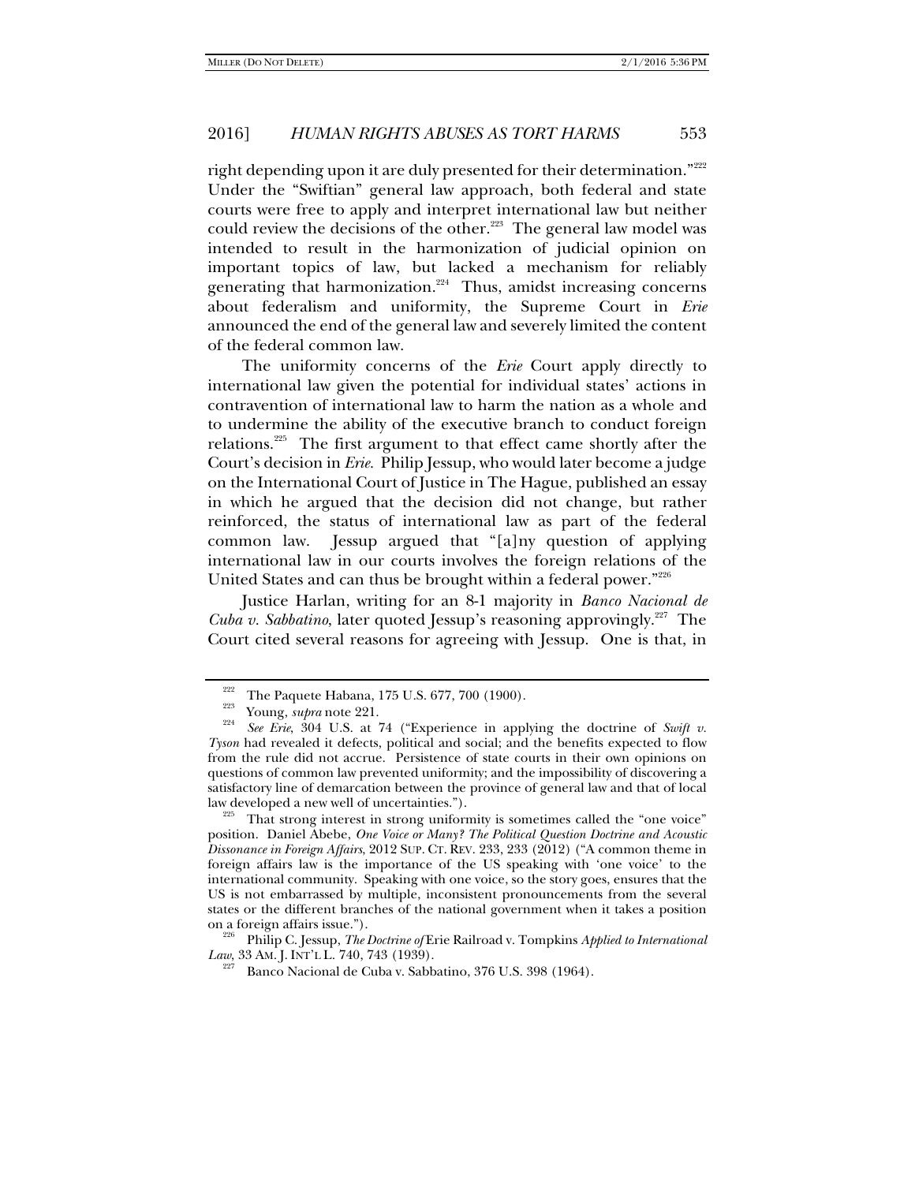right depending upon it are duly presented for their determination."[222] Under the "Swiftian" general law approach, both federal and state courts were free to apply and interpret international law but neither could review the decisions of the other.[223] The general law model was intended to result in the harmonization of judicial opinion on important topics of law, but lacked a mechanism for reliably generating that harmonization.[224] Thus, amidst increasing concerns about federalism and uniformity, the Supreme Court in *Erie* announced the end of the general law and severely limited the content of the federal common law.

The uniformity concerns of the *Erie* Court apply directly to international law given the potential for individual states' actions in contravention of international law to harm the nation as a whole and to undermine the ability of the executive branch to conduct foreign relations.[225] The first argument to that effect came shortly after the Court's decision in *Erie*. Philip Jessup, who would later become a judge on the International Court of Justice in The Hague, published an essay in which he argued that the decision did not change, but rather reinforced, the status of international law as part of the federal common law. Jessup argued that "[a]ny question of applying international law in our courts involves the foreign relations of the United States and can thus be brought within a federal power."[226]

Justice Harlan, writing for an 8-1 majority in *Banco Nacional de Cuba v. Sabbatino*, later quoted Jessup's reasoning approvingly.[227] The Court cited several reasons for agreeing with Jessup. One is that, in

---

[222] The Paquete Habana, 175 U.S. 677, 700 (1900).

[223] Young, *supra* note 221.

[224] *See Erie*, 304 U.S. at 74 ("Experience in applying the doctrine of *Swift v. Tyson* had revealed it defects, political and social; and the benefits expected to flow from the rule did not accrue. Persistence of state courts in their own opinions on questions of common law prevented uniformity; and the impossibility of discovering a satisfactory line of demarcation between the province of general law and that of local law developed a new well of uncertainties.").

[225] That strong interest in strong uniformity is sometimes called the "one voice" position. Daniel Abebe, *One Voice or Many? The Political Question Doctrine and Acoustic Dissonance in Foreign Affairs*, 2012 SUP. CT. REV. 233, 233 (2012) ("A common theme in foreign affairs law is the importance of the US speaking with 'one voice' to the international community. Speaking with one voice, so the story goes, ensures that the US is not embarrassed by multiple, inconsistent pronouncements from the several states or the different branches of the national government when it takes a position on a foreign affairs issue.").

[226] Philip C. Jessup, *The Doctrine of* Erie Railroad v. Tompkins *Applied to International Law*, 33 AM. J. INT'L L. 740, 743 (1939).

[227] Banco Nacional de Cuba v. Sabbatino, 376 U.S. 398 (1964).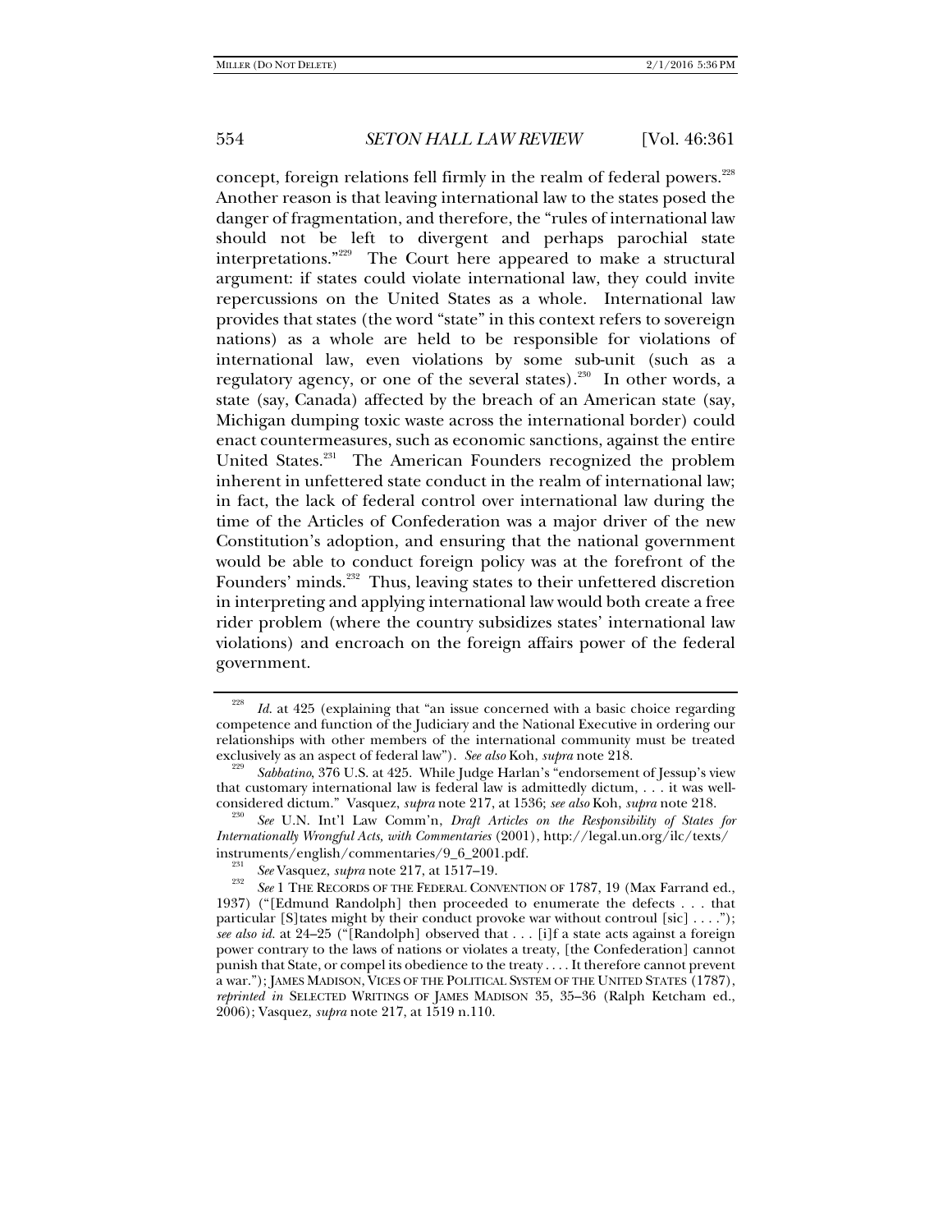concept, foreign relations fell firmly in the realm of federal powers.[228] Another reason is that leaving international law to the states posed the danger of fragmentation, and therefore, the "rules of international law should not be left to divergent and perhaps parochial state interpretations."[229] The Court here appeared to make a structural argument: if states could violate international law, they could invite repercussions on the United States as a whole. International law provides that states (the word "state" in this context refers to sovereign nations) as a whole are held to be responsible for violations of international law, even violations by some sub-unit (such as a regulatory agency, or one of the several states).[230] In other words, a state (say, Canada) affected by the breach of an American state (say, Michigan dumping toxic waste across the international border) could enact countermeasures, such as economic sanctions, against the entire United States.[231] The American Founders recognized the problem inherent in unfettered state conduct in the realm of international law; in fact, the lack of federal control over international law during the time of the Articles of Confederation was a major driver of the new Constitution's adoption, and ensuring that the national government would be able to conduct foreign policy was at the forefront of the Founders' minds.[232] Thus, leaving states to their unfettered discretion in interpreting and applying international law would both create a free rider problem (where the country subsidizes states' international law violations) and encroach on the foreign affairs power of the federal government.

---

[228] *Id.* at 425 (explaining that "an issue concerned with a basic choice regarding competence and function of the Judiciary and the National Executive in ordering our relationships with other members of the international community must be treated exclusively as an aspect of federal law"). *See also* Koh, *supra* note 218.

[229] *Sabbatino*, 376 U.S. at 425. While Judge Harlan's "endorsement of Jessup's view that customary international law is federal law is admittedly dictum, . . . it was well-considered dictum." Vasquez, *supra* note 217, at 1536; *see also* Koh, *supra* note 218.

[230] *See* U.N. Int'l Law Comm'n, *Draft Articles on the Responsibility of States for Internationally Wrongful Acts, with Commentaries* (2001), http://legal.un.org/ilc/texts/instruments/english/commentaries/9_6_2001.pdf.

[231] *See* Vasquez, *supra* note 217, at 1517–19.

[232] *See* 1 THE RECORDS OF THE FEDERAL CONVENTION OF 1787, 19 (Max Farrand ed., 1937) ("[Edmund Randolph] then proceeded to enumerate the defects . . . that particular [S]tates might by their conduct provoke war without controul [sic] . . . ."); *see also id.* at 24–25 ("[Randolph] observed that . . . [i]f a state acts against a foreign power contrary to the laws of nations or violates a treaty, [the Confederation] cannot punish that State, or compel its obedience to the treaty . . . . It therefore cannot prevent a war."); JAMES MADISON, VICES OF THE POLITICAL SYSTEM OF THE UNITED STATES (1787), *reprinted in* SELECTED WRITINGS OF JAMES MADISON 35, 35–36 (Ralph Ketcham ed., 2006); Vasquez, *supra* note 217, at 1519 n.110.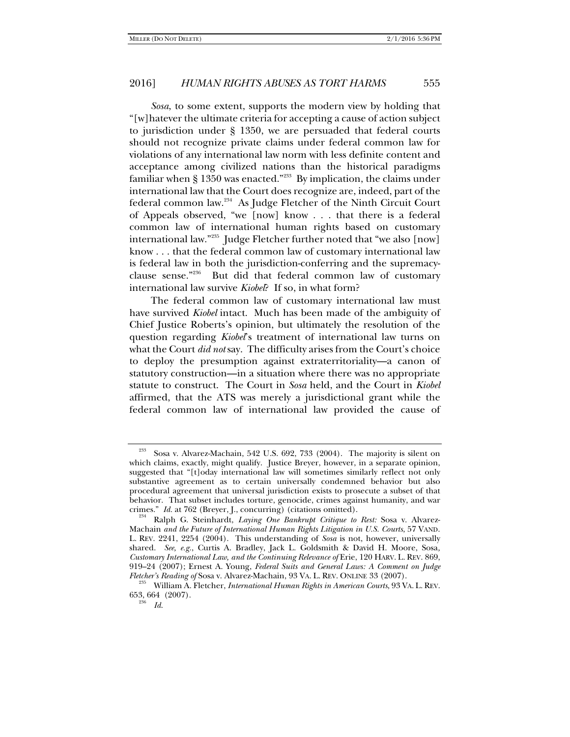*Sosa*, to some extent, supports the modern view by holding that "[w]hatever the ultimate criteria for accepting a cause of action subject to jurisdiction under § 1350, we are persuaded that federal courts should not recognize private claims under federal common law for violations of any international law norm with less definite content and acceptance among civilized nations than the historical paradigms familiar when § 1350 was enacted."[233] By implication, the claims under international law that the Court does recognize are, indeed, part of the federal common law.[234] As Judge Fletcher of the Ninth Circuit Court of Appeals observed, "we [now] know . . . that there is a federal common law of international human rights based on customary international law."[235] Judge Fletcher further noted that "we also [now] know . . . that the federal common law of customary international law is federal law in both the jurisdiction-conferring and the supremacy-clause sense."[236] But did that federal common law of customary international law survive *Kiobel*? If so, in what form?

The federal common law of customary international law must have survived *Kiobel* intact. Much has been made of the ambiguity of Chief Justice Roberts's opinion, but ultimately the resolution of the question regarding *Kiobel*'s treatment of international law turns on what the Court *did not* say. The difficulty arises from the Court's choice to deploy the presumption against extraterritoriality—a canon of statutory construction—in a situation where there was no appropriate statute to construct. The Court in *Sosa* held, and the Court in *Kiobel* affirmed, that the ATS was merely a jurisdictional grant while the federal common law of international law provided the cause of

---

[233] Sosa v. Alvarez-Machain, 542 U.S. 692, 733 (2004). The majority is silent on which claims, exactly, might qualify. Justice Breyer, however, in a separate opinion, suggested that "[t]oday international law will sometimes similarly reflect not only substantive agreement as to certain universally condemned behavior but also procedural agreement that universal jurisdiction exists to prosecute a subset of that behavior. That subset includes torture, genocide, crimes against humanity, and war crimes." *Id.* at 762 (Breyer, J., concurring) (citations omitted).

[234] Ralph G. Steinhardt, *Laying One Bankrupt Critique to Rest:* Sosa v. Alvarez-Machain *and the Future of International Human Rights Litigation in U.S. Courts*, 57 VAND. L. REV. 2241, 2254 (2004). This understanding of *Sosa* is not, however, universally shared. *See, e.g.*, Curtis A. Bradley, Jack L. Goldsmith & David H. Moore, Sosa*, Customary International Law, and the Continuing Relevance of* Erie, 120 HARV. L. REV. 869, 919–24 (2007); Ernest A. Young, *Federal Suits and General Laws: A Comment on Judge Fletcher's Reading of* Sosa v. Alvarez-Machain, 93 VA. L. REV. ONLINE 33 (2007).

[235] William A. Fletcher, *International Human Rights in American Courts*, 93 VA. L. REV. 653, 664 (2007).

[236] *Id.*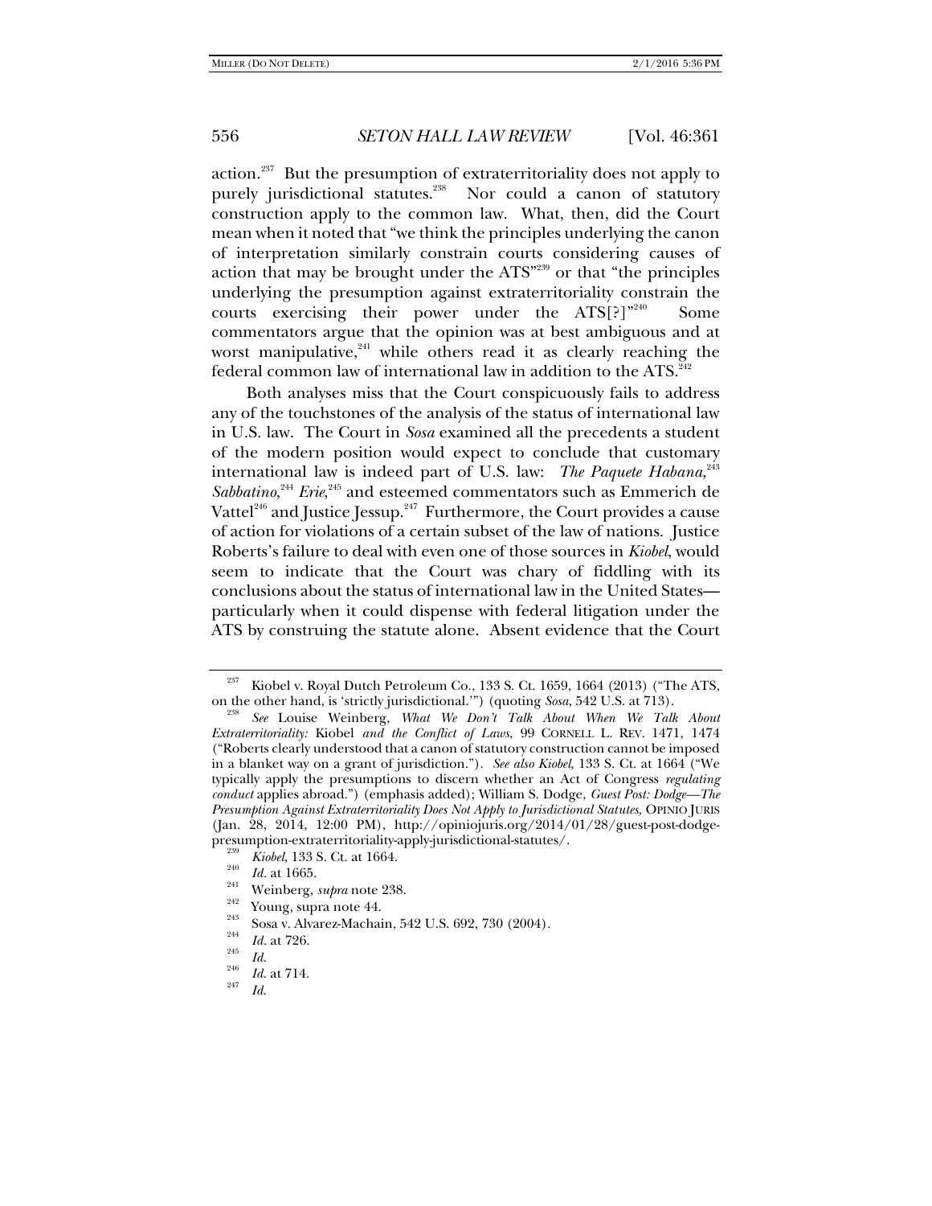action.[237] But the presumption of extraterritoriality does not apply to purely jurisdictional statutes.[238] Nor could a canon of statutory construction apply to the common law. What, then, did the Court mean when it noted that "we think the principles underlying the canon of interpretation similarly constrain courts considering causes of action that may be brought under the ATS"[239] or that "the principles underlying the presumption against extraterritoriality constrain the courts exercising their power under the ATS[?]"[240] Some commentators argue that the opinion was at best ambiguous and at worst manipulative,[241] while others read it as clearly reaching the federal common law of international law in addition to the ATS.[242]

Both analyses miss that the Court conspicuously fails to address any of the touchstones of the analysis of the status of international law in U.S. law. The Court in *Sosa* examined all the precedents a student of the modern position would expect to conclude that customary international law is indeed part of U.S. law: *The Paquete Habana*,[243] *Sabbatino*,[244] *Erie*,[245] and esteemed commentators such as Emmerich de Vattel[246] and Justice Jessup.[247] Furthermore, the Court provides a cause of action for violations of a certain subset of the law of nations. Justice Roberts's failure to deal with even one of those sources in *Kiobel*, would seem to indicate that the Court was chary of fiddling with its conclusions about the status of international law in the United States—particularly when it could dispense with federal litigation under the ATS by construing the statute alone. Absent evidence that the Court

---

[237] Kiobel v. Royal Dutch Petroleum Co., 133 S. Ct. 1659, 1664 (2013) ("The ATS, on the other hand, is 'strictly jurisdictional.'") (quoting *Sosa*, 542 U.S. at 713).

[238] *See* Louise Weinberg, *What We Don't Talk About When We Talk About Extraterritoriality:* Kiobel *and the Conflict of Laws*, 99 CORNELL L. REV. 1471, 1474 ("Roberts clearly understood that a canon of statutory construction cannot be imposed in a blanket way on a grant of jurisdiction."). *See also Kiobel*, 133 S. Ct. at 1664 ("We typically apply the presumptions to discern whether an Act of Congress *regulating conduct* applies abroad.") (emphasis added); William S. Dodge, *Guest Post: Dodge—The Presumption Against Extraterritoriality Does Not Apply to Jurisdictional Statutes*, OPINIO JURIS (Jan. 28, 2014, 12:00 PM), http://opiniojuris.org/2014/01/28/guest-post-dodge-presumption-extraterritoriality-apply-jurisdictional-statutes/.

[239] *Kiobel*, 133 S. Ct. at 1664.

[240] *Id.* at 1665.

[241] Weinberg, *supra* note 238.

[242] Young, supra note 44.

[243] Sosa v. Alvarez-Machain, 542 U.S. 692, 730 (2004).

[244] *Id.* at 726.

[245] *Id.*

[246] *Id.* at 714.

[247] *Id.*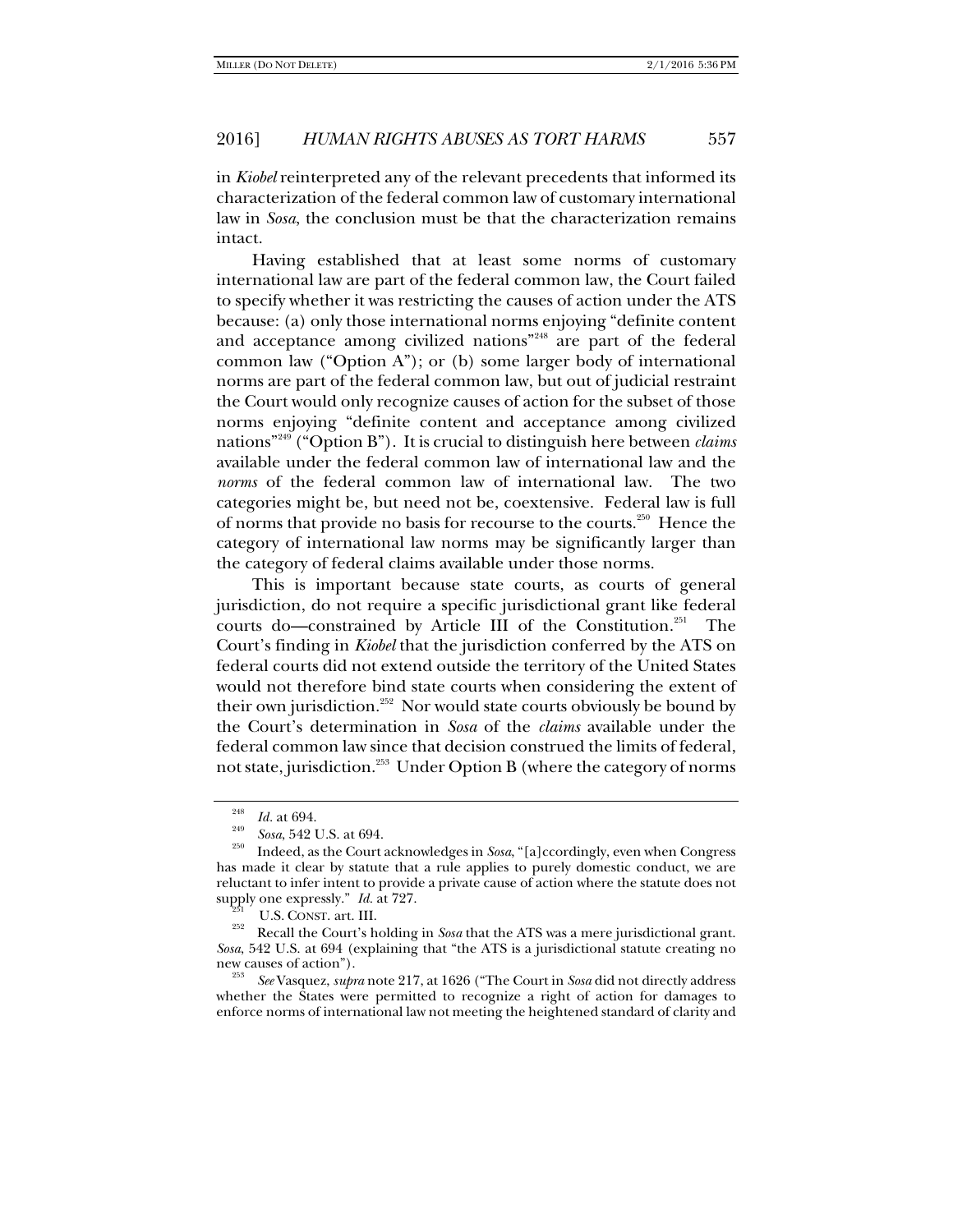in *Kiobel* reinterpreted any of the relevant precedents that informed its characterization of the federal common law of customary international law in *Sosa*, the conclusion must be that the characterization remains intact.

Having established that at least some norms of customary international law are part of the federal common law, the Court failed to specify whether it was restricting the causes of action under the ATS because: (a) only those international norms enjoying "definite content and acceptance among civilized nations"[248] are part of the federal common law ("Option A"); or (b) some larger body of international norms are part of the federal common law, but out of judicial restraint the Court would only recognize causes of action for the subset of those norms enjoying "definite content and acceptance among civilized nations"[249] ("Option B"). It is crucial to distinguish here between *claims* available under the federal common law of international law and the *norms* of the federal common law of international law. The two categories might be, but need not be, coextensive. Federal law is full of norms that provide no basis for recourse to the courts.[250] Hence the category of international law norms may be significantly larger than the category of federal claims available under those norms.

This is important because state courts, as courts of general jurisdiction, do not require a specific jurisdictional grant like federal courts do—constrained by Article III of the Constitution.[251] The Court's finding in *Kiobel* that the jurisdiction conferred by the ATS on federal courts did not extend outside the territory of the United States would not therefore bind state courts when considering the extent of their own jurisdiction.[252] Nor would state courts obviously be bound by the Court's determination in *Sosa* of the *claims* available under the federal common law since that decision construed the limits of federal, not state, jurisdiction.[253] Under Option B (where the category of norms

---

[248] *Id.* at 694.

[249] *Sosa*, 542 U.S. at 694.

[250] Indeed, as the Court acknowledges in *Sosa*, "[a]ccordingly, even when Congress has made it clear by statute that a rule applies to purely domestic conduct, we are reluctant to infer intent to provide a private cause of action where the statute does not supply one expressly." *Id.* at 727.

[251] U.S. CONST. art. III.

[252] Recall the Court's holding in *Sosa* that the ATS was a mere jurisdictional grant. *Sosa*, 542 U.S. at 694 (explaining that "the ATS is a jurisdictional statute creating no new causes of action").

[253] *See* Vasquez, *supra* note 217, at 1626 ("The Court in *Sosa* did not directly address whether the States were permitted to recognize a right of action for damages to enforce norms of international law not meeting the heightened standard of clarity and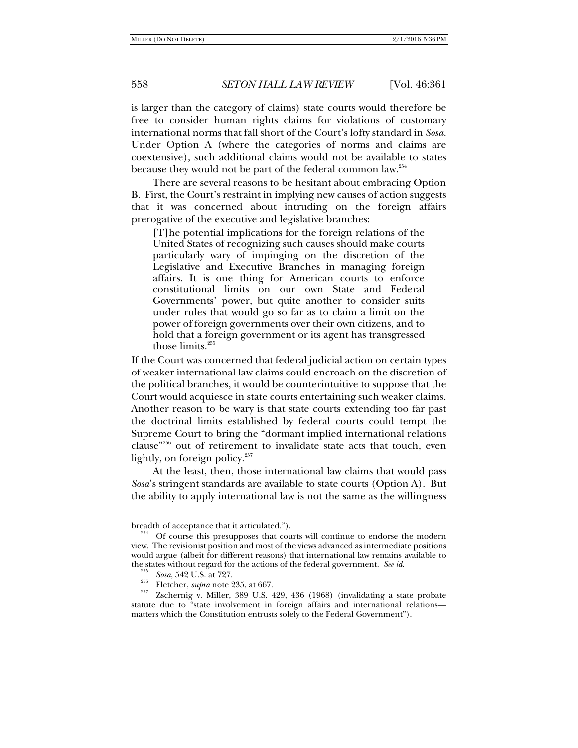is larger than the category of claims) state courts would therefore be free to consider human rights claims for violations of customary international norms that fall short of the Court's lofty standard in *Sosa*. Under Option A (where the categories of norms and claims are coextensive), such additional claims would not be available to states because they would not be part of the federal common law.[254]

There are several reasons to be hesitant about embracing Option B. First, the Court's restraint in implying new causes of action suggests that it was concerned about intruding on the foreign affairs prerogative of the executive and legislative branches:

> [T]he potential implications for the foreign relations of the United States of recognizing such causes should make courts particularly wary of impinging on the discretion of the Legislative and Executive Branches in managing foreign affairs. It is one thing for American courts to enforce constitutional limits on our own State and Federal Governments' power, but quite another to consider suits under rules that would go so far as to claim a limit on the power of foreign governments over their own citizens, and to hold that a foreign government or its agent has transgressed those limits.[255]

If the Court was concerned that federal judicial action on certain types of weaker international law claims could encroach on the discretion of the political branches, it would be counterintuitive to suppose that the Court would acquiesce in state courts entertaining such weaker claims. Another reason to be wary is that state courts extending too far past the doctrinal limits established by federal courts could tempt the Supreme Court to bring the "dormant implied international relations clause"[256] out of retirement to invalidate state acts that touch, even lightly, on foreign policy.[257]

At the least, then, those international law claims that would pass *Sosa*'s stringent standards are available to state courts (Option A). But the ability to apply international law is not the same as the willingness

---

breadth of acceptance that it articulated.").

[254] Of course this presupposes that courts will continue to endorse the modern view. The revisionist position and most of the views advanced as intermediate positions would argue (albeit for different reasons) that international law remains available to the states without regard for the actions of the federal government. *See id.*

[255] *Sosa*, 542 U.S. at 727.

[256] Fletcher, *supra* note 235, at 667.

[257] Zschernig v. Miller, 389 U.S. 429, 436 (1968) (invalidating a state probate statute due to "state involvement in foreign affairs and international relations—matters which the Constitution entrusts solely to the Federal Government").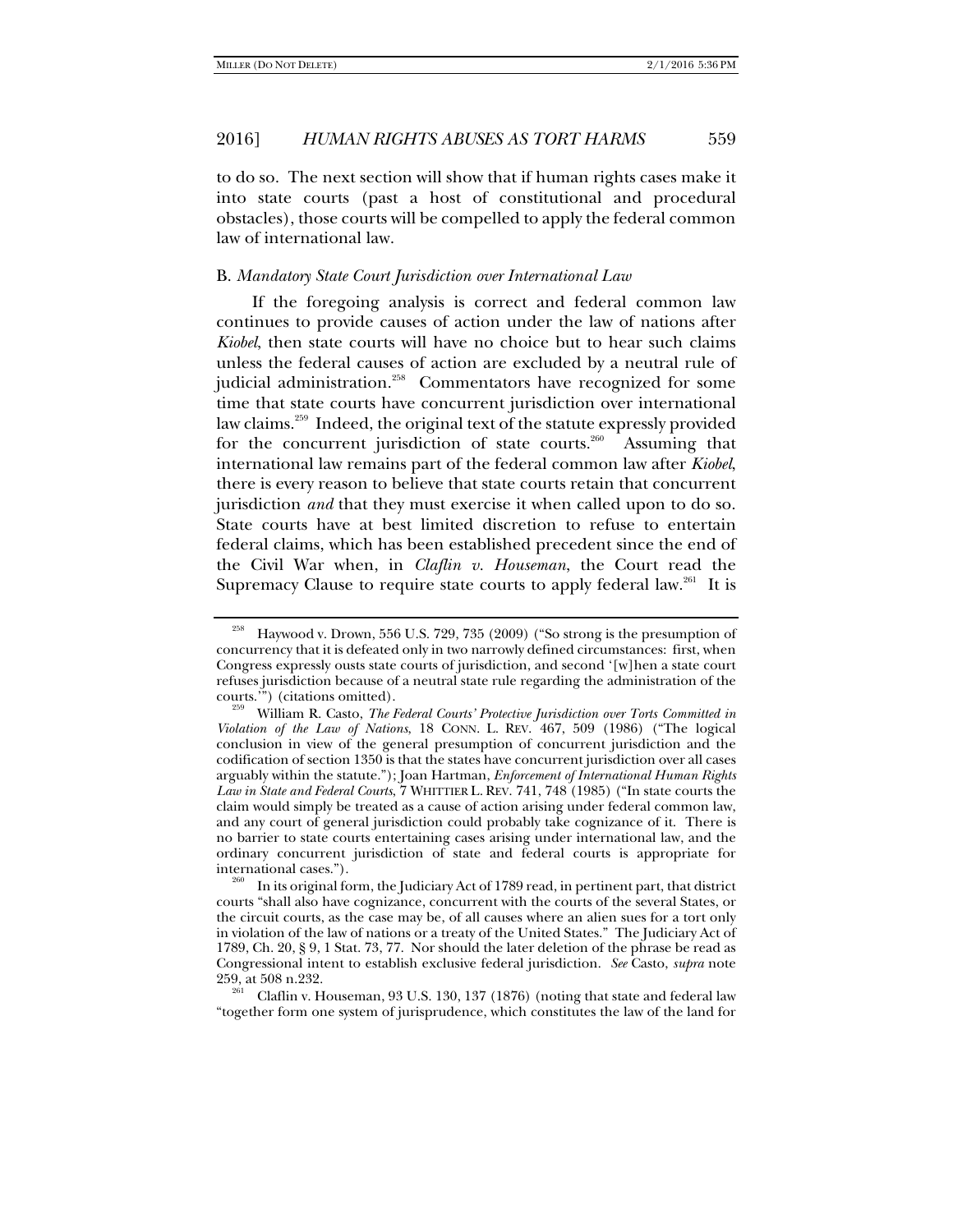to do so. The next section will show that if human rights cases make it into state courts (past a host of constitutional and procedural obstacles), those courts will be compelled to apply the federal common law of international law.

### B. *Mandatory State Court Jurisdiction over International Law*

If the foregoing analysis is correct and federal common law continues to provide causes of action under the law of nations after *Kiobel*, then state courts will have no choice but to hear such claims unless the federal causes of action are excluded by a neutral rule of judicial administration.[258] Commentators have recognized for some time that state courts have concurrent jurisdiction over international law claims.[259] Indeed, the original text of the statute expressly provided for the concurrent jurisdiction of state courts.[260] Assuming that international law remains part of the federal common law after *Kiobel*, there is every reason to believe that state courts retain that concurrent jurisdiction *and* that they must exercise it when called upon to do so. State courts have at best limited discretion to refuse to entertain federal claims, which has been established precedent since the end of the Civil War when, in *Claflin v. Houseman*, the Court read the Supremacy Clause to require state courts to apply federal law.[261] It is

---

[258] Haywood v. Drown, 556 U.S. 729, 735 (2009) ("So strong is the presumption of concurrency that it is defeated only in two narrowly defined circumstances: first, when Congress expressly ousts state courts of jurisdiction, and second '[w]hen a state court refuses jurisdiction because of a neutral state rule regarding the administration of the courts.'") (citations omitted).

[259] William R. Casto, *The Federal Courts' Protective Jurisdiction over Torts Committed in Violation of the Law of Nations*, 18 CONN. L. REV. 467, 509 (1986) ("The logical conclusion in view of the general presumption of concurrent jurisdiction and the codification of section 1350 is that the states have concurrent jurisdiction over all cases arguably within the statute."); Joan Hartman, *Enforcement of International Human Rights Law in State and Federal Courts*, 7 WHITTIER L. REV. 741, 748 (1985) ("In state courts the claim would simply be treated as a cause of action arising under federal common law, and any court of general jurisdiction could probably take cognizance of it. There is no barrier to state courts entertaining cases arising under international law, and the ordinary concurrent jurisdiction of state and federal courts is appropriate for international cases.").

[260] In its original form, the Judiciary Act of 1789 read, in pertinent part, that district courts "shall also have cognizance, concurrent with the courts of the several States, or the circuit courts, as the case may be, of all causes where an alien sues for a tort only in violation of the law of nations or a treaty of the United States." The Judiciary Act of 1789, Ch. 20, § 9, 1 Stat. 73, 77. Nor should the later deletion of the phrase be read as Congressional intent to establish exclusive federal jurisdiction. *See* Casto, *supra* note 259, at 508 n.232.

[261] Claflin v. Houseman, 93 U.S. 130, 137 (1876) (noting that state and federal law "together form one system of jurisprudence, which constitutes the law of the land for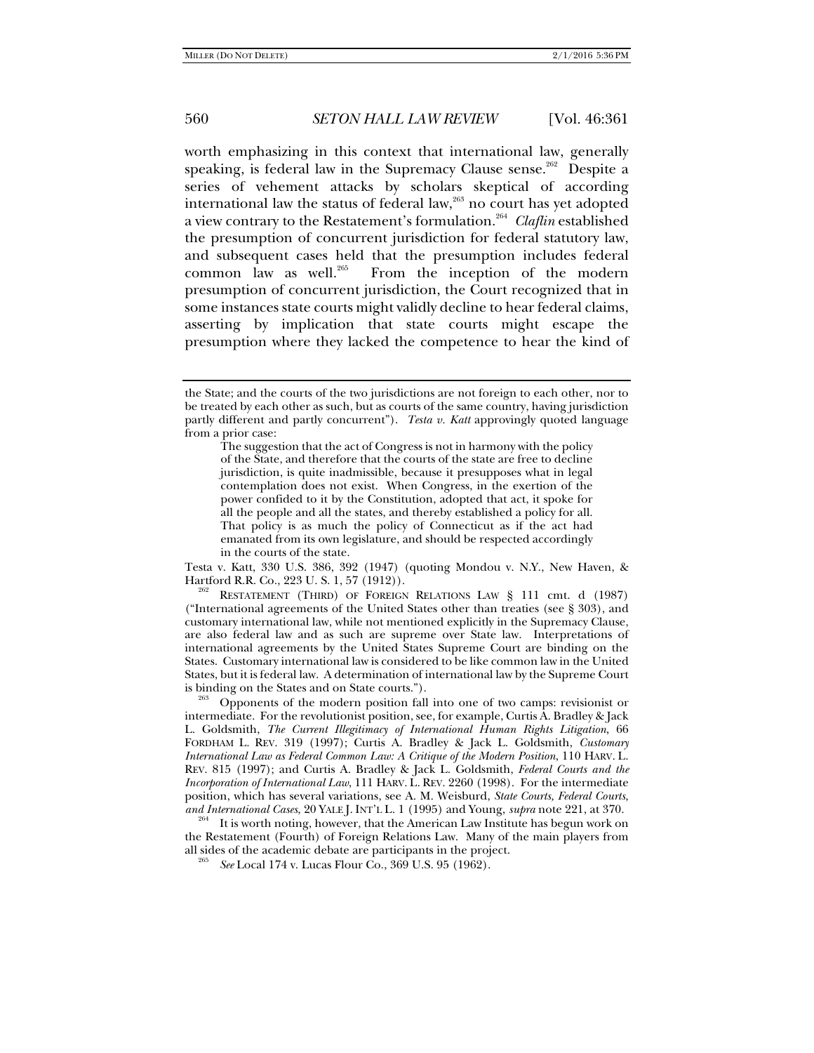worth emphasizing in this context that international law, generally speaking, is federal law in the Supremacy Clause sense.[262] Despite a series of vehement attacks by scholars skeptical of according international law the status of federal law,[263] no court has yet adopted a view contrary to the Restatement's formulation.[264] *Claflin* established the presumption of concurrent jurisdiction for federal statutory law, and subsequent cases held that the presumption includes federal common law as well.[265] From the inception of the modern presumption of concurrent jurisdiction, the Court recognized that in some instances state courts might validly decline to hear federal claims, asserting by implication that state courts might escape the presumption where they lacked the competence to hear the kind of

---

the State; and the courts of the two jurisdictions are not foreign to each other, nor to be treated by each other as such, but as courts of the same country, having jurisdiction partly different and partly concurrent"). *Testa v. Katt* approvingly quoted language from a prior case:

> The suggestion that the act of Congress is not in harmony with the policy of the State, and therefore that the courts of the state are free to decline jurisdiction, is quite inadmissible, because it presupposes what in legal contemplation does not exist. When Congress, in the exertion of the power confided to it by the Constitution, adopted that act, it spoke for all the people and all the states, and thereby established a policy for all. That policy is as much the policy of Connecticut as if the act had emanated from its own legislature, and should be respected accordingly in the courts of the state.

Testa v. Katt, 330 U.S. 386, 392 (1947) (quoting Mondou v. N.Y., New Haven, & Hartford R.R. Co., 223 U. S. 1, 57 (1912)).

[262] RESTATEMENT (THIRD) OF FOREIGN RELATIONS LAW § 111 cmt. d (1987) ("International agreements of the United States other than treaties (see § 303), and customary international law, while not mentioned explicitly in the Supremacy Clause, are also federal law and as such are supreme over State law. Interpretations of international agreements by the United States Supreme Court are binding on the States. Customary international law is considered to be like common law in the United States, but it is federal law. A determination of international law by the Supreme Court is binding on the States and on State courts.").

[263] Opponents of the modern position fall into one of two camps: revisionist or intermediate. For the revolutionist position, see, for example, Curtis A. Bradley & Jack L. Goldsmith, *The Current Illegitimacy of International Human Rights Litigation*, 66 FORDHAM L. REV. 319 (1997); Curtis A. Bradley & Jack L. Goldsmith, *Customary International Law as Federal Common Law: A Critique of the Modern Position*, 110 HARV. L. REV. 815 (1997); and Curtis A. Bradley & Jack L. Goldsmith, *Federal Courts and the Incorporation of International Law*, 111 HARV. L. REV. 2260 (1998). For the intermediate position, which has several variations, see A. M. Weisburd, *State Courts, Federal Courts, and International Cases*, 20 YALE J. INT'L L. 1 (1995) and Young, *supra* note 221, at 370.

[264] It is worth noting, however, that the American Law Institute has begun work on the Restatement (Fourth) of Foreign Relations Law. Many of the main players from all sides of the academic debate are participants in the project.

[265] *See* Local 174 v. Lucas Flour Co., 369 U.S. 95 (1962).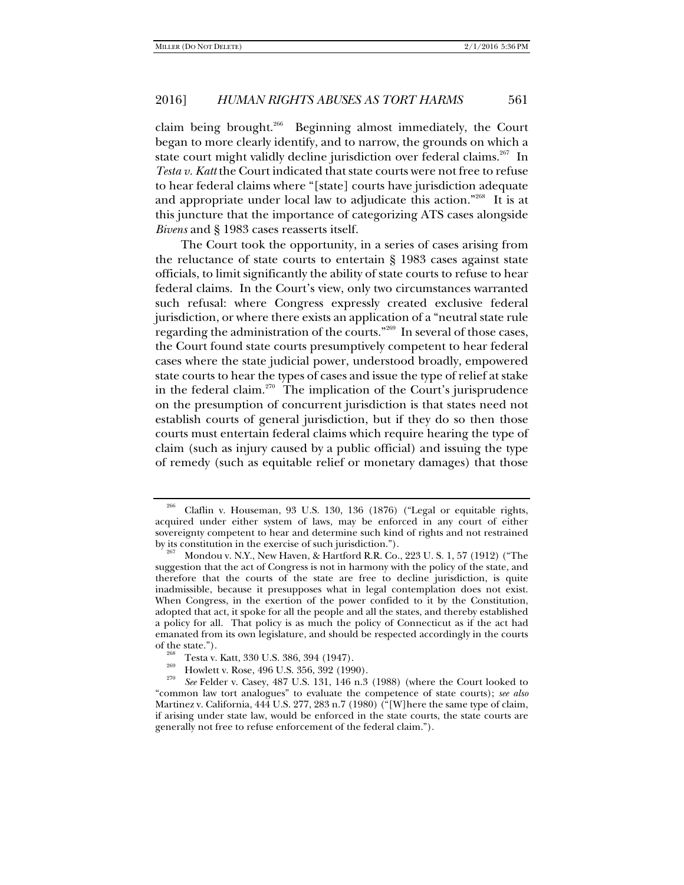claim being brought.[266] Beginning almost immediately, the Court began to more clearly identify, and to narrow, the grounds on which a state court might validly decline jurisdiction over federal claims.[267] In *Testa v. Katt* the Court indicated that state courts were not free to refuse to hear federal claims where "[state] courts have jurisdiction adequate and appropriate under local law to adjudicate this action."[268] It is at this juncture that the importance of categorizing ATS cases alongside *Bivens* and § 1983 cases reasserts itself.

The Court took the opportunity, in a series of cases arising from the reluctance of state courts to entertain § 1983 cases against state officials, to limit significantly the ability of state courts to refuse to hear federal claims. In the Court's view, only two circumstances warranted such refusal: where Congress expressly created exclusive federal jurisdiction, or where there exists an application of a "neutral state rule regarding the administration of the courts."[269] In several of those cases, the Court found state courts presumptively competent to hear federal cases where the state judicial power, understood broadly, empowered state courts to hear the types of cases and issue the type of relief at stake in the federal claim.[270] The implication of the Court's jurisprudence on the presumption of concurrent jurisdiction is that states need not establish courts of general jurisdiction, but if they do so then those courts must entertain federal claims which require hearing the type of claim (such as injury caused by a public official) and issuing the type of remedy (such as equitable relief or monetary damages) that those

---

[266] Claflin v. Houseman, 93 U.S. 130, 136 (1876) ("Legal or equitable rights, acquired under either system of laws, may be enforced in any court of either sovereignty competent to hear and determine such kind of rights and not restrained by its constitution in the exercise of such jurisdiction.").

[267] Mondou v. N.Y., New Haven, & Hartford R.R. Co., 223 U. S. 1, 57 (1912) ("The suggestion that the act of Congress is not in harmony with the policy of the state, and therefore that the courts of the state are free to decline jurisdiction, is quite inadmissible, because it presupposes what in legal contemplation does not exist. When Congress, in the exertion of the power confided to it by the Constitution, adopted that act, it spoke for all the people and all the states, and thereby established a policy for all. That policy is as much the policy of Connecticut as if the act had emanated from its own legislature, and should be respected accordingly in the courts of the state.").

[268] Testa v. Katt, 330 U.S. 386, 394 (1947).

[269] Howlett v. Rose, 496 U.S. 356, 392 (1990).

[270] *See* Felder v. Casey, 487 U.S. 131, 146 n.3 (1988) (where the Court looked to "common law tort analogues" to evaluate the competence of state courts); *see also* Martinez v. California, 444 U.S. 277, 283 n.7 (1980) ("[W]here the same type of claim, if arising under state law, would be enforced in the state courts, the state courts are generally not free to refuse enforcement of the federal claim.").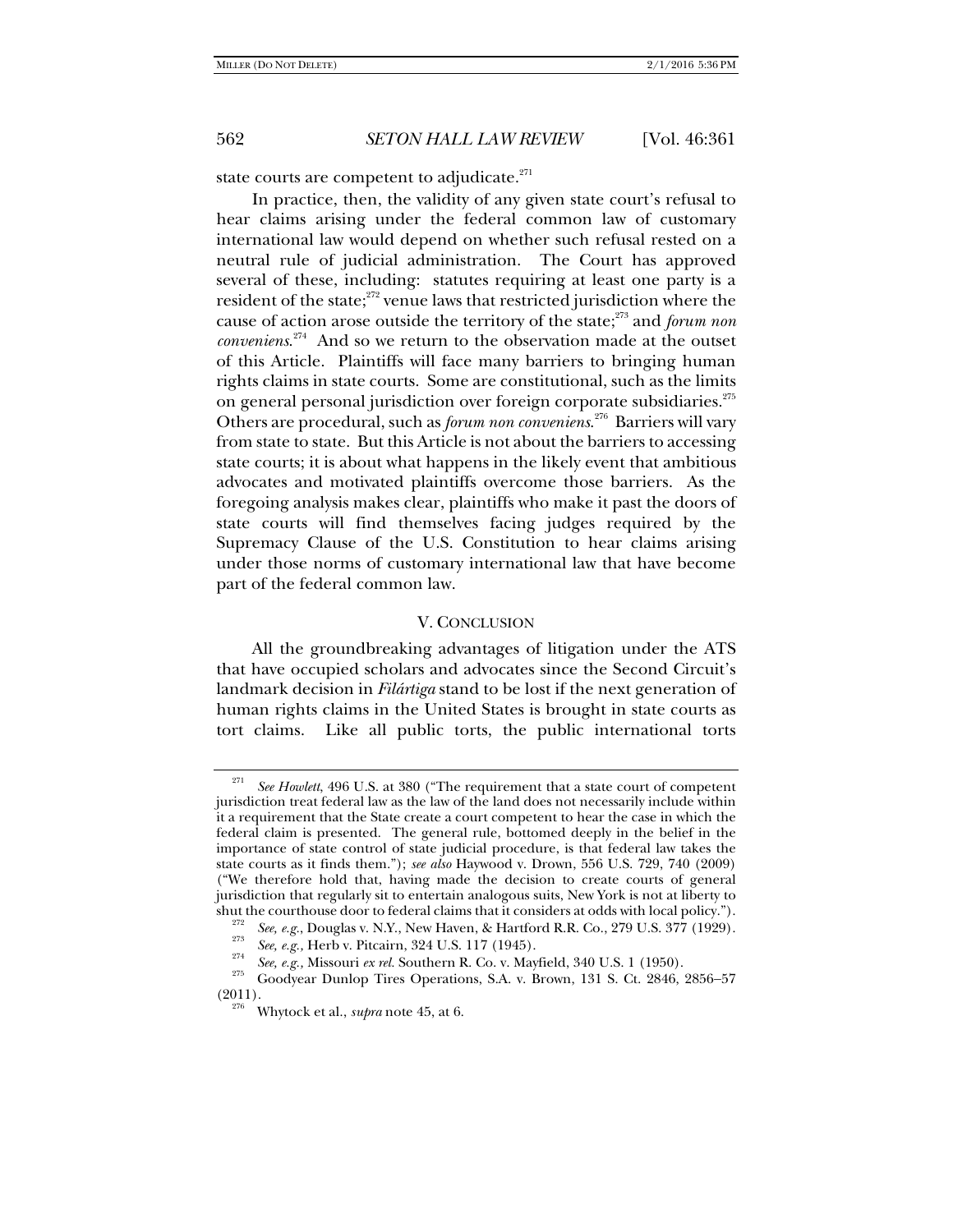state courts are competent to adjudicate.[271]

In practice, then, the validity of any given state court's refusal to hear claims arising under the federal common law of customary international law would depend on whether such refusal rested on a neutral rule of judicial administration. The Court has approved several of these, including: statutes requiring at least one party is a resident of the state;[272] venue laws that restricted jurisdiction where the cause of action arose outside the territory of the state;[273] and *forum non conveniens*.[274] And so we return to the observation made at the outset of this Article. Plaintiffs will face many barriers to bringing human rights claims in state courts. Some are constitutional, such as the limits on general personal jurisdiction over foreign corporate subsidiaries.[275] Others are procedural, such as *forum non conveniens*.[276] Barriers will vary from state to state. But this Article is not about the barriers to accessing state courts; it is about what happens in the likely event that ambitious advocates and motivated plaintiffs overcome those barriers. As the foregoing analysis makes clear, plaintiffs who make it past the doors of state courts will find themselves facing judges required by the Supremacy Clause of the U.S. Constitution to hear claims arising under those norms of customary international law that have become part of the federal common law.

## V. CONCLUSION

All the groundbreaking advantages of litigation under the ATS that have occupied scholars and advocates since the Second Circuit's landmark decision in *Filártiga* stand to be lost if the next generation of human rights claims in the United States is brought in state courts as tort claims. Like all public torts, the public international torts

---

[271] *See Howlett*, 496 U.S. at 380 ("The requirement that a state court of competent jurisdiction treat federal law as the law of the land does not necessarily include within it a requirement that the State create a court competent to hear the case in which the federal claim is presented. The general rule, bottomed deeply in the belief in the importance of state control of state judicial procedure, is that federal law takes the state courts as it finds them."); *see also* Haywood v. Drown, 556 U.S. 729, 740 (2009) ("We therefore hold that, having made the decision to create courts of general jurisdiction that regularly sit to entertain analogous suits, New York is not at liberty to shut the courthouse door to federal claims that it considers at odds with local policy.").

[272] *See, e.g.*, Douglas v. N.Y., New Haven, & Hartford R.R. Co., 279 U.S. 377 (1929).

[273] *See, e.g.,* Herb v. Pitcairn, 324 U.S. 117 (1945).

[274] *See, e.g.,* Missouri *ex rel.* Southern R. Co. v. Mayfield, 340 U.S. 1 (1950).

[275] Goodyear Dunlop Tires Operations, S.A. v. Brown, 131 S. Ct. 2846, 2856–57 (2011).

[276] Whytock et al., *supra* note 45, at 6.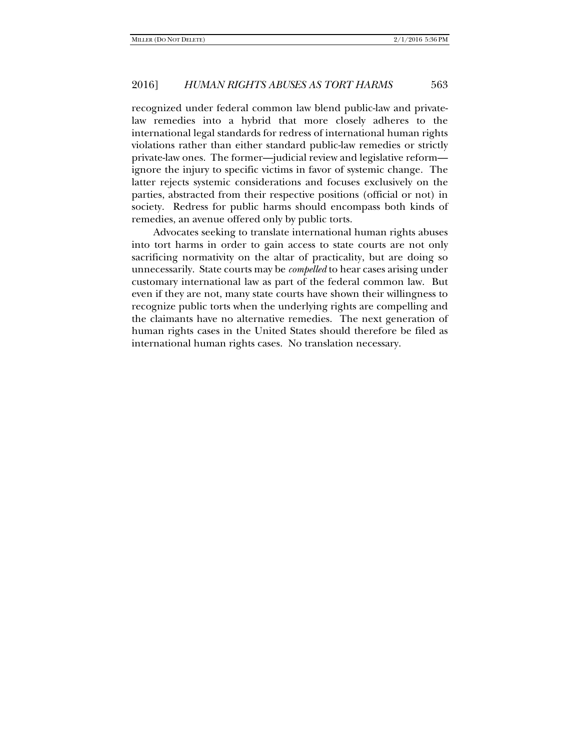recognized under federal common law blend public-law and private-law remedies into a hybrid that more closely adheres to the international legal standards for redress of international human rights violations rather than either standard public-law remedies or strictly private-law ones. The former—judicial review and legislative reform—ignore the injury to specific victims in favor of systemic change. The latter rejects systemic considerations and focuses exclusively on the parties, abstracted from their respective positions (official or not) in society. Redress for public harms should encompass both kinds of remedies, an avenue offered only by public torts.

Advocates seeking to translate international human rights abuses into tort harms in order to gain access to state courts are not only sacrificing normativity on the altar of practicality, but are doing so unnecessarily. State courts may be *compelled* to hear cases arising under customary international law as part of the federal common law. But even if they are not, many state courts have shown their willingness to recognize public torts when the underlying rights are compelling and the claimants have no alternative remedies. The next generation of human rights cases in the United States should therefore be filed as international human rights cases. No translation necessary.